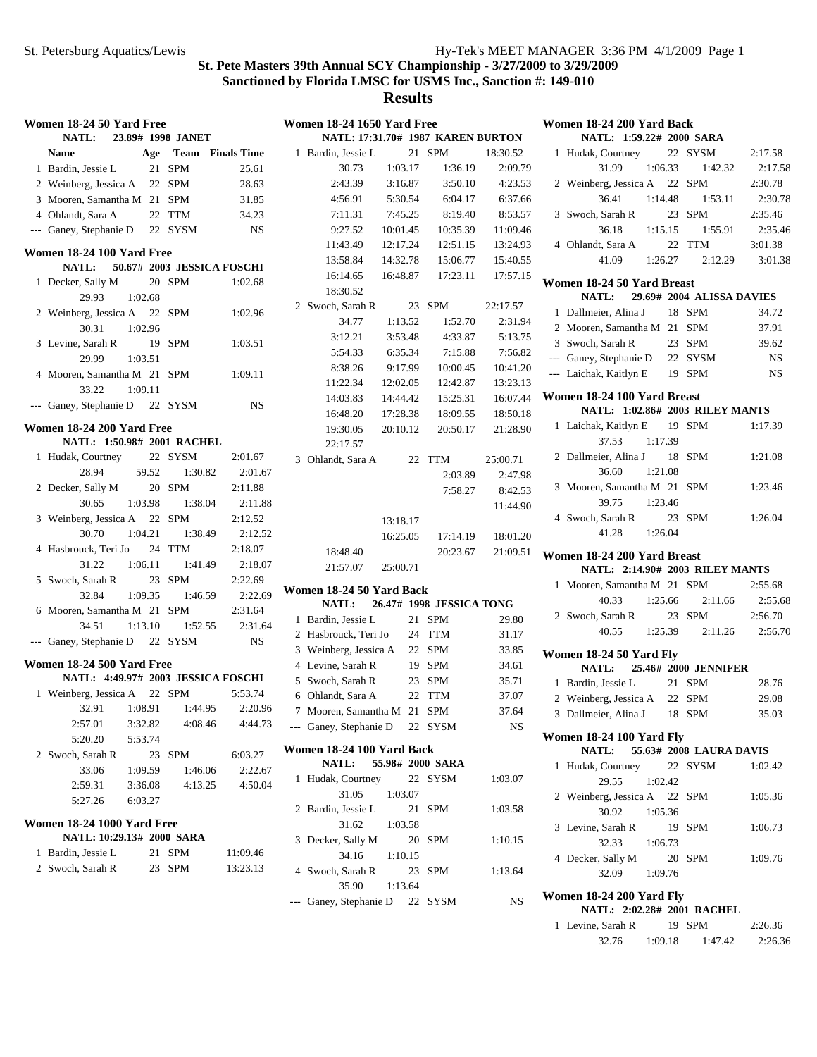# St. Pete Masters 39th Annual SCY Championship - 3/27/2009 to 3/29/2009

**Sanctioned by Florida LMSC for USMS Inc., Sanction #: 149-010**

## Results

### Women 18-24 50 Yard Free

NATL: 23.89# 1998 JANET

| | Name | Age | Team | Finals Time |
|---|---|---|---|---|
| 1 | Bardin, Jessie L | 21 | SPM | 25.61 |
| 2 | Weinberg, Jessica A | 22 | SPM | 28.63 |
| 3 | Mooren, Samantha M | 21 | SPM | 31.85 |
| 4 | Ohlandt, Sara A | 22 | TTM | 34.23 |
| --- | Ganey, Stephanie D | 22 | SYSM | NS |

### Women 18-24 100 Yard Free

NATL: 50.67# 2003 JESSICA FOSCHI

| | Name | Age | Team | Finals Time |
|---|---|---|---|---|
| 1 | Decker, Sally M | 20 | SPM | 1:02.68 |
| | 29.93 1:02.68 | | | |
| 2 | Weinberg, Jessica A | 22 | SPM | 1:02.96 |
| | 30.31 1:02.96 | | | |
| 3 | Levine, Sarah R | 19 | SPM | 1:03.51 |
| | 29.99 1:03.51 | | | |
| 4 | Mooren, Samantha M | 21 | SPM | 1:09.11 |
| | 33.22 1:09.11 | | | |
| --- | Ganey, Stephanie D | 22 | SYSM | NS |

### Women 18-24 200 Yard Free

NATL: 1:50.98# 2001 RACHEL

| | Name | Age | Team | Finals Time |
|---|---|---|---|---|
| 1 | Hudak, Courtney | 22 | SYSM | 2:01.67 |
| | 28.94 59.52 1:30.82 2:01.67 | | | |
| 2 | Decker, Sally M | 20 | SPM | 2:11.88 |
| | 30.65 1:03.98 1:38.04 2:11.88 | | | |
| 3 | Weinberg, Jessica A | 22 | SPM | 2:12.52 |
| | 30.70 1:04.21 1:38.49 2:12.52 | | | |
| 4 | Hasbrouck, Teri Jo | 24 | TTM | 2:18.07 |
| | 31.22 1:06.11 1:41.49 2:18.07 | | | |
| 5 | Swoch, Sarah R | 23 | SPM | 2:22.69 |
| | 32.84 1:09.35 1:46.59 2:22.69 | | | |
| 6 | Mooren, Samantha M | 21 | SPM | 2:31.64 |
| | 34.51 1:13.10 1:52.55 2:31.64 | | | |
| --- | Ganey, Stephanie D | 22 | SYSM | NS |

### Women 18-24 500 Yard Free

NATL: 4:49.97# 2003 JESSICA FOSCHI

| | Name | Age | Team | Finals Time |
|---|---|---|---|---|
| 1 | Weinberg, Jessica A | 22 | SPM | 5:53.74 |
| | 32.91 1:08.91 1:44.95 2:20.96 | | | |
| | 2:57.01 3:32.82 4:08.46 4:44.73 | | | |
| | 5:20.20 5:53.74 | | | |
| 2 | Swoch, Sarah R | 23 | SPM | 6:03.27 |
| | 33.06 1:09.59 1:46.06 2:22.67 | | | |
| | 2:59.31 3:36.08 4:13.25 4:50.04 | | | |
| | 5:27.26 6:03.27 | | | |

### Women 18-24 1000 Yard Free

NATL: 10:29.13# 2000 SARA

| | Name | Age | Team | Finals Time |
|---|---|---|---|---|
| 1 | Bardin, Jessie L | 21 | SPM | 11:09.46 |
| 2 | Swoch, Sarah R | 23 | SPM | 13:23.13 |

### Women 18-24 1650 Yard Free

NATL: 17:31.70# 1987 KAREN BURTON

| | Name | Age | Team | Finals Time |
|---|---|---|---|---|
| 1 | Bardin, Jessie L | 21 | SPM | 18:30.52 |
| | 30.73 1:03.17 1:36.19 2:09.79 | | | |
| | 2:43.39 3:16.87 3:50.10 4:23.53 | | | |
| | 4:56.91 5:30.54 6:04.17 6:37.66 | | | |
| | 7:11.31 7:45.25 8:19.40 8:53.57 | | | |
| | 9:27.52 10:01.45 10:35.39 11:09.46 | | | |
| | 11:43.49 12:17.24 12:51.15 13:24.93 | | | |
| | 13:58.84 14:32.78 15:06.77 15:40.55 | | | |
| | 16:14.65 16:48.87 17:23.11 17:57.15 | | | |
| | 18:30.52 | | | |
| 2 | Swoch, Sarah R | 23 | SPM | 22:17.57 |
| | 34.77 1:13.52 1:52.70 2:31.94 | | | |
| | 3:12.21 3:53.48 4:33.87 5:13.75 | | | |
| | 5:54.33 6:35.34 7:15.88 7:56.82 | | | |
| | 8:38.26 9:17.99 10:00.45 10:41.20 | | | |
| | 11:22.34 12:02.05 12:42.87 13:23.13 | | | |
| | 14:03.83 14:44.42 15:25.31 16:07.44 | | | |
| | 16:48.20 17:28.38 18:09.55 18:50.18 | | | |
| | 19:30.05 20:10.12 20:50.17 21:28.90 | | | |
| | 22:17.57 | | | |
| 3 | Ohlandt, Sara A | 22 | TTM | 25:00.71 |
| | 2:03.89 2:47.98 | | | |
| | 7:58.27 8:42.53 | | | |
| | 11:44.90 | | | |
| | 13:18.17 | | | |
| | 16:25.05 17:14.19 18:01.20 | | | |
| | 18:48.40 20:23.67 21:09.51 | | | |
| | 21:57.07 25:00.71 | | | |

### Women 18-24 50 Yard Back

NATL: 26.47# 1998 JESSICA TONG

| | Name | Age | Team | Finals Time |
|---|---|---|---|---|
| 1 | Bardin, Jessie L | 21 | SPM | 29.80 |
| 2 | Hasbrouck, Teri Jo | 24 | TTM | 31.17 |
| 3 | Weinberg, Jessica A | 22 | SPM | 33.85 |
| 4 | Levine, Sarah R | 19 | SPM | 34.61 |
| 5 | Swoch, Sarah R | 23 | SPM | 35.71 |
| 6 | Ohlandt, Sara A | 22 | TTM | 37.07 |
| 7 | Mooren, Samantha M | 21 | SPM | 37.64 |
| --- | Ganey, Stephanie D | 22 | SYSM | NS |

### Women 18-24 100 Yard Back

NATL: 55.98# 2000 SARA

| | Name | Age | Team | Finals Time |
|---|---|---|---|---|
| 1 | Hudak, Courtney | 22 | SYSM | 1:03.07 |
| | 31.05 1:03.07 | | | |
| 2 | Bardin, Jessie L | 21 | SPM | 1:03.58 |
| | 31.62 1:03.58 | | | |
| 3 | Decker, Sally M | 20 | SPM | 1:10.15 |
| | 34.16 1:10.15 | | | |
| 4 | Swoch, Sarah R | 23 | SPM | 1:13.64 |
| | 35.90 1:13.64 | | | |
| --- | Ganey, Stephanie D | 22 | SYSM | NS |

### Women 18-24 200 Yard Back

NATL: 1:59.22# 2000 SARA

| | Name | Age | Team | Finals Time |
|---|---|---|---|---|
| 1 | Hudak, Courtney | 22 | SYSM | 2:17.58 |
| | 31.99 1:06.33 1:42.32 2:17.58 | | | |
| 2 | Weinberg, Jessica A | 22 | SPM | 2:30.78 |
| | 36.41 1:14.48 1:53.11 2:30.78 | | | |
| 3 | Swoch, Sarah R | 23 | SPM | 2:35.46 |
| | 36.18 1:15.15 1:55.91 2:35.46 | | | |
| 4 | Ohlandt, Sara A | 22 | TTM | 3:01.38 |
| | 41.09 1:26.27 2:12.29 3:01.38 | | | |

### Women 18-24 50 Yard Breast

NATL: 29.69# 2004 ALISSA DAVIES

| | Name | Age | Team | Finals Time |
|---|---|---|---|---|
| 1 | Dallmeier, Alina J | 18 | SPM | 34.72 |
| 2 | Mooren, Samantha M | 21 | SPM | 37.91 |
| 3 | Swoch, Sarah R | 23 | SPM | 39.62 |
| --- | Ganey, Stephanie D | 22 | SYSM | NS |
| --- | Laichak, Kaitlyn E | 19 | SPM | NS |

### Women 18-24 100 Yard Breast

NATL: 1:02.86# 2003 RILEY MANTS

| | Name | Age | Team | Finals Time |
|---|---|---|---|---|
| 1 | Laichak, Kaitlyn E | 19 | SPM | 1:17.39 |
| | 37.53 1:17.39 | | | |
| 2 | Dallmeier, Alina J | 18 | SPM | 1:21.08 |
| | 36.60 1:21.08 | | | |
| 3 | Mooren, Samantha M | 21 | SPM | 1:23.46 |
| | 39.75 1:23.46 | | | |
| 4 | Swoch, Sarah R | 23 | SPM | 1:26.04 |
| | 41.28 1:26.04 | | | |

### Women 18-24 200 Yard Breast

NATL: 2:14.90# 2003 RILEY MANTS

| | Name | Age | Team | Finals Time |
|---|---|---|---|---|
| 1 | Mooren, Samantha M | 21 | SPM | 2:55.68 |
| | 40.33 1:25.66 2:11.66 2:55.68 | | | |
| 2 | Swoch, Sarah R | 23 | SPM | 2:56.70 |
| | 40.55 1:25.39 2:11.26 2:56.70 | | | |

### Women 18-24 50 Yard Fly

NATL: 25.46# 2000 JENNIFER

| | Name | Age | Team | Finals Time |
|---|---|---|---|---|
| 1 | Bardin, Jessie L | 21 | SPM | 28.76 |
| 2 | Weinberg, Jessica A | 22 | SPM | 29.08 |
| 3 | Dallmeier, Alina J | 18 | SPM | 35.03 |

### Women 18-24 100 Yard Fly

NATL: 55.63# 2008 LAURA DAVIS

| | Name | Age | Team | Finals Time |
|---|---|---|---|---|
| 1 | Hudak, Courtney | 22 | SYSM | 1:02.42 |
| | 29.55 1:02.42 | | | |
| 2 | Weinberg, Jessica A | 22 | SPM | 1:05.36 |
| | 30.92 1:05.36 | | | |
| 3 | Levine, Sarah R | 19 | SPM | 1:06.73 |
| | 32.33 1:06.73 | | | |
| 4 | Decker, Sally M | 20 | SPM | 1:09.76 |
| | 32.09 1:09.76 | | | |

### Women 18-24 200 Yard Fly

NATL: 2:02.28# 2001 RACHEL

| | Name | Age | Team | Finals Time |
|---|---|---|---|---|
| 1 | Levine, Sarah R | 19 | SPM | 2:26.36 |
| | 32.76 1:09.18 1:47.42 2:26.36 | | | |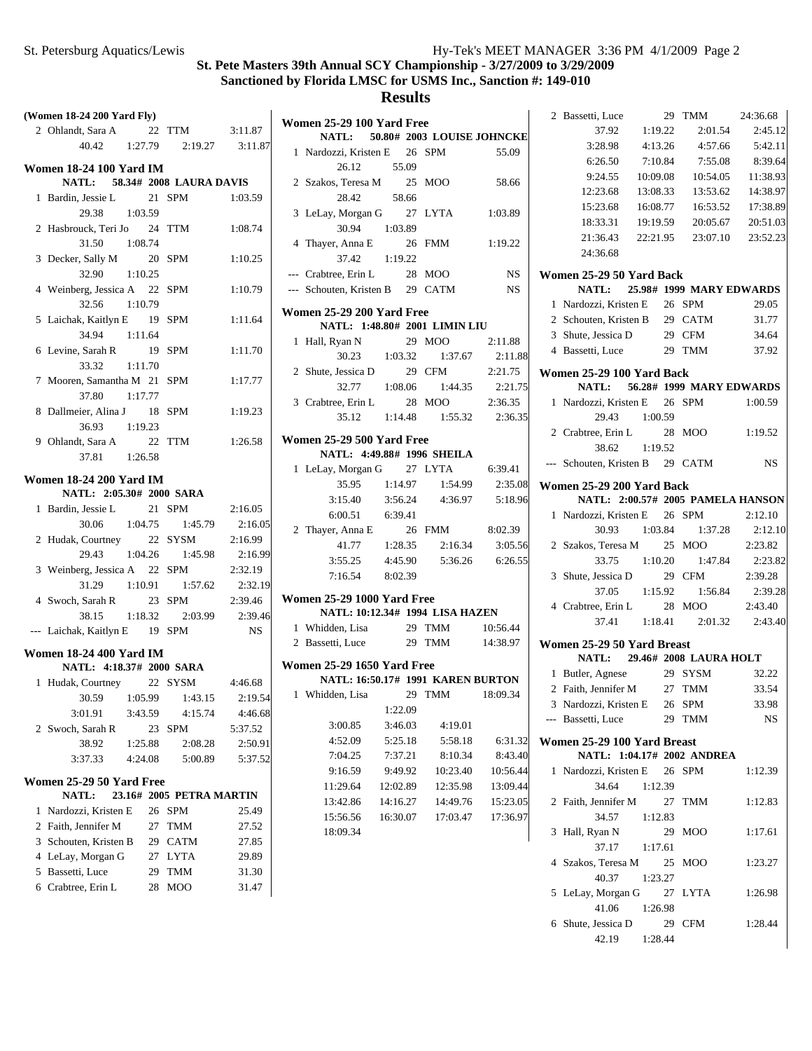# St. Pete Masters 39th Annual SCY Championship - 3/27/2009 to 3/29/2009

## Sanctioned by Florida LMSC for USMS Inc., Sanction #: 149-010

## Results

**(Women 18-24 200 Yard Fly)**

2 Ohlandt, Sara A 22 TTM 3:11.87
40.42 1:27.79 2:19.27 3:11.87

**Women 18-24 100 Yard IM**
NATL: 58.34# 2008 LAURA DAVIS

1 Bardin, Jessie L 21 SPM 1:03.59
29.38 1:03.59
2 Hasbrouck, Teri Jo 24 TTM 1:08.74
31.50 1:08.74
3 Decker, Sally M 20 SPM 1:10.25
32.90 1:10.25
4 Weinberg, Jessica A 22 SPM 1:10.79
32.56 1:10.79
5 Laichak, Kaitlyn E 19 SPM 1:11.64
34.94 1:11.64
6 Levine, Sarah R 19 SPM 1:11.70
33.32 1:11.70
7 Mooren, Samantha M 21 SPM 1:17.77
37.80 1:17.77
8 Dallmeier, Alina J 18 SPM 1:19.23
36.93 1:19.23
9 Ohlandt, Sara A 22 TTM 1:26.58
37.81 1:26.58

**Women 18-24 200 Yard IM**
NATL: 2:05.30# 2000 SARA

1 Bardin, Jessie L 21 SPM 2:16.05
30.06 1:04.75 1:45.79 2:16.05
2 Hudak, Courtney 22 SYSM 2:16.99
29.43 1:04.26 1:45.98 2:16.99
3 Weinberg, Jessica A 22 SPM 2:32.19
31.29 1:10.91 1:57.62 2:32.19
4 Swoch, Sarah R 23 SPM 2:39.46
38.15 1:18.32 2:03.99 2:39.46
--- Laichak, Kaitlyn E 19 SPM NS

**Women 18-24 400 Yard IM**
NATL: 4:18.37# 2000 SARA

1 Hudak, Courtney 22 SYSM 4:46.68
30.59 1:05.99 1:43.15 2:19.54
3:01.91 3:43.59 4:15.74 4:46.68
2 Swoch, Sarah R 23 SPM 5:37.52
38.92 1:25.88 2:08.28 2:50.91
3:37.33 4:24.08 5:00.89 5:37.52

**Women 25-29 50 Yard Free**
NATL: 23.16# 2005 PETRA MARTIN

1 Nardozzi, Kristen E 26 SPM 25.49
2 Faith, Jennifer M 27 TMM 27.52
3 Schouten, Kristen B 29 CATM 27.85
4 LeLay, Morgan G 27 LYTA 29.89
5 Bassetti, Luce 29 TMM 31.30
6 Crabtree, Erin L 28 MOO 31.47

**Women 25-29 100 Yard Free**
NATL: 50.80# 2003 LOUISE JOHNCKE

1 Nardozzi, Kristen E 26 SPM 55.09
26.12 55.09
2 Szakos, Teresa M 25 MOO 58.66
28.42 58.66
3 LeLay, Morgan G 27 LYTA 1:03.89
30.94 1:03.89
4 Thayer, Anna E 26 FMM 1:19.22
37.42 1:19.22
--- Crabtree, Erin L 28 MOO NS
--- Schouten, Kristen B 29 CATM NS

**Women 25-29 200 Yard Free**
NATL: 1:48.80# 2001 LIMIN LIU

1 Hall, Ryan N 29 MOO 2:11.88
30.23 1:03.32 1:37.67 2:11.88
2 Shute, Jessica D 29 CFM 2:21.75
32.77 1:08.06 1:44.35 2:21.75
3 Crabtree, Erin L 28 MOO 2:36.35
35.12 1:14.48 1:55.32 2:36.35

**Women 25-29 500 Yard Free**
NATL: 4:49.88# 1996 SHEILA

1 LeLay, Morgan G 27 LYTA 6:39.41
35.95 1:14.97 1:54.99 2:35.08
3:15.40 3:56.24 4:36.97 5:18.96
6:00.51 6:39.41
2 Thayer, Anna E 26 FMM 8:02.39
41.77 1:28.35 2:16.34 3:05.56
3:55.25 4:45.90 5:36.26 6:26.55
7:16.54 8:02.39

**Women 25-29 1000 Yard Free**
NATL: 10:12.34# 1994 LISA HAZEN

1 Whidden, Lisa 29 TMM 10:56.44
2 Bassetti, Luce 29 TMM 14:38.97

**Women 25-29 1650 Yard Free**
NATL: 16:50.17# 1991 KAREN BURTON

1 Whidden, Lisa 29 TMM 18:09.34
1:22.09
3:00.85 3:46.03 4:19.01
4:52.09 5:25.18 5:58.18 6:31.32
7:04.25 7:37.21 8:10.34 8:43.40
9:16.59 9:49.92 10:23.40 10:56.44
11:29.64 12:02.89 12:35.98 13:09.44
13:42.86 14:16.27 14:49.76 15:23.05
15:56.56 16:30.07 17:03.47 17:36.97
18:09.34
2 Bassetti, Luce 29 TMM 24:36.68
37.92 1:19.22 2:01.54 2:45.12
3:28.98 4:13.26 4:57.66 5:42.11
6:26.50 7:10.84 7:55.08 8:39.64
9:24.55 10:09.08 10:54.05 11:38.93
12:23.68 13:08.33 13:53.62 14:38.97
15:23.68 16:08.77 16:53.52 17:38.89
18:33.31 19:19.59 20:05.67 20:51.03
21:36.43 22:21.95 23:07.10 23:52.23
24:36.68

**Women 25-29 50 Yard Back**
NATL: 25.98# 1999 MARY EDWARDS

1 Nardozzi, Kristen E 26 SPM 29.05
2 Schouten, Kristen B 29 CATM 31.77
3 Shute, Jessica D 29 CFM 34.64
4 Bassetti, Luce 29 TMM 37.92

**Women 25-29 100 Yard Back**
NATL: 56.28# 1999 MARY EDWARDS

1 Nardozzi, Kristen E 26 SPM 1:00.59
29.43 1:00.59
2 Crabtree, Erin L 28 MOO 1:19.52
38.62 1:19.52
--- Schouten, Kristen B 29 CATM NS

**Women 25-29 200 Yard Back**
NATL: 2:00.57# 2005 PAMELA HANSON

1 Nardozzi, Kristen E 26 SPM 2:12.10
30.93 1:03.84 1:37.28 2:12.10
2 Szakos, Teresa M 25 MOO 2:23.82
33.75 1:10.20 1:47.84 2:23.82
3 Shute, Jessica D 29 CFM 2:39.28
37.05 1:15.92 1:56.84 2:39.28
4 Crabtree, Erin L 28 MOO 2:43.40
37.41 1:18.41 2:01.32 2:43.40

**Women 25-29 50 Yard Breast**
NATL: 29.46# 2008 LAURA HOLT

1 Butler, Agnese 29 SYSM 32.22
2 Faith, Jennifer M 27 TMM 33.54
3 Nardozzi, Kristen E 26 SPM 33.98
--- Bassetti, Luce 29 TMM NS

**Women 25-29 100 Yard Breast**
NATL: 1:04.17# 2002 ANDREA

1 Nardozzi, Kristen E 26 SPM 1:12.39
34.64 1:12.39
2 Faith, Jennifer M 27 TMM 1:12.83
34.57 1:12.83
3 Hall, Ryan N 29 MOO 1:17.61
37.17 1:17.61
4 Szakos, Teresa M 25 MOO 1:23.27
40.37 1:23.27
5 LeLay, Morgan G 27 LYTA 1:26.98
41.06 1:26.98
6 Shute, Jessica D 29 CFM 1:28.44
42.19 1:28.44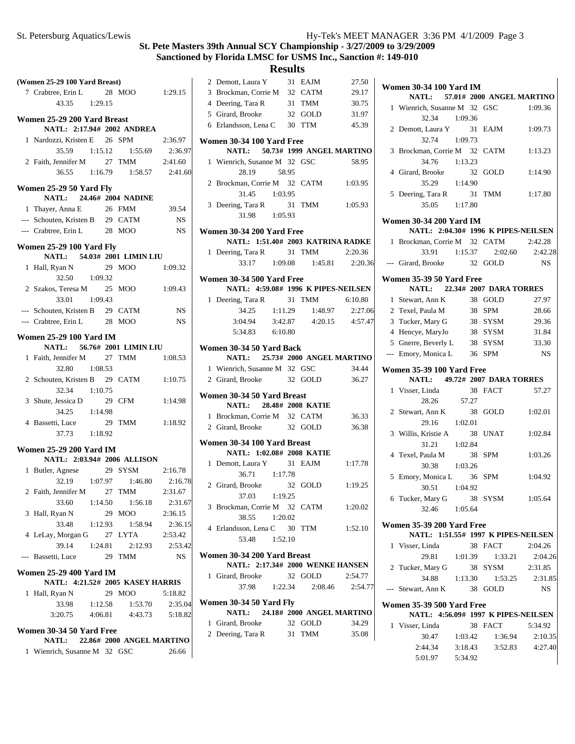# St. Pete Masters 39th Annual SCY Championship - 3/27/2009 to 3/29/2009

## Sanctioned by Florida LMSC for USMS Inc., Sanction #: 149-010

## Results

### (Women 25-29 100 Yard Breast)

| Place | Name | Age | Team | Time |
|---|---|---|---|---|
| 7 | Crabtree, Erin L | 28 | MOO | 1:29.15 |
| | 43.35 1:29.15 | | | |

### Women 25-29 200 Yard Breast

NATL: 2:17.94# 2002 ANDREA

| Place | Name | Age | Team | Time |
|---|---|---|---|---|
| 1 | Nardozzi, Kristen E | 26 | SPM | 2:36.97 |
| | 35.59 1:15.12 1:55.69 2:36.97 | | | |
| 2 | Faith, Jennifer M | 27 | TMM | 2:41.60 |
| | 36.55 1:16.79 1:58.57 2:41.60 | | | |

### Women 25-29 50 Yard Fly

NATL: 24.46# 2004 NADINE

| Place | Name | Age | Team | Time |
|---|---|---|---|---|
| 1 | Thayer, Anna E | 26 | FMM | 39.54 |
| --- | Schouten, Kristen B | 29 | CATM | NS |
| --- | Crabtree, Erin L | 28 | MOO | NS |

### Women 25-29 100 Yard Fly

NATL: 54.03# 2001 LIMIN LIU

| Place | Name | Age | Team | Time |
|---|---|---|---|---|
| 1 | Hall, Ryan N | 29 | MOO | 1:09.32 |
| | 32.50 1:09.32 | | | |
| 2 | Szakos, Teresa M | 25 | MOO | 1:09.43 |
| | 33.01 1:09.43 | | | |
| --- | Schouten, Kristen B | 29 | CATM | NS |
| --- | Crabtree, Erin L | 28 | MOO | NS |

### Women 25-29 100 Yard IM

NATL: 56.76# 2001 LIMIN LIU

| Place | Name | Age | Team | Time |
|---|---|---|---|---|
| 1 | Faith, Jennifer M | 27 | TMM | 1:08.53 |
| | 32.80 1:08.53 | | | |
| 2 | Schouten, Kristen B | 29 | CATM | 1:10.75 |
| | 32.34 1:10.75 | | | |
| 3 | Shute, Jessica D | 29 | CFM | 1:14.98 |
| | 34.25 1:14.98 | | | |
| 4 | Bassetti, Luce | 29 | TMM | 1:18.92 |
| | 37.73 1:18.92 | | | |

### Women 25-29 200 Yard IM

NATL: 2:03.94# 2006 ALLISON

| Place | Name | Age | Team | Time |
|---|---|---|---|---|
| 1 | Butler, Agnese | 29 | SYSM | 2:16.78 |
| | 32.19 1:07.97 1:46.80 2:16.78 | | | |
| 2 | Faith, Jennifer M | 27 | TMM | 2:31.67 |
| | 33.60 1:14.50 1:56.18 2:31.67 | | | |
| 3 | Hall, Ryan N | 29 | MOO | 2:36.15 |
| | 33.48 1:12.93 1:58.94 2:36.15 | | | |
| 4 | LeLay, Morgan G | 27 | LYTA | 2:53.42 |
| | 39.14 1:24.81 2:12.93 2:53.42 | | | |
| --- | Bassetti, Luce | 29 | TMM | NS |

### Women 25-29 400 Yard IM

NATL: 4:21.52# 2005 KASEY HARRIS

| Place | Name | Age | Team | Time |
|---|---|---|---|---|
| 1 | Hall, Ryan N | 29 | MOO | 5:18.82 |
| | 33.98 1:12.58 1:53.70 2:35.04 | | | |
| | 3:20.75 4:06.81 4:43.73 5:18.82 | | | |

### Women 30-34 50 Yard Free

NATL: 22.86# 2000 ANGEL MARTINO

| Place | Name | Age | Team | Time |
|---|---|---|---|---|
| 1 | Wienrich, Susanne M | 32 | GSC | 26.66 |
| 2 | Demott, Laura Y | 31 | EAJM | 27.50 |
| 3 | Brockman, Corrie M | 32 | CATM | 29.17 |
| 4 | Deering, Tara R | 31 | TMM | 30.75 |
| 5 | Girard, Brooke | 32 | GOLD | 31.97 |
| 6 | Erlandsson, Lena C | 30 | TTM | 45.39 |

### Women 30-34 100 Yard Free

NATL: 50.73# 1999 ANGEL MARTINO

| Place | Name | Age | Team | Time |
|---|---|---|---|---|
| 1 | Wienrich, Susanne M | 32 | GSC | 58.95 |
| | 28.19 58.95 | | | |
| 2 | Brockman, Corrie M | 32 | CATM | 1:03.95 |
| | 31.45 1:03.95 | | | |
| 3 | Deering, Tara R | 31 | TMM | 1:05.93 |
| | 31.98 1:05.93 | | | |

### Women 30-34 200 Yard Free

NATL: 1:51.40# 2003 KATRINA RADKE

| Place | Name | Age | Team | Time |
|---|---|---|---|---|
| 1 | Deering, Tara R | 31 | TMM | 2:20.36 |
| | 33.17 1:09.08 1:45.81 2:20.36 | | | |

### Women 30-34 500 Yard Free

NATL: 4:59.08# 1996 K PIPES-NEILSEN

| Place | Name | Age | Team | Time |
|---|---|---|---|---|
| 1 | Deering, Tara R | 31 | TMM | 6:10.80 |
| | 34.25 1:11.29 1:48.97 2:27.06 | | | |
| | 3:04.94 3:42.87 4:20.15 4:57.47 | | | |
| | 5:34.83 6:10.80 | | | |

### Women 30-34 50 Yard Back

NATL: 25.73# 2000 ANGEL MARTINO

| Place | Name | Age | Team | Time |
|---|---|---|---|---|
| 1 | Wienrich, Susanne M | 32 | GSC | 34.44 |
| 2 | Girard, Brooke | 32 | GOLD | 36.27 |

### Women 30-34 50 Yard Breast

NATL: 28.48# 2008 KATIE

| Place | Name | Age | Team | Time |
|---|---|---|---|---|
| 1 | Brockman, Corrie M | 32 | CATM | 36.33 |
| 2 | Girard, Brooke | 32 | GOLD | 36.38 |

### Women 30-34 100 Yard Breast

NATL: 1:02.08# 2008 KATIE

| Place | Name | Age | Team | Time |
|---|---|---|---|---|
| 1 | Demott, Laura Y | 31 | EAJM | 1:17.78 |
| | 36.71 1:17.78 | | | |
| 2 | Girard, Brooke | 32 | GOLD | 1:19.25 |
| | 37.03 1:19.25 | | | |
| 3 | Brockman, Corrie M | 32 | CATM | 1:20.02 |
| | 38.55 1:20.02 | | | |
| 4 | Erlandsson, Lena C | 30 | TTM | 1:52.10 |
| | 53.48 1:52.10 | | | |

### Women 30-34 200 Yard Breast

NATL: 2:17.34# 2000 WENKE HANSEN

| Place | Name | Age | Team | Time |
|---|---|---|---|---|
| 1 | Girard, Brooke | 32 | GOLD | 2:54.77 |
| | 37.98 1:22.34 2:08.46 2:54.77 | | | |

### Women 30-34 50 Yard Fly

NATL: 24.18# 2000 ANGEL MARTINO

| Place | Name | Age | Team | Time |
|---|---|---|---|---|
| 1 | Girard, Brooke | 32 | GOLD | 34.29 |
| 2 | Deering, Tara R | 31 | TMM | 35.08 |

### Women 30-34 100 Yard IM

NATL: 57.01# 2000 ANGEL MARTINO

| Place | Name | Age | Team | Time |
|---|---|---|---|---|
| 1 | Wienrich, Susanne M | 32 | GSC | 1:09.36 |
| | 32.34 1:09.36 | | | |
| 2 | Demott, Laura Y | 31 | EAJM | 1:09.73 |
| | 32.74 1:09.73 | | | |
| 3 | Brockman, Corrie M | 32 | CATM | 1:13.23 |
| | 34.76 1:13.23 | | | |
| 4 | Girard, Brooke | 32 | GOLD | 1:14.90 |
| | 35.29 1:14.90 | | | |
| 5 | Deering, Tara R | 31 | TMM | 1:17.80 |
| | 35.05 1:17.80 | | | |

### Women 30-34 200 Yard IM

NATL: 2:04.30# 1996 K PIPES-NEILSEN

| Place | Name | Age | Team | Time |
|---|---|---|---|---|
| 1 | Brockman, Corrie M | 32 | CATM | 2:42.28 |
| | 33.91 1:15.37 2:02.60 2:42.28 | | | |
| --- | Girard, Brooke | 32 | GOLD | NS |

### Women 35-39 50 Yard Free

NATL: 22.34# 2007 DARA TORRES

| Place | Name | Age | Team | Time |
|---|---|---|---|---|
| 1 | Stewart, Ann K | 38 | GOLD | 27.97 |
| 2 | Texel, Paula M | 38 | SPM | 28.66 |
| 3 | Tucker, Mary G | 38 | SYSM | 29.36 |
| 4 | Hencye, MaryJo | 38 | SYSM | 31.84 |
| 5 | Gnerre, Beverly L | 38 | SYSM | 33.30 |
| --- | Emory, Monica L | 36 | SPM | NS |

### Women 35-39 100 Yard Free

NATL: 49.72# 2007 DARA TORRES

| Place | Name | Age | Team | Time |
|---|---|---|---|---|
| 1 | Visser, Linda | 38 | FACT | 57.27 |
| | 28.26 57.27 | | | |
| 2 | Stewart, Ann K | 38 | GOLD | 1:02.01 |
| | 29.16 1:02.01 | | | |
| 3 | Willis, Kristie A | 38 | UNAT | 1:02.84 |
| | 31.21 1:02.84 | | | |
| 4 | Texel, Paula M | 38 | SPM | 1:03.26 |
| | 30.38 1:03.26 | | | |
| 5 | Emory, Monica L | 36 | SPM | 1:04.92 |
| | 30.51 1:04.92 | | | |
| 6 | Tucker, Mary G | 38 | SYSM | 1:05.64 |
| | 32.46 1:05.64 | | | |

### Women 35-39 200 Yard Free

NATL: 1:51.55# 1997 K PIPES-NEILSEN

| Place | Name | Age | Team | Time |
|---|---|---|---|---|
| 1 | Visser, Linda | 38 | FACT | 2:04.26 |
| | 29.81 1:01.39 1:33.21 2:04.26 | | | |
| 2 | Tucker, Mary G | 38 | SYSM | 2:31.85 |
| | 34.88 1:13.30 1:53.25 2:31.85 | | | |
| --- | Stewart, Ann K | 38 | GOLD | NS |

### Women 35-39 500 Yard Free

NATL: 4:56.09# 1997 K PIPES-NEILSEN

| Place | Name | Age | Team | Time |
|---|---|---|---|---|
| 1 | Visser, Linda | 38 | FACT | 5:34.92 |
| | 30.47 1:03.42 1:36.94 2:10.35 | | | |
| | 2:44.34 3:18.43 3:52.83 4:27.40 | | | |
| | 5:01.97 5:34.92 | | | |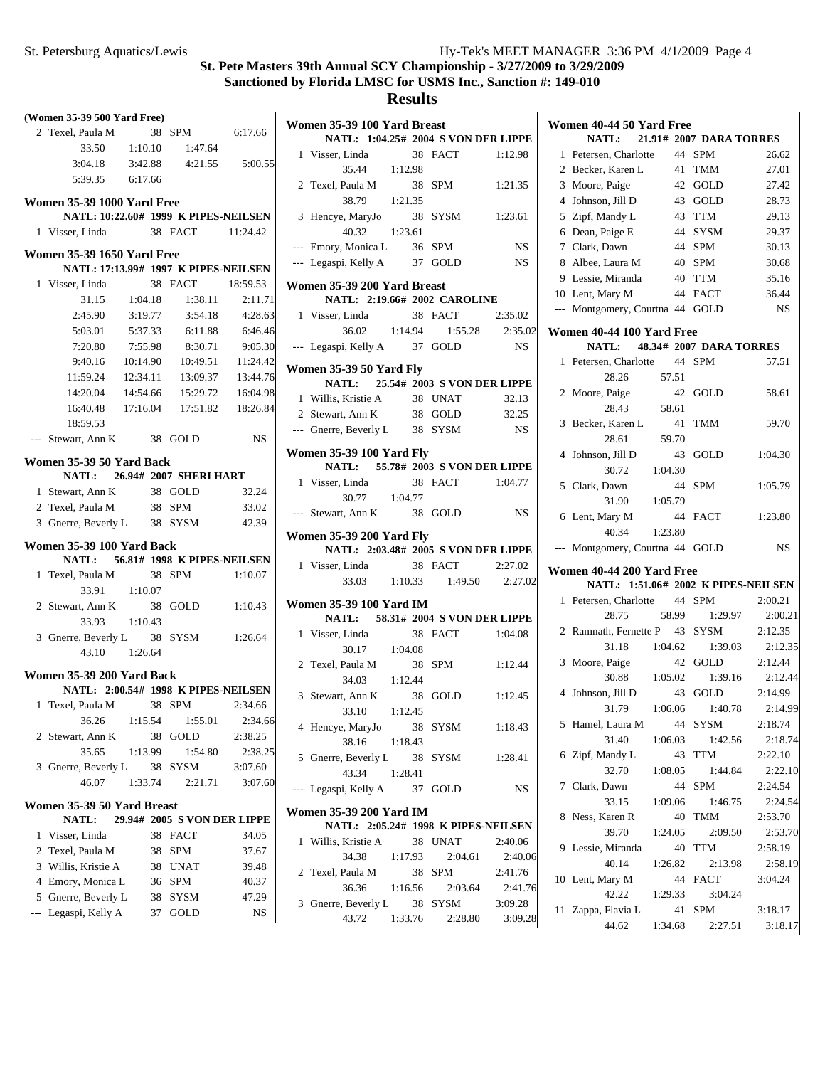**St. Pete Masters 39th Annual SCY Championship - 3/27/2009 to 3/29/2009**
**Sanctioned by Florida LMSC for USMS Inc., Sanction #: 149-010**

## Results

### (Women 35-39 500 Yard Free)

| Place | Name | Age | Team | Time |
|---|---|---|---|---|
| 2 | Texel, Paula M | 38 | SPM | 6:17.66 |

Splits: 33.50, 1:10.10, 1:47.64, 3:04.18, 3:42.88, 4:21.55, 5:00.55, 5:39.35, 6:17.66

### Women 35-39 1000 Yard Free

NATL: 10:22.60# 1999 K PIPES-NEILSEN

| Place | Name | Age | Team | Time |
|---|---|---|---|---|
| 1 | Visser, Linda | 38 | FACT | 11:24.42 |

### Women 35-39 1650 Yard Free

NATL: 17:13.99# 1997 K PIPES-NEILSEN

| Place | Name | Age | Team | Time |
|---|---|---|---|---|
| 1 | Visser, Linda | 38 | FACT | 18:59.53 |
| --- | Stewart, Ann K | 38 | GOLD | NS |

Splits (Visser): 31.15, 1:04.18, 1:38.11, 2:11.71, 2:45.90, 3:19.77, 3:54.18, 4:28.63, 5:03.01, 5:37.33, 6:11.88, 6:46.46, 7:20.80, 7:55.98, 8:30.71, 9:05.30, 9:40.16, 10:14.90, 10:49.51, 11:24.42, 11:59.24, 12:34.11, 13:09.37, 13:44.76, 14:20.04, 14:54.66, 15:29.72, 16:04.98, 16:40.48, 17:16.04, 17:51.82, 18:26.84, 18:59.53

### Women 35-39 50 Yard Back

NATL: 26.94# 2007 SHERI HART

| Place | Name | Age | Team | Time |
|---|---|---|---|---|
| 1 | Stewart, Ann K | 38 | GOLD | 32.24 |
| 2 | Texel, Paula M | 38 | SPM | 33.02 |
| 3 | Gnerre, Beverly L | 38 | SYSM | 42.39 |

### Women 35-39 100 Yard Back

NATL: 56.81# 1998 K PIPES-NEILSEN

| Place | Name | Age | Team | Time | Splits |
|---|---|---|---|---|---|
| 1 | Texel, Paula M | 38 | SPM | 1:10.07 | 33.91, 1:10.07 |
| 2 | Stewart, Ann K | 38 | GOLD | 1:10.43 | 33.93, 1:10.43 |
| 3 | Gnerre, Beverly L | 38 | SYSM | 1:26.64 | 43.10, 1:26.64 |

### Women 35-39 200 Yard Back

NATL: 2:00.54# 1998 K PIPES-NEILSEN

| Place | Name | Age | Team | Time | Splits |
|---|---|---|---|---|---|
| 1 | Texel, Paula M | 38 | SPM | 2:34.66 | 36.26, 1:15.54, 1:55.01, 2:34.66 |
| 2 | Stewart, Ann K | 38 | GOLD | 2:38.25 | 35.65, 1:13.99, 1:54.80, 2:38.25 |
| 3 | Gnerre, Beverly L | 38 | SYSM | 3:07.60 | 46.07, 1:33.74, 2:21.71, 3:07.60 |

### Women 35-39 50 Yard Breast

NATL: 29.94# 2005 S VON DER LIPPE

| Place | Name | Age | Team | Time |
|---|---|---|---|---|
| 1 | Visser, Linda | 38 | FACT | 34.05 |
| 2 | Texel, Paula M | 38 | SPM | 37.67 |
| 3 | Willis, Kristie A | 38 | UNAT | 39.48 |
| 4 | Emory, Monica L | 36 | SPM | 40.37 |
| 5 | Gnerre, Beverly L | 38 | SYSM | 47.29 |
| --- | Legaspi, Kelly A | 37 | GOLD | NS |

### Women 35-39 100 Yard Breast

NATL: 1:04.25# 2004 S VON DER LIPPE

| Place | Name | Age | Team | Time | Splits |
|---|---|---|---|---|---|
| 1 | Visser, Linda | 38 | FACT | 1:12.98 | 35.44, 1:12.98 |
| 2 | Texel, Paula M | 38 | SPM | 1:21.35 | 38.79, 1:21.35 |
| 3 | Hencye, MaryJo | 38 | SYSM | 1:23.61 | 40.32, 1:23.61 |
| --- | Emory, Monica L | 36 | SPM | NS | |
| --- | Legaspi, Kelly A | 37 | GOLD | NS | |

### Women 35-39 200 Yard Breast

NATL: 2:19.66# 2002 CAROLINE

| Place | Name | Age | Team | Time | Splits |
|---|---|---|---|---|---|
| 1 | Visser, Linda | 38 | FACT | 2:35.02 | 36.02, 1:14.94, 1:55.28, 2:35.02 |
| --- | Legaspi, Kelly A | 37 | GOLD | NS | |

### Women 35-39 50 Yard Fly

NATL: 25.54# 2003 S VON DER LIPPE

| Place | Name | Age | Team | Time |
|---|---|---|---|---|
| 1 | Willis, Kristie A | 38 | UNAT | 32.13 |
| 2 | Stewart, Ann K | 38 | GOLD | 32.25 |
| --- | Gnerre, Beverly L | 38 | SYSM | NS |

### Women 35-39 100 Yard Fly

NATL: 55.78# 2003 S VON DER LIPPE

| Place | Name | Age | Team | Time | Splits |
|---|---|---|---|---|---|
| 1 | Visser, Linda | 38 | FACT | 1:04.77 | 30.77, 1:04.77 |
| --- | Stewart, Ann K | 38 | GOLD | NS | |

### Women 35-39 200 Yard Fly

NATL: 2:03.48# 2005 S VON DER LIPPE

| Place | Name | Age | Team | Time | Splits |
|---|---|---|---|---|---|
| 1 | Visser, Linda | 38 | FACT | 2:27.02 | 33.03, 1:10.33, 1:49.50, 2:27.02 |

### Women 35-39 100 Yard IM

NATL: 58.31# 2004 S VON DER LIPPE

| Place | Name | Age | Team | Time | Splits |
|---|---|---|---|---|---|
| 1 | Visser, Linda | 38 | FACT | 1:04.08 | 30.17, 1:04.08 |
| 2 | Texel, Paula M | 38 | SPM | 1:12.44 | 34.03, 1:12.44 |
| 3 | Stewart, Ann K | 38 | GOLD | 1:12.45 | 33.10, 1:12.45 |
| 4 | Hencye, MaryJo | 38 | SYSM | 1:18.43 | 38.16, 1:18.43 |
| 5 | Gnerre, Beverly L | 38 | SYSM | 1:28.41 | 43.34, 1:28.41 |
| --- | Legaspi, Kelly A | 37 | GOLD | NS | |

### Women 35-39 200 Yard IM

NATL: 2:05.24# 1998 K PIPES-NEILSEN

| Place | Name | Age | Team | Time | Splits |
|---|---|---|---|---|---|
| 1 | Willis, Kristie A | 38 | UNAT | 2:40.06 | 34.38, 1:17.93, 2:04.61, 2:40.06 |
| 2 | Texel, Paula M | 38 | SPM | 2:41.76 | 36.36, 1:16.56, 2:03.64, 2:41.76 |
| 3 | Gnerre, Beverly L | 38 | SYSM | 3:09.28 | 43.72, 1:33.76, 2:28.80, 3:09.28 |

### Women 40-44 50 Yard Free

NATL: 21.91# 2007 DARA TORRES

| Place | Name | Age | Team | Time |
|---|---|---|---|---|
| 1 | Petersen, Charlotte | 44 | SPM | 26.62 |
| 2 | Becker, Karen L | 41 | TMM | 27.01 |
| 3 | Moore, Paige | 42 | GOLD | 27.42 |
| 4 | Johnson, Jill D | 43 | GOLD | 28.73 |
| 5 | Zipf, Mandy L | 43 | TTM | 29.13 |
| 6 | Dean, Paige E | 44 | SYSM | 29.37 |
| 7 | Clark, Dawn | 44 | SPM | 30.13 |
| 8 | Albee, Laura M | 40 | SPM | 30.68 |
| 9 | Lessie, Miranda | 40 | TTM | 35.16 |
| 10 | Lent, Mary M | 44 | FACT | 36.44 |
| --- | Montgomery, Courtna | 44 | GOLD | NS |

### Women 40-44 100 Yard Free

NATL: 48.34# 2007 DARA TORRES

| Place | Name | Age | Team | Time | Splits |
|---|---|---|---|---|---|
| 1 | Petersen, Charlotte | 44 | SPM | 57.51 | 28.26, 57.51 |
| 2 | Moore, Paige | 42 | GOLD | 58.61 | 28.43, 58.61 |
| 3 | Becker, Karen L | 41 | TMM | 59.70 | 28.61, 59.70 |
| 4 | Johnson, Jill D | 43 | GOLD | 1:04.30 | 30.72, 1:04.30 |
| 5 | Clark, Dawn | 44 | SPM | 1:05.79 | 31.90, 1:05.79 |
| 6 | Lent, Mary M | 44 | FACT | 1:23.80 | 40.34, 1:23.80 |
| --- | Montgomery, Courtna | 44 | GOLD | NS | |

### Women 40-44 200 Yard Free

NATL: 1:51.06# 2002 K PIPES-NEILSEN

| Place | Name | Age | Team | Time | Splits |
|---|---|---|---|---|---|
| 1 | Petersen, Charlotte | 44 | SPM | 2:00.21 | 28.75, 58.99, 1:29.97, 2:00.21 |
| 2 | Ramnath, Fernette P | 43 | SYSM | 2:12.35 | 31.18, 1:04.62, 1:39.03, 2:12.35 |
| 3 | Moore, Paige | 42 | GOLD | 2:12.44 | 30.88, 1:05.02, 1:39.16, 2:12.44 |
| 4 | Johnson, Jill D | 43 | GOLD | 2:14.99 | 31.79, 1:06.06, 1:40.78, 2:14.99 |
| 5 | Hamel, Laura M | 44 | SYSM | 2:18.74 | 31.40, 1:06.03, 1:42.56, 2:18.74 |
| 6 | Zipf, Mandy L | 43 | TTM | 2:22.10 | 32.70, 1:08.05, 1:44.84, 2:22.10 |
| 7 | Clark, Dawn | 44 | SPM | 2:24.54 | 33.15, 1:09.06, 1:46.75, 2:24.54 |
| 8 | Ness, Karen R | 40 | TMM | 2:53.70 | 39.70, 1:24.05, 2:09.50, 2:53.70 |
| 9 | Lessie, Miranda | 40 | TTM | 2:58.19 | 40.14, 1:26.82, 2:13.98, 2:58.19 |
| 10 | Lent, Mary M | 44 | FACT | 3:04.24 | 42.22, 1:29.33, 3:04.24 |
| 11 | Zappa, Flavia L | 41 | SPM | 3:18.17 | 44.62, 1:34.68, 2:27.51, 3:18.17 |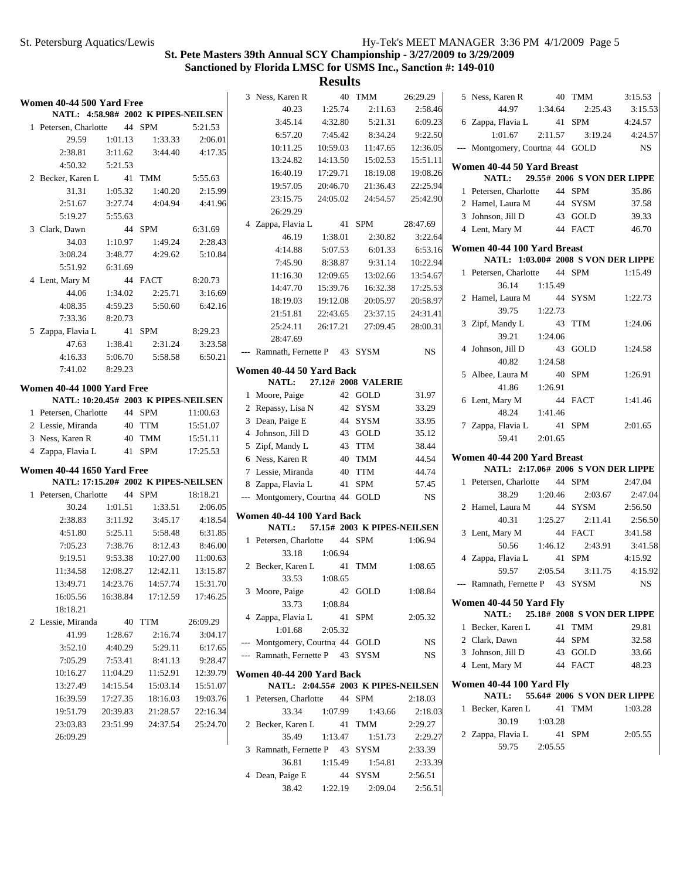# St. Pete Masters 39th Annual SCY Championship - 3/27/2009 to 3/29/2009

## Sanctioned by Florida LMSC for USMS Inc., Sanction #: 149-010

## Results

### Women 40-44 500 Yard Free

NATL: 4:58.98# 2002 K PIPES-NEILSEN

| Place | Name | Age | Team | Time |
|---|---|---|---|---|
| 1 | Petersen, Charlotte | 44 | SPM | 5:21.53 |
| | 29.59 | 1:01.13 | 1:33.33 | 2:06.01 |
| | 2:38.81 | 3:11.62 | 3:44.40 | 4:17.35 |
| | 4:50.32 | 5:21.53 | | |
| 2 | Becker, Karen L | 41 | TMM | 5:55.63 |
| | 31.31 | 1:05.32 | 1:40.20 | 2:15.99 |
| | 2:51.67 | 3:27.74 | 4:04.94 | 4:41.96 |
| | 5:19.27 | 5:55.63 | | |
| 3 | Clark, Dawn | 44 | SPM | 6:31.69 |
| | 34.03 | 1:10.97 | 1:49.24 | 2:28.43 |
| | 3:08.24 | 3:48.77 | 4:29.62 | 5:10.84 |
| | 5:51.92 | 6:31.69 | | |
| 4 | Lent, Mary M | 44 | FACT | 8:20.73 |
| | 44.06 | 1:34.02 | 2:25.71 | 3:16.69 |
| | 4:08.35 | 4:59.23 | 5:50.60 | 6:42.16 |
| | 7:33.36 | 8:20.73 | | |
| 5 | Zappa, Flavia L | 41 | SPM | 8:29.23 |
| | 47.63 | 1:38.41 | 2:31.24 | 3:23.58 |
| | 4:16.33 | 5:06.70 | 5:58.58 | 6:50.21 |
| | 7:41.02 | 8:29.23 | | |

### Women 40-44 1000 Yard Free

NATL: 10:20.45# 2003 K PIPES-NEILSEN

| Place | Name | Age | Team | Time |
|---|---|---|---|---|
| 1 | Petersen, Charlotte | 44 | SPM | 11:00.63 |
| 2 | Lessie, Miranda | 40 | TTM | 15:51.07 |
| 3 | Ness, Karen R | 40 | TMM | 15:51.11 |
| 4 | Zappa, Flavia L | 41 | SPM | 17:25.53 |

### Women 40-44 1650 Yard Free

NATL: 17:15.20# 2002 K PIPES-NEILSEN

| Place | Name | Age | Team | Time |
|---|---|---|---|---|
| 1 | Petersen, Charlotte | 44 | SPM | 18:18.21 |
| | 30.24 | 1:01.51 | 1:33.51 | 2:06.05 |
| | 2:38.83 | 3:11.92 | 3:45.17 | 4:18.54 |
| | 4:51.80 | 5:25.11 | 5:58.48 | 6:31.85 |
| | 7:05.23 | 7:38.76 | 8:12.43 | 8:46.00 |
| | 9:19.51 | 9:53.38 | 10:27.00 | 11:00.63 |
| | 11:34.58 | 12:08.27 | 12:42.11 | 13:15.87 |
| | 13:49.71 | 14:23.76 | 14:57.74 | 15:31.70 |
| | 16:05.56 | 16:38.84 | 17:12.59 | 17:46.25 |
| | 18:18.21 | | | |
| 2 | Lessie, Miranda | 40 | TTM | 26:09.29 |
| | 41.99 | 1:28.67 | 2:16.74 | 3:04.17 |
| | 3:52.10 | 4:40.29 | 5:29.11 | 6:17.65 |
| | 7:05.29 | 7:53.41 | 8:41.13 | 9:28.47 |
| | 10:16.27 | 11:04.29 | 11:52.91 | 12:39.79 |
| | 13:27.49 | 14:15.54 | 15:03.14 | 15:51.07 |
| | 16:39.59 | 17:27.35 | 18:16.03 | 19:03.76 |
| | 19:51.79 | 20:39.83 | 21:28.57 | 22:16.34 |
| | 23:03.83 | 23:51.99 | 24:37.54 | 25:24.70 |
| | 26:09.29 | | | |
| 3 | Ness, Karen R | 40 | TMM | 26:29.29 |
| | 40.23 | 1:25.74 | 2:11.63 | 2:58.46 |
| | 3:45.14 | 4:32.80 | 5:21.31 | 6:09.23 |
| | 6:57.20 | 7:45.42 | 8:34.24 | 9:22.50 |
| | 10:11.25 | 10:59.03 | 11:47.65 | 12:36.05 |
| | 13:24.82 | 14:13.50 | 15:02.53 | 15:51.11 |
| | 16:40.19 | 17:29.71 | 18:19.08 | 19:08.26 |
| | 19:57.05 | 20:46.70 | 21:36.43 | 22:25.94 |
| | 23:15.75 | 24:05.02 | 24:54.57 | 25:42.90 |
| | 26:29.29 | | | |
| 4 | Zappa, Flavia L | 41 | SPM | 28:47.69 |
| | 46.19 | 1:38.01 | 2:30.82 | 3:22.64 |
| | 4:14.88 | 5:07.53 | 6:01.33 | 6:53.16 |
| | 7:45.90 | 8:38.87 | 9:31.14 | 10:22.94 |
| | 11:16.30 | 12:09.65 | 13:02.66 | 13:54.67 |
| | 14:47.70 | 15:39.76 | 16:32.38 | 17:25.53 |
| | 18:19.03 | 19:12.08 | 20:05.97 | 20:58.97 |
| | 21:51.81 | 22:43.65 | 23:37.15 | 24:31.41 |
| | 25:24.11 | 26:17.21 | 27:09.45 | 28:00.31 |
| | 28:47.69 | | | |
| --- | Ramnath, Fernette P | 43 | SYSM | NS |

### Women 40-44 50 Yard Back

NATL: 27.12# 2008 VALERIE

| Place | Name | Age | Team | Time |
|---|---|---|---|---|
| 1 | Moore, Paige | 42 | GOLD | 31.97 |
| 2 | Repassy, Lisa N | 42 | SYSM | 33.29 |
| 3 | Dean, Paige E | 44 | SYSM | 33.95 |
| 4 | Johnson, Jill D | 43 | GOLD | 35.12 |
| 5 | Zipf, Mandy L | 43 | TTM | 38.44 |
| 6 | Ness, Karen R | 40 | TMM | 44.54 |
| 7 | Lessie, Miranda | 40 | TTM | 44.74 |
| 8 | Zappa, Flavia L | 41 | SPM | 57.45 |
| --- | Montgomery, Courtna | 44 | GOLD | NS |

### Women 40-44 100 Yard Back

NATL: 57.15# 2003 K PIPES-NEILSEN

| Place | Name | Age | Team | Time |
|---|---|---|---|---|
| 1 | Petersen, Charlotte | 44 | SPM | 1:06.94 |
| | 33.18 | 1:06.94 | | |
| 2 | Becker, Karen L | 41 | TMM | 1:08.65 |
| | 33.53 | 1:08.65 | | |
| 3 | Moore, Paige | 42 | GOLD | 1:08.84 |
| | 33.73 | 1:08.84 | | |
| 4 | Zappa, Flavia L | 41 | SPM | 2:05.32 |
| | 1:01.68 | 2:05.32 | | |
| --- | Montgomery, Courtna | 44 | GOLD | NS |
| --- | Ramnath, Fernette P | 43 | SYSM | NS |

### Women 40-44 200 Yard Back

NATL: 2:04.55# 2003 K PIPES-NEILSEN

| Place | Name | Age | Team | Time |
|---|---|---|---|---|
| 1 | Petersen, Charlotte | 44 | SPM | 2:18.03 |
| | 33.34 | 1:07.99 | 1:43.66 | 2:18.03 |
| 2 | Becker, Karen L | 41 | TMM | 2:29.27 |
| | 35.49 | 1:13.47 | 1:51.73 | 2:29.27 |
| 3 | Ramnath, Fernette P | 43 | SYSM | 2:33.39 |
| | 36.81 | 1:15.49 | 1:54.81 | 2:33.39 |
| 4 | Dean, Paige E | 44 | SYSM | 2:56.51 |
| | 38.42 | 1:22.19 | 2:09.04 | 2:56.51 |
| 5 | Ness, Karen R | 40 | TMM | 3:15.53 |
| | 44.97 | 1:34.64 | 2:25.43 | 3:15.53 |
| 6 | Zappa, Flavia L | 41 | SPM | 4:24.57 |
| | 1:01.67 | 2:11.57 | 3:19.24 | 4:24.57 |
| --- | Montgomery, Courtna | 44 | GOLD | NS |

### Women 40-44 50 Yard Breast

NATL: 29.55# 2006 S VON DER LIPPE

| Place | Name | Age | Team | Time |
|---|---|---|---|---|
| 1 | Petersen, Charlotte | 44 | SPM | 35.86 |
| 2 | Hamel, Laura M | 44 | SYSM | 37.58 |
| 3 | Johnson, Jill D | 43 | GOLD | 39.33 |
| 4 | Lent, Mary M | 44 | FACT | 46.70 |

### Women 40-44 100 Yard Breast

NATL: 1:03.00# 2008 S VON DER LIPPE

| Place | Name | Age | Team | Time |
|---|---|---|---|---|
| 1 | Petersen, Charlotte | 44 | SPM | 1:15.49 |
| | 36.14 | 1:15.49 | | |
| 2 | Hamel, Laura M | 44 | SYSM | 1:22.73 |
| | 39.75 | 1:22.73 | | |
| 3 | Zipf, Mandy L | 43 | TTM | 1:24.06 |
| | 39.21 | 1:24.06 | | |
| 4 | Johnson, Jill D | 43 | GOLD | 1:24.58 |
| | 40.82 | 1:24.58 | | |
| 5 | Albee, Laura M | 40 | SPM | 1:26.91 |
| | 41.86 | 1:26.91 | | |
| 6 | Lent, Mary M | 44 | FACT | 1:41.46 |
| | 48.24 | 1:41.46 | | |
| 7 | Zappa, Flavia L | 41 | SPM | 2:01.65 |
| | 59.41 | 2:01.65 | | |

### Women 40-44 200 Yard Breast

NATL: 2:17.06# 2006 S VON DER LIPPE

| Place | Name | Age | Team | Time |
|---|---|---|---|---|
| 1 | Petersen, Charlotte | 44 | SPM | 2:47.04 |
| | 38.29 | 1:20.46 | 2:03.67 | 2:47.04 |
| 2 | Hamel, Laura M | 44 | SYSM | 2:56.50 |
| | 40.31 | 1:25.27 | 2:11.41 | 2:56.50 |
| 3 | Lent, Mary M | 44 | FACT | 3:41.58 |
| | 50.56 | 1:46.12 | 2:43.91 | 3:41.58 |
| 4 | Zappa, Flavia L | 41 | SPM | 4:15.92 |
| | 59.57 | 2:05.54 | 3:11.75 | 4:15.92 |
| --- | Ramnath, Fernette P | 43 | SYSM | NS |

### Women 40-44 50 Yard Fly

NATL: 25.18# 2008 S VON DER LIPPE

| Place | Name | Age | Team | Time |
|---|---|---|---|---|
| 1 | Becker, Karen L | 41 | TMM | 29.81 |
| 2 | Clark, Dawn | 44 | SPM | 32.58 |
| 3 | Johnson, Jill D | 43 | GOLD | 33.66 |
| 4 | Lent, Mary M | 44 | FACT | 48.23 |

### Women 40-44 100 Yard Fly

NATL: 55.64# 2006 S VON DER LIPPE

| Place | Name | Age | Team | Time |
|---|---|---|---|---|
| 1 | Becker, Karen L | 41 | TMM | 1:03.28 |
| | 30.19 | 1:03.28 | | |
| 2 | Zappa, Flavia L | 41 | SPM | 2:05.55 |
| | 59.75 | 2:05.55 | | |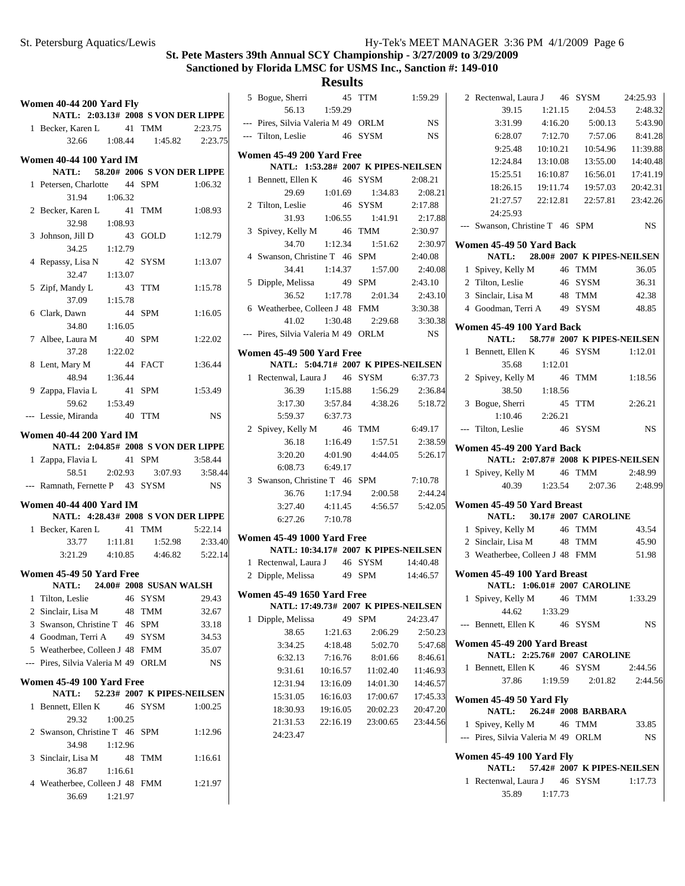# St. Pete Masters 39th Annual SCY Championship - 3/27/2009 to 3/29/2009

## Sanctioned by Florida LMSC for USMS Inc., Sanction #: 149-010

## Results

### Women 40-44 200 Yard Fly

NATL: 2:03.13# 2008 S VON DER LIPPE

1 Becker, Karen L 41 TMM 2:23.75
32.66 1:08.44 1:45.82 2:23.75

### Women 40-44 100 Yard IM

NATL: 58.20# 2006 S VON DER LIPPE

1 Petersen, Charlotte 44 SPM 1:06.32
31.94 1:06.32

2 Becker, Karen L 41 TMM 1:08.93
32.98 1:08.93

3 Johnson, Jill D 43 GOLD 1:12.79
34.25 1:12.79

4 Repassy, Lisa N 42 SYSM 1:13.07
32.47 1:13.07

5 Zipf, Mandy L 43 TTM 1:15.78
37.09 1:15.78

6 Clark, Dawn 44 SPM 1:16.05
34.80 1:16.05

7 Albee, Laura M 40 SPM 1:22.02
37.28 1:22.02

8 Lent, Mary M 44 FACT 1:36.44
48.94 1:36.44

9 Zappa, Flavia L 41 SPM 1:53.49
59.62 1:53.49

--- Lessie, Miranda 40 TTM NS

### Women 40-44 200 Yard IM

NATL: 2:04.85# 2008 S VON DER LIPPE

1 Zappa, Flavia L 41 SPM 3:58.44
58.51 2:02.93 3:07.93 3:58.44

--- Ramnath, Fernette P 43 SYSM NS

### Women 40-44 400 Yard IM

NATL: 4:28.43# 2008 S VON DER LIPPE

1 Becker, Karen L 41 TMM 5:22.14
33.77 1:11.81 1:52.98 2:33.40
3:21.29 4:10.85 4:46.82 5:22.14

### Women 45-49 50 Yard Free

NATL: 24.00# 2008 SUSAN WALSH

1 Tilton, Leslie 46 SYSM 29.43
2 Sinclair, Lisa M 48 TMM 32.67
3 Swanson, Christine T 46 SPM 33.18
4 Goodman, Terri A 49 SYSM 34.53
5 Weatherbee, Colleen J 48 FMM 35.07
--- Pires, Silvia Valeria M 49 ORLM NS

### Women 45-49 100 Yard Free

NATL: 52.23# 2007 K PIPES-NEILSEN

1 Bennett, Ellen K 46 SYSM 1:00.25
29.32 1:00.25

2 Swanson, Christine T 46 SPM 1:12.96
34.98 1:12.96

3 Sinclair, Lisa M 48 TMM 1:16.61
36.87 1:16.61

4 Weatherbee, Colleen J 48 FMM 1:21.97
36.69 1:21.97

5 Bogue, Sherri 45 TTM 1:59.29
56.13 1:59.29

--- Pires, Silvia Valeria M 49 ORLM NS
--- Tilton, Leslie 46 SYSM NS

### Women 45-49 200 Yard Free

NATL: 1:53.28# 2007 K PIPES-NEILSEN

1 Bennett, Ellen K 46 SYSM 2:08.21
29.69 1:01.69 1:34.83 2:08.21

2 Tilton, Leslie 46 SYSM 2:17.88
31.93 1:06.55 1:41.91 2:17.88

3 Spivey, Kelly M 46 TMM 2:30.97
34.70 1:12.34 1:51.62 2:30.97

4 Swanson, Christine T 46 SPM 2:40.08
34.41 1:14.37 1:57.00 2:40.08

5 Dipple, Melissa 49 SPM 2:43.10
36.52 1:17.78 2:01.34 2:43.10

6 Weatherbee, Colleen J 48 FMM 3:30.38
41.02 1:30.48 2:29.68 3:30.38

--- Pires, Silvia Valeria M 49 ORLM NS

### Women 45-49 500 Yard Free

NATL: 5:04.71# 2007 K PIPES-NEILSEN

1 Rectenwal, Laura J 46 SYSM 6:37.73
36.39 1:15.88 1:56.29 2:36.84
3:17.30 3:57.84 4:38.26 5:18.72
5:59.37 6:37.73

2 Spivey, Kelly M 46 TMM 6:49.17
36.18 1:16.49 1:57.51 2:38.59
3:20.20 4:01.90 4:44.05 5:26.17
6:08.73 6:49.17

3 Swanson, Christine T 46 SPM 7:10.78
36.76 1:17.94 2:00.58 2:44.24
3:27.40 4:11.45 4:56.57 5:42.05
6:27.26 7:10.78

### Women 45-49 1000 Yard Free

NATL: 10:34.17# 2007 K PIPES-NEILSEN

1 Rectenwal, Laura J 46 SYSM 14:40.48
2 Dipple, Melissa 49 SPM 14:46.57

### Women 45-49 1650 Yard Free

NATL: 17:49.73# 2007 K PIPES-NEILSEN

1 Dipple, Melissa 49 SPM 24:23.47
38.65 1:21.63 2:06.29 2:50.23
3:34.25 4:18.48 5:02.70 5:47.68
6:32.13 7:16.76 8:01.66 8:46.61
9:31.61 10:16.57 11:02.40 11:46.93
12:31.94 13:16.09 14:01.30 14:46.57
15:31.05 16:16.03 17:00.67 17:45.33
18:30.93 19:16.05 20:02.23 20:47.20
21:31.53 22:16.19 23:00.65 23:44.56
24:23.47

2 Rectenwal, Laura J 46 SYSM 24:25.93
39.15 1:21.15 2:04.53 2:48.32
3:31.99 4:16.20 5:00.13 5:43.90
6:28.07 7:12.70 7:57.06 8:41.28
9:25.48 10:10.21 10:54.96 11:39.88
12:24.84 13:10.08 13:55.00 14:40.48
15:25.51 16:10.87 16:56.01 17:41.19
18:26.15 19:11.74 19:57.03 20:42.31
21:27.57 22:12.81 22:57.81 23:42.26
24:25.93

--- Swanson, Christine T 46 SPM NS

### Women 45-49 50 Yard Back

NATL: 28.00# 2007 K PIPES-NEILSEN

1 Spivey, Kelly M 46 TMM 36.05
2 Tilton, Leslie 46 SYSM 36.31
3 Sinclair, Lisa M 48 TMM 42.38
4 Goodman, Terri A 49 SYSM 48.85

### Women 45-49 100 Yard Back

NATL: 58.77# 2007 K PIPES-NEILSEN

1 Bennett, Ellen K 46 SYSM 1:12.01
35.68 1:12.01

2 Spivey, Kelly M 46 TMM 1:18.56
38.50 1:18.56

3 Bogue, Sherri 45 TTM 2:26.21
1:10.46 2:26.21

--- Tilton, Leslie 46 SYSM NS

### Women 45-49 200 Yard Back

NATL: 2:07.87# 2008 K PIPES-NEILSEN

1 Spivey, Kelly M 46 TMM 2:48.99
40.39 1:23.54 2:07.36 2:48.99

### Women 45-49 50 Yard Breast

NATL: 30.17# 2007 CAROLINE

1 Spivey, Kelly M 46 TMM 43.54
2 Sinclair, Lisa M 48 TMM 45.90
3 Weatherbee, Colleen J 48 FMM 51.98

### Women 45-49 100 Yard Breast

NATL: 1:06.01# 2007 CAROLINE

1 Spivey, Kelly M 46 TMM 1:33.29
44.62 1:33.29

--- Bennett, Ellen K 46 SYSM NS

### Women 45-49 200 Yard Breast

NATL: 2:25.76# 2007 CAROLINE

1 Bennett, Ellen K 46 SYSM 2:44.56
37.86 1:19.59 2:01.82 2:44.56

### Women 45-49 50 Yard Fly

NATL: 26.24# 2008 BARBARA

1 Spivey, Kelly M 46 TMM 33.85
--- Pires, Silvia Valeria M 49 ORLM NS

### Women 45-49 100 Yard Fly

NATL: 57.42# 2007 K PIPES-NEILSEN

1 Rectenwal, Laura J 46 SYSM 1:17.73
35.89 1:17.73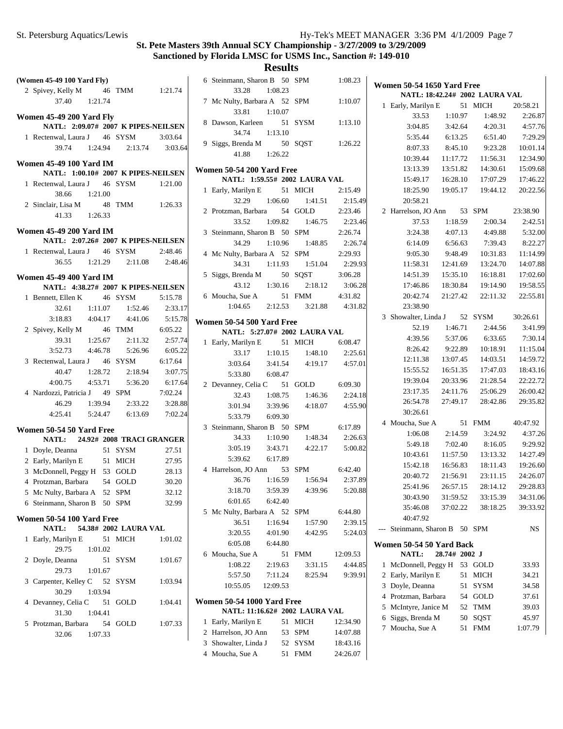## St. Pete Masters 39th Annual SCY Championship - 3/27/2009 to 3/29/2009

## Sanctioned by Florida LMSC for USMS Inc., Sanction #: 149-010

## Results

### (Women 45-49 100 Yard Fly)

| Place | Name | Age | Team | Time |
|---|---|---|---|---|
| 2 | Spivey, Kelly M | 46 | TMM | 1:21.74 |
| | 37.40 | 1:21.74 | | |

### Women 45-49 200 Yard Fly

NATL: 2:09.07# 2007 K PIPES-NEILSEN

| Place | Name | Age | Team | Time |
|---|---|---|---|---|
| 1 | Rectenwal, Laura J | 46 | SYSM | 3:03.64 |
| | 39.74 | 1:24.94 | 2:13.74 | 3:03.64 |

### Women 45-49 100 Yard IM

NATL: 1:00.10# 2007 K PIPES-NEILSEN

| Place | Name | Age | Team | Time |
|---|---|---|---|---|
| 1 | Rectenwal, Laura J | 46 | SYSM | 1:21.00 |
| | 38.66 | 1:21.00 | | |
| 2 | Sinclair, Lisa M | 48 | TMM | 1:26.33 |
| | 41.33 | 1:26.33 | | |

### Women 45-49 200 Yard IM

NATL: 2:07.26# 2007 K PIPES-NEILSEN

| Place | Name | Age | Team | Time |
|---|---|---|---|---|
| 1 | Rectenwal, Laura J | 46 | SYSM | 2:48.46 |
| | 36.55 | 1:21.29 | 2:11.08 | 2:48.46 |

### Women 45-49 400 Yard IM

NATL: 4:38.27# 2007 K PIPES-NEILSEN

| Place | Name | Age | Team | Time |
|---|---|---|---|---|
| 1 | Bennett, Ellen K | 46 | SYSM | 5:15.78 |
| | 32.61 | 1:11.07 | 1:52.46 | 2:33.17 |
| | 3:18.83 | 4:04.17 | 4:41.06 | 5:15.78 |
| 2 | Spivey, Kelly M | 46 | TMM | 6:05.22 |
| | 39.31 | 1:25.67 | 2:11.32 | 2:57.74 |
| | 3:52.73 | 4:46.78 | 5:26.96 | 6:05.22 |
| 3 | Rectenwal, Laura J | 46 | SYSM | 6:17.64 |
| | 40.47 | 1:28.72 | 2:18.94 | 3:07.75 |
| | 4:00.75 | 4:53.71 | 5:36.20 | 6:17.64 |
| 4 | Nardozzi, Patricia J | 49 | SPM | 7:02.24 |
| | 46.29 | 1:39.94 | 2:33.22 | 3:28.88 |
| | 4:25.41 | 5:24.47 | 6:13.69 | 7:02.24 |

### Women 50-54 50 Yard Free

NATL: 24.92# 2008 TRACI GRANGER

| Place | Name | Age | Team | Time |
|---|---|---|---|---|
| 1 | Doyle, Deanna | 51 | SYSM | 27.51 |
| 2 | Early, Marilyn E | 51 | MICH | 27.95 |
| 3 | McDonnell, Peggy H | 53 | GOLD | 28.13 |
| 4 | Protzman, Barbara | 54 | GOLD | 30.20 |
| 5 | Mc Nulty, Barbara A | 52 | SPM | 32.12 |
| 6 | Steinmann, Sharon B | 50 | SPM | 32.99 |

### Women 50-54 100 Yard Free

NATL: 54.38# 2002 LAURA VAL

| Place | Name | Age | Team | Time |
|---|---|---|---|---|
| 1 | Early, Marilyn E | 51 | MICH | 1:01.02 |
| | 29.75 | 1:01.02 | | |
| 2 | Doyle, Deanna | 51 | SYSM | 1:01.67 |
| | 29.73 | 1:01.67 | | |
| 3 | Carpenter, Kelley C | 52 | SYSM | 1:03.94 |
| | 30.29 | 1:03.94 | | |
| 4 | Devanney, Celia C | 51 | GOLD | 1:04.41 |
| | 31.30 | 1:04.41 | | |
| 5 | Protzman, Barbara | 54 | GOLD | 1:07.33 |
| | 32.06 | 1:07.33 | | |
| 6 | Steinmann, Sharon B | 50 | SPM | 1:08.23 |
| | 33.28 | 1:08.23 | | |
| 7 | Mc Nulty, Barbara A | 52 | SPM | 1:10.07 |
| | 33.81 | 1:10.07 | | |
| 8 | Dawson, Karleen | 51 | SYSM | 1:13.10 |
| | 34.74 | 1:13.10 | | |
| 9 | Siggs, Brenda M | 50 | SQST | 1:26.22 |
| | 41.88 | 1:26.22 | | |

### Women 50-54 200 Yard Free

NATL: 1:59.55# 2002 LAURA VAL

| Place | Name | Age | Team | Time |
|---|---|---|---|---|
| 1 | Early, Marilyn E | 51 | MICH | 2:15.49 |
| | 32.29 | 1:06.60 | 1:41.51 | 2:15.49 |
| 2 | Protzman, Barbara | 54 | GOLD | 2:23.46 |
| | 33.52 | 1:09.82 | 1:46.75 | 2:23.46 |
| 3 | Steinmann, Sharon B | 50 | SPM | 2:26.74 |
| | 34.29 | 1:10.96 | 1:48.85 | 2:26.74 |
| 4 | Mc Nulty, Barbara A | 52 | SPM | 2:29.93 |
| | 34.31 | 1:11.93 | 1:51.04 | 2:29.93 |
| 5 | Siggs, Brenda M | 50 | SQST | 3:06.28 |
| | 43.12 | 1:30.16 | 2:18.12 | 3:06.28 |
| 6 | Moucha, Sue A | 51 | FMM | 4:31.82 |
| | 1:04.65 | 2:12.53 | 3:21.88 | 4:31.82 |

### Women 50-54 500 Yard Free

NATL: 5:27.07# 2002 LAURA VAL

| Place | Name | Age | Team | Time |
|---|---|---|---|---|
| 1 | Early, Marilyn E | 51 | MICH | 6:08.47 |
| | 33.17 | 1:10.15 | 1:48.10 | 2:25.61 |
| | 3:03.64 | 3:41.54 | 4:19.17 | 4:57.01 |
| | 5:33.80 | 6:08.47 | | |
| 2 | Devanney, Celia C | 51 | GOLD | 6:09.30 |
| | 32.43 | 1:08.75 | 1:46.36 | 2:24.18 |
| | 3:01.94 | 3:39.96 | 4:18.07 | 4:55.90 |
| | 5:33.79 | 6:09.30 | | |
| 3 | Steinmann, Sharon B | 50 | SPM | 6:17.89 |
| | 34.33 | 1:10.90 | 1:48.34 | 2:26.63 |
| | 3:05.19 | 3:43.71 | 4:22.17 | 5:00.82 |
| | 5:39.62 | 6:17.89 | | |
| 4 | Harrelson, JO Ann | 53 | SPM | 6:42.40 |
| | 36.76 | 1:16.59 | 1:56.94 | 2:37.89 |
| | 3:18.70 | 3:59.39 | 4:39.96 | 5:20.88 |
| | 6:01.65 | 6:42.40 | | |
| 5 | Mc Nulty, Barbara A | 52 | SPM | 6:44.80 |
| | 36.51 | 1:16.94 | 1:57.90 | 2:39.15 |
| | 3:20.55 | 4:01.90 | 4:42.95 | 5:24.03 |
| | 6:05.08 | 6:44.80 | | |
| 6 | Moucha, Sue A | 51 | FMM | 12:09.53 |
| | 1:08.22 | 2:19.63 | 3:31.15 | 4:44.85 |
| | 5:57.50 | 7:11.24 | 8:25.94 | 9:39.91 |
| | 10:55.05 | 12:09.53 | | |

### Women 50-54 1000 Yard Free

NATL: 11:16.62# 2002 LAURA VAL

| Place | Name | Age | Team | Time |
|---|---|---|---|---|
| 1 | Early, Marilyn E | 51 | MICH | 12:34.90 |
| 2 | Harrelson, JO Ann | 53 | SPM | 14:07.88 |
| 3 | Showalter, Linda J | 52 | SYSM | 18:43.16 |
| 4 | Moucha, Sue A | 51 | FMM | 24:26.07 |

### Women 50-54 1650 Yard Free

NATL: 18:42.24# 2002 LAURA VAL

| Place | Name | Age | Team | Time |
|---|---|---|---|---|
| 1 | Early, Marilyn E | 51 | MICH | 20:58.21 |
| | 33.53 | 1:10.97 | 1:48.92 | 2:26.87 |
| | 3:04.85 | 3:42.64 | 4:20.31 | 4:57.76 |
| | 5:35.44 | 6:13.25 | 6:51.40 | 7:29.29 |
| | 8:07.33 | 8:45.10 | 9:23.28 | 10:01.14 |
| | 10:39.44 | 11:17.72 | 11:56.31 | 12:34.90 |
| | 13:13.39 | 13:51.82 | 14:30.61 | 15:09.68 |
| | 15:49.17 | 16:28.10 | 17:07.29 | 17:46.22 |
| | 18:25.90 | 19:05.17 | 19:44.12 | 20:22.56 |
| | 20:58.21 | | | |
| 2 | Harrelson, JO Ann | 53 | SPM | 23:38.90 |
| | 37.53 | 1:18.59 | 2:00.34 | 2:42.51 |
| | 3:24.38 | 4:07.13 | 4:49.88 | 5:32.00 |
| | 6:14.09 | 6:56.63 | 7:39.43 | 8:22.27 |
| | 9:05.30 | 9:48.49 | 10:31.83 | 11:14.99 |
| | 11:58.31 | 12:41.69 | 13:24.70 | 14:07.88 |
| | 14:51.39 | 15:35.10 | 16:18.81 | 17:02.60 |
| | 17:46.86 | 18:30.84 | 19:14.90 | 19:58.55 |
| | 20:42.74 | 21:27.42 | 22:11.32 | 22:55.81 |
| | 23:38.90 | | | |
| 3 | Showalter, Linda J | 52 | SYSM | 30:26.61 |
| | 52.19 | 1:46.71 | 2:44.56 | 3:41.99 |
| | 4:39.56 | 5:37.06 | 6:33.65 | 7:30.14 |
| | 8:26.42 | 9:22.89 | 10:18.91 | 11:15.04 |
| | 12:11.38 | 13:07.45 | 14:03.51 | 14:59.72 |
| | 15:55.52 | 16:51.35 | 17:47.03 | 18:43.16 |
| | 19:39.04 | 20:33.96 | 21:28.54 | 22:22.72 |
| | 23:17.35 | 24:11.76 | 25:06.29 | 26:00.42 |
| | 26:54.78 | 27:49.17 | 28:42.86 | 29:35.82 |
| | 30:26.61 | | | |
| 4 | Moucha, Sue A | 51 | FMM | 40:47.92 |
| | 1:06.08 | 2:14.59 | 3:24.92 | 4:37.26 |
| | 5:49.18 | 7:02.40 | 8:16.05 | 9:29.92 |
| | 10:43.61 | 11:57.50 | 13:13.32 | 14:27.49 |
| | 15:42.18 | 16:56.83 | 18:11.43 | 19:26.60 |
| | 20:40.72 | 21:56.91 | 23:11.15 | 24:26.07 |
| | 25:41.96 | 26:57.15 | 28:14.12 | 29:28.83 |
| | 30:43.90 | 31:59.52 | 33:15.39 | 34:31.06 |
| | 35:46.08 | 37:02.22 | 38:18.25 | 39:33.92 |
| | 40:47.92 | | | |
| --- | Steinmann, Sharon B | 50 | SPM | NS |

### Women 50-54 50 Yard Back

NATL: 28.74# 2002 J

| Place | Name | Age | Team | Time |
|---|---|---|---|---|
| 1 | McDonnell, Peggy H | 53 | GOLD | 33.93 |
| 2 | Early, Marilyn E | 51 | MICH | 34.21 |
| 3 | Doyle, Deanna | 51 | SYSM | 34.58 |
| 4 | Protzman, Barbara | 54 | GOLD | 37.61 |
| 5 | McIntyre, Janice M | 52 | TMM | 39.03 |
| 6 | Siggs, Brenda M | 50 | SQST | 45.97 |
| 7 | Moucha, Sue A | 51 | FMM | 1:07.79 |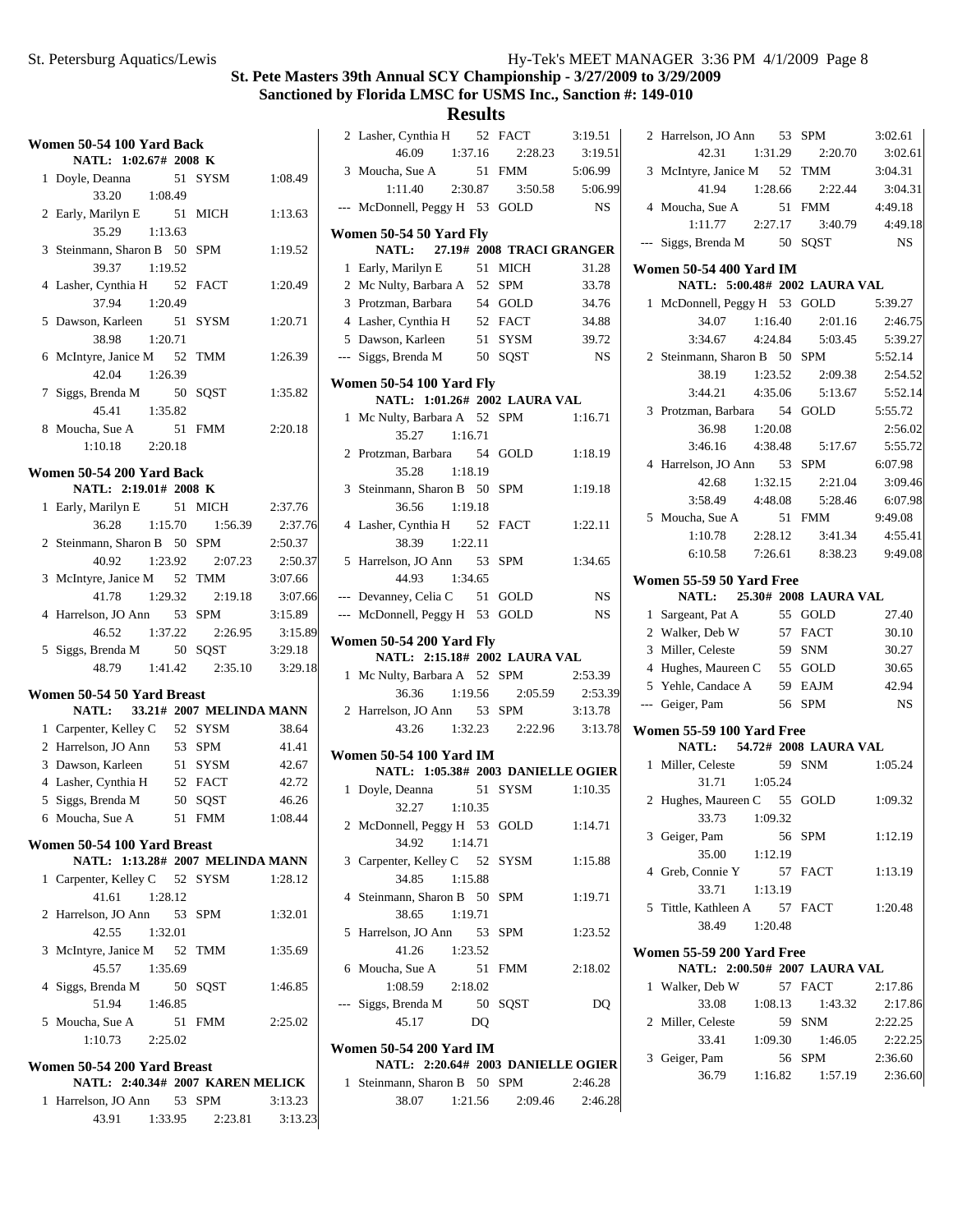# St. Pete Masters 39th Annual SCY Championship - 3/27/2009 to 3/29/2009

## Sanctioned by Florida LMSC for USMS Inc., Sanction #: 149-010

## Results

### Women 50-54 100 Yard Back

NATL: 1:02.67# 2008 K

| Place | Name | Age | Team | Time |
|---|---|---|---|---|
| 1 | Doyle, Deanna | 51 | SYSM | 1:08.49 |
| | 33.20 1:08.49 | | | |
| 2 | Early, Marilyn E | 51 | MICH | 1:13.63 |
| | 35.29 1:13.63 | | | |
| 3 | Steinmann, Sharon B | 50 | SPM | 1:19.52 |
| | 39.37 1:19.52 | | | |
| 4 | Lasher, Cynthia H | 52 | FACT | 1:20.49 |
| | 37.94 1:20.49 | | | |
| 5 | Dawson, Karleen | 51 | SYSM | 1:20.71 |
| | 38.98 1:20.71 | | | |
| 6 | McIntyre, Janice M | 52 | TMM | 1:26.39 |
| | 42.04 1:26.39 | | | |
| 7 | Siggs, Brenda M | 50 | SQST | 1:35.82 |
| | 45.41 1:35.82 | | | |
| 8 | Moucha, Sue A | 51 | FMM | 2:20.18 |
| | 1:10.18 2:20.18 | | | |

### Women 50-54 200 Yard Back

NATL: 2:19.01# 2008 K

| Place | Name | Age | Team | Time |
|---|---|---|---|---|
| 1 | Early, Marilyn E | 51 | MICH | 2:37.76 |
| | 36.28 1:15.70 1:56.39 2:37.76 | | | |
| 2 | Steinmann, Sharon B | 50 | SPM | 2:50.37 |
| | 40.92 1:23.92 2:07.23 2:50.37 | | | |
| 3 | McIntyre, Janice M | 52 | TMM | 3:07.66 |
| | 41.78 1:29.32 2:19.18 3:07.66 | | | |
| 4 | Harrelson, JO Ann | 53 | SPM | 3:15.89 |
| | 46.52 1:37.22 2:26.95 3:15.89 | | | |
| 5 | Siggs, Brenda M | 50 | SQST | 3:29.18 |
| | 48.79 1:41.42 2:35.10 3:29.18 | | | |

### Women 50-54 50 Yard Breast

NATL: 33.21# 2007 MELINDA MANN

| Place | Name | Age | Team | Time |
|---|---|---|---|---|
| 1 | Carpenter, Kelley C | 52 | SYSM | 38.64 |
| 2 | Harrelson, JO Ann | 53 | SPM | 41.41 |
| 3 | Dawson, Karleen | 51 | SYSM | 42.67 |
| 4 | Lasher, Cynthia H | 52 | FACT | 42.72 |
| 5 | Siggs, Brenda M | 50 | SQST | 46.26 |
| 6 | Moucha, Sue A | 51 | FMM | 1:08.44 |

### Women 50-54 100 Yard Breast

NATL: 1:13.28# 2007 MELINDA MANN

| Place | Name | Age | Team | Time |
|---|---|---|---|---|
| 1 | Carpenter, Kelley C | 52 | SYSM | 1:28.12 |
| | 41.61 1:28.12 | | | |
| 2 | Harrelson, JO Ann | 53 | SPM | 1:32.01 |
| | 42.55 1:32.01 | | | |
| 3 | McIntyre, Janice M | 52 | TMM | 1:35.69 |
| | 45.57 1:35.69 | | | |
| 4 | Siggs, Brenda M | 50 | SQST | 1:46.85 |
| | 51.94 1:46.85 | | | |
| 5 | Moucha, Sue A | 51 | FMM | 2:25.02 |
| | 1:10.73 2:25.02 | | | |

### Women 50-54 200 Yard Breast

NATL: 2:40.34# 2007 KAREN MELICK

| Place | Name | Age | Team | Time |
|---|---|---|---|---|
| 1 | Harrelson, JO Ann | 53 | SPM | 3:13.23 |
| | 43.91 1:33.95 2:23.81 3:13.23 | | | |
| 2 | Lasher, Cynthia H | 52 | FACT | 3:19.51 |
| | 46.09 1:37.16 2:28.23 3:19.51 | | | |
| 3 | Moucha, Sue A | 51 | FMM | 5:06.99 |
| | 1:11.40 2:30.87 3:50.58 5:06.99 | | | |
| --- | McDonnell, Peggy H | 53 | GOLD | NS |

### Women 50-54 50 Yard Fly

NATL: 27.19# 2008 TRACI GRANGER

| Place | Name | Age | Team | Time |
|---|---|---|---|---|
| 1 | Early, Marilyn E | 51 | MICH | 31.28 |
| 2 | Mc Nulty, Barbara A | 52 | SPM | 33.78 |
| 3 | Protzman, Barbara | 54 | GOLD | 34.76 |
| 4 | Lasher, Cynthia H | 52 | FACT | 34.88 |
| 5 | Dawson, Karleen | 51 | SYSM | 39.72 |
| --- | Siggs, Brenda M | 50 | SQST | NS |

### Women 50-54 100 Yard Fly

NATL: 1:01.26# 2002 LAURA VAL

| Place | Name | Age | Team | Time |
|---|---|---|---|---|
| 1 | Mc Nulty, Barbara A | 52 | SPM | 1:16.71 |
| | 35.27 1:16.71 | | | |
| 2 | Protzman, Barbara | 54 | GOLD | 1:18.19 |
| | 35.28 1:18.19 | | | |
| 3 | Steinmann, Sharon B | 50 | SPM | 1:19.18 |
| | 36.56 1:19.18 | | | |
| 4 | Lasher, Cynthia H | 52 | FACT | 1:22.11 |
| | 38.39 1:22.11 | | | |
| 5 | Harrelson, JO Ann | 53 | SPM | 1:34.65 |
| | 44.93 1:34.65 | | | |
| --- | Devanney, Celia C | 51 | GOLD | NS |
| --- | McDonnell, Peggy H | 53 | GOLD | NS |

### Women 50-54 200 Yard Fly

NATL: 2:15.18# 2002 LAURA VAL

| Place | Name | Age | Team | Time |
|---|---|---|---|---|
| 1 | Mc Nulty, Barbara A | 52 | SPM | 2:53.39 |
| | 36.36 1:19.56 2:05.59 2:53.39 | | | |
| 2 | Harrelson, JO Ann | 53 | SPM | 3:13.78 |
| | 43.26 1:32.23 2:22.96 3:13.78 | | | |

### Women 50-54 100 Yard IM

NATL: 1:05.38# 2003 DANIELLE OGIER

| Place | Name | Age | Team | Time |
|---|---|---|---|---|
| 1 | Doyle, Deanna | 51 | SYSM | 1:10.35 |
| | 32.27 1:10.35 | | | |
| 2 | McDonnell, Peggy H | 53 | GOLD | 1:14.71 |
| | 34.92 1:14.71 | | | |
| 3 | Carpenter, Kelley C | 52 | SYSM | 1:15.88 |
| | 34.85 1:15.88 | | | |
| 4 | Steinmann, Sharon B | 50 | SPM | 1:19.71 |
| | 38.65 1:19.71 | | | |
| 5 | Harrelson, JO Ann | 53 | SPM | 1:23.52 |
| | 41.26 1:23.52 | | | |
| 6 | Moucha, Sue A | 51 | FMM | 2:18.02 |
| | 1:08.59 2:18.02 | | | |
| --- | Siggs, Brenda M | 50 | SQST | DQ |
| | 45.17 DQ | | | |

### Women 50-54 200 Yard IM

NATL: 2:20.64# 2003 DANIELLE OGIER

| Place | Name | Age | Team | Time |
|---|---|---|---|---|
| 1 | Steinmann, Sharon B | 50 | SPM | 2:46.28 |
| | 38.07 1:21.56 2:09.46 2:46.28 | | | |
| 2 | Harrelson, JO Ann | 53 | SPM | 3:02.61 |
| | 42.31 1:31.29 2:20.70 3:02.61 | | | |
| 3 | McIntyre, Janice M | 52 | TMM | 3:04.31 |
| | 41.94 1:28.66 2:22.44 3:04.31 | | | |
| 4 | Moucha, Sue A | 51 | FMM | 4:49.18 |
| | 1:11.77 2:27.17 3:40.79 4:49.18 | | | |
| --- | Siggs, Brenda M | 50 | SQST | NS |

### Women 50-54 400 Yard IM

NATL: 5:00.48# 2002 LAURA VAL

| Place | Name | Age | Team | Time |
|---|---|---|---|---|
| 1 | McDonnell, Peggy H | 53 | GOLD | 5:39.27 |
| | 34.07 1:16.40 2:01.16 2:46.75 | | | |
| | 3:34.67 4:24.84 5:03.45 5:39.27 | | | |
| 2 | Steinmann, Sharon B | 50 | SPM | 5:52.14 |
| | 38.19 1:23.52 2:09.38 2:54.52 | | | |
| | 3:44.21 4:35.06 5:13.67 5:52.14 | | | |
| 3 | Protzman, Barbara | 54 | GOLD | 5:55.72 |
| | 36.98 1:20.08 2:56.02 | | | |
| | 3:46.16 4:38.48 5:17.67 5:55.72 | | | |
| 4 | Harrelson, JO Ann | 53 | SPM | 6:07.98 |
| | 42.68 1:32.15 2:21.04 3:09.46 | | | |
| | 3:58.49 4:48.08 5:28.46 6:07.98 | | | |
| 5 | Moucha, Sue A | 51 | FMM | 9:49.08 |
| | 1:10.78 2:28.12 3:41.34 4:55.41 | | | |
| | 6:10.58 7:26.61 8:38.23 9:49.08 | | | |

### Women 55-59 50 Yard Free

NATL: 25.30# 2008 LAURA VAL

| Place | Name | Age | Team | Time |
|---|---|---|---|---|
| 1 | Sargeant, Pat A | 55 | GOLD | 27.40 |
| 2 | Walker, Deb W | 57 | FACT | 30.10 |
| 3 | Miller, Celeste | 59 | SNM | 30.27 |
| 4 | Hughes, Maureen C | 55 | GOLD | 30.65 |
| 5 | Yehle, Candace A | 59 | EAJM | 42.94 |
| --- | Geiger, Pam | 56 | SPM | NS |

### Women 55-59 100 Yard Free

NATL: 54.72# 2008 LAURA VAL

| Place | Name | Age | Team | Time |
|---|---|---|---|---|
| 1 | Miller, Celeste | 59 | SNM | 1:05.24 |
| | 31.71 1:05.24 | | | |
| 2 | Hughes, Maureen C | 55 | GOLD | 1:09.32 |
| | 33.73 1:09.32 | | | |
| 3 | Geiger, Pam | 56 | SPM | 1:12.19 |
| | 35.00 1:12.19 | | | |
| 4 | Greb, Connie Y | 57 | FACT | 1:13.19 |
| | 33.71 1:13.19 | | | |
| 5 | Tittle, Kathleen A | 57 | FACT | 1:20.48 |
| | 38.49 1:20.48 | | | |

### Women 55-59 200 Yard Free

NATL: 2:00.50# 2007 LAURA VAL

| Place | Name | Age | Team | Time |
|---|---|---|---|---|
| 1 | Walker, Deb W | 57 | FACT | 2:17.86 |
| | 33.08 1:08.13 1:43.32 2:17.86 | | | |
| 2 | Miller, Celeste | 59 | SNM | 2:22.25 |
| | 33.41 1:09.30 1:46.05 2:22.25 | | | |
| 3 | Geiger, Pam | 56 | SPM | 2:36.60 |
| | 36.79 1:16.82 1:57.19 2:36.60 | | | |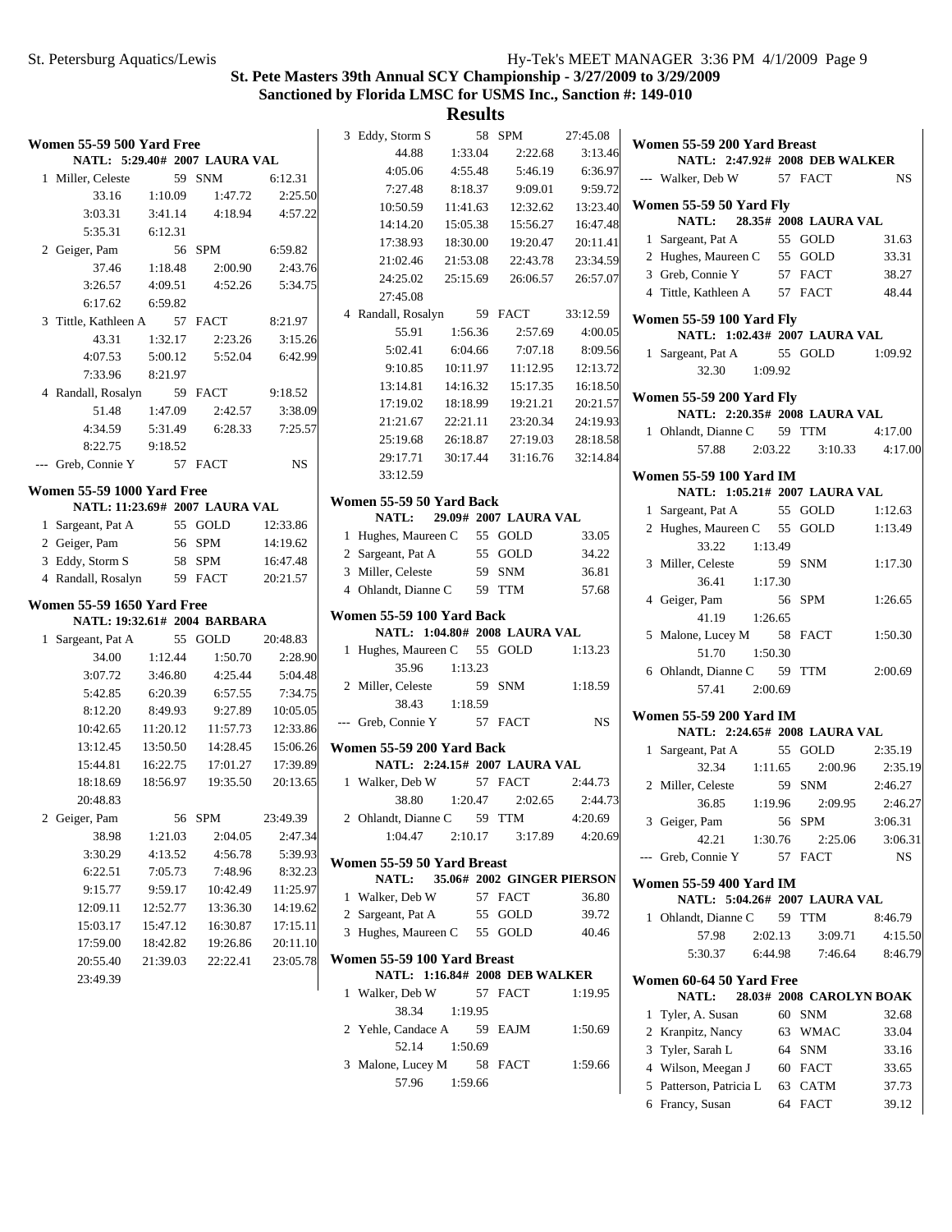## St. Pete Masters 39th Annual SCY Championship - 3/27/2009 to 3/29/2009

### Sanctioned by Florida LMSC for USMS Inc., Sanction #: 149-010

### Results

**Women 55-59 500 Yard Free**

NATL: 5:29.40# 2007 LAURA VAL

| Place | Name | Age | Team | Time |
|---|---|---|---|---|
| 1 | Miller, Celeste | 59 | SNM | 6:12.31 |
| | 33.16 1:10.09 1:47.72 2:25.50 3:03.31 3:41.14 4:18.94 4:57.22 5:35.31 6:12.31 | | | |
| 2 | Geiger, Pam | 56 | SPM | 6:59.82 |
| | 37.46 1:18.48 2:00.90 2:43.76 3:26.57 4:09.51 4:52.26 5:34.75 6:17.62 6:59.82 | | | |
| 3 | Tittle, Kathleen A | 57 | FACT | 8:21.97 |
| | 43.31 1:32.17 2:23.26 3:15.26 4:07.53 5:00.12 5:52.04 6:42.99 7:33.96 8:21.97 | | | |
| 4 | Randall, Rosalyn | 59 | FACT | 9:18.52 |
| | 51.48 1:47.09 2:42.57 3:38.09 4:34.59 5:31.49 6:28.33 7:25.57 8:22.75 9:18.52 | | | |
| --- | Greb, Connie Y | 57 | FACT | NS |

**Women 55-59 1000 Yard Free**

NATL: 11:23.69# 2007 LAURA VAL

| Place | Name | Age | Team | Time |
|---|---|---|---|---|
| 1 | Sargeant, Pat A | 55 | GOLD | 12:33.86 |
| 2 | Geiger, Pam | 56 | SPM | 14:19.62 |
| 3 | Eddy, Storm S | 58 | SPM | 16:47.48 |
| 4 | Randall, Rosalyn | 59 | FACT | 20:21.57 |

**Women 55-59 1650 Yard Free**

NATL: 19:32.61# 2004 BARBARA

| Place | Name | Age | Team | Time |
|---|---|---|---|---|
| 1 | Sargeant, Pat A | 55 | GOLD | 20:48.83 |
| | 34.00 1:12.44 1:50.70 2:28.90 3:07.72 3:46.80 4:25.44 5:04.48 5:42.85 6:20.39 6:57.55 7:34.75 8:12.20 8:49.93 9:27.89 10:05.05 10:42.65 11:20.12 11:57.73 12:33.86 13:12.45 13:50.50 14:28.45 15:06.26 15:44.81 16:22.75 17:01.27 17:39.89 18:18.69 18:56.97 19:35.50 20:13.65 20:48.83 | | | |
| 2 | Geiger, Pam | 56 | SPM | 23:49.39 |
| | 38.98 1:21.03 2:04.05 2:47.34 3:30.29 4:13.52 4:56.78 5:39.93 6:22.51 7:05.73 7:48.96 8:32.23 9:15.77 9:59.17 10:42.49 11:25.97 12:09.11 12:52.77 13:36.30 14:19.62 15:03.17 15:47.12 16:30.87 17:15.11 17:59.00 18:42.82 19:26.86 20:11.10 20:55.40 21:39.03 22:22.41 23:05.78 23:49.39 | | | |
| 3 | Eddy, Storm S | 58 | SPM | 27:45.08 |
| | 44.88 1:33.04 2:22.68 3:13.46 4:05.06 4:55.48 5:46.19 6:36.97 7:27.48 8:18.37 9:09.01 9:59.72 10:50.59 11:41.63 12:32.62 13:23.40 14:14.20 15:05.38 15:56.27 16:47.48 17:38.93 18:30.00 19:20.47 20:11.41 21:02.46 21:53.08 22:43.78 23:34.59 24:25.02 25:15.69 26:06.57 26:57.07 27:45.08 | | | |
| 4 | Randall, Rosalyn | 59 | FACT | 33:12.59 |
| | 55.91 1:56.36 2:57.69 4:00.05 5:02.41 6:04.66 7:07.18 8:09.56 9:10.85 10:11.97 11:12.95 12:13.72 13:14.81 14:16.32 15:17.35 16:18.50 17:19.02 18:18.99 19:21.21 20:21.57 21:21.67 22:21.11 23:20.34 24:19.93 25:19.68 26:18.87 27:19.03 28:18.58 29:17.71 30:17.44 31:16.76 32:14.84 33:12.59 | | | |

**Women 55-59 50 Yard Back**

NATL: 29.09# 2007 LAURA VAL

| Place | Name | Age | Team | Time |
|---|---|---|---|---|
| 1 | Hughes, Maureen C | 55 | GOLD | 33.05 |
| 2 | Sargeant, Pat A | 55 | GOLD | 34.22 |
| 3 | Miller, Celeste | 59 | SNM | 36.81 |
| 4 | Ohlandt, Dianne C | 59 | TTM | 57.68 |

**Women 55-59 100 Yard Back**

NATL: 1:04.80# 2008 LAURA VAL

| Place | Name | Age | Team | Time |
|---|---|---|---|---|
| 1 | Hughes, Maureen C | 55 | GOLD | 1:13.23 |
| | 35.96 1:13.23 | | | |
| 2 | Miller, Celeste | 59 | SNM | 1:18.59 |
| | 38.43 1:18.59 | | | |
| --- | Greb, Connie Y | 57 | FACT | NS |

**Women 55-59 200 Yard Back**

NATL: 2:24.15# 2007 LAURA VAL

| Place | Name | Age | Team | Time |
|---|---|---|---|---|
| 1 | Walker, Deb W | 57 | FACT | 2:44.73 |
| | 38.80 1:20.47 2:02.65 2:44.73 | | | |
| 2 | Ohlandt, Dianne C | 59 | TTM | 4:20.69 |
| | 1:04.47 2:10.17 3:17.89 4:20.69 | | | |

**Women 55-59 50 Yard Breast**

NATL: 35.06# 2002 GINGER PIERSON

| Place | Name | Age | Team | Time |
|---|---|---|---|---|
| 1 | Walker, Deb W | 57 | FACT | 36.80 |
| 2 | Sargeant, Pat A | 55 | GOLD | 39.72 |
| 3 | Hughes, Maureen C | 55 | GOLD | 40.46 |

**Women 55-59 100 Yard Breast**

NATL: 1:16.84# 2008 DEB WALKER

| Place | Name | Age | Team | Time |
|---|---|---|---|---|
| 1 | Walker, Deb W | 57 | FACT | 1:19.95 |
| | 38.34 1:19.95 | | | |
| 2 | Yehle, Candace A | 59 | EAJM | 1:50.69 |
| | 52.14 1:50.69 | | | |
| 3 | Malone, Lucey M | 58 | FACT | 1:59.66 |
| | 57.96 1:59.66 | | | |

**Women 55-59 200 Yard Breast**

NATL: 2:47.92# 2008 DEB WALKER

| Place | Name | Age | Team | Time |
|---|---|---|---|---|
| --- | Walker, Deb W | 57 | FACT | NS |

**Women 55-59 50 Yard Fly**

NATL: 28.35# 2008 LAURA VAL

| Place | Name | Age | Team | Time |
|---|---|---|---|---|
| 1 | Sargeant, Pat A | 55 | GOLD | 31.63 |
| 2 | Hughes, Maureen C | 55 | GOLD | 33.31 |
| 3 | Greb, Connie Y | 57 | FACT | 38.27 |
| 4 | Tittle, Kathleen A | 57 | FACT | 48.44 |

**Women 55-59 100 Yard Fly**

NATL: 1:02.43# 2007 LAURA VAL

| Place | Name | Age | Team | Time |
|---|---|---|---|---|
| 1 | Sargeant, Pat A | 55 | GOLD | 1:09.92 |
| | 32.30 1:09.92 | | | |

**Women 55-59 200 Yard Fly**

NATL: 2:20.35# 2008 LAURA VAL

| Place | Name | Age | Team | Time |
|---|---|---|---|---|
| 1 | Ohlandt, Dianne C | 59 | TTM | 4:17.00 |
| | 57.88 2:03.22 3:10.33 4:17.00 | | | |

**Women 55-59 100 Yard IM**

NATL: 1:05.21# 2007 LAURA VAL

| Place | Name | Age | Team | Time |
|---|---|---|---|---|
| 1 | Sargeant, Pat A | 55 | GOLD | 1:12.63 |
| 2 | Hughes, Maureen C | 55 | GOLD | 1:13.49 |
| | 33.22 1:13.49 | | | |
| 3 | Miller, Celeste | 59 | SNM | 1:17.30 |
| | 36.41 1:17.30 | | | |
| 4 | Geiger, Pam | 56 | SPM | 1:26.65 |
| | 41.19 1:26.65 | | | |
| 5 | Malone, Lucey M | 58 | FACT | 1:50.30 |
| | 51.70 1:50.30 | | | |
| 6 | Ohlandt, Dianne C | 59 | TTM | 2:00.69 |
| | 57.41 2:00.69 | | | |

**Women 55-59 200 Yard IM**

NATL: 2:24.65# 2008 LAURA VAL

| Place | Name | Age | Team | Time |
|---|---|---|---|---|
| 1 | Sargeant, Pat A | 55 | GOLD | 2:35.19 |
| | 32.34 1:11.65 2:00.96 2:35.19 | | | |
| 2 | Miller, Celeste | 59 | SNM | 2:46.27 |
| | 36.85 1:19.96 2:09.95 2:46.27 | | | |
| 3 | Geiger, Pam | 56 | SPM | 3:06.31 |
| | 42.21 1:30.76 2:25.06 3:06.31 | | | |
| --- | Greb, Connie Y | 57 | FACT | NS |

**Women 55-59 400 Yard IM**

NATL: 5:04.26# 2007 LAURA VAL

| Place | Name | Age | Team | Time |
|---|---|---|---|---|
| 1 | Ohlandt, Dianne C | 59 | TTM | 8:46.79 |
| | 57.98 2:02.13 3:09.71 4:15.50 5:30.37 6:44.98 7:46.64 8:46.79 | | | |

**Women 60-64 50 Yard Free**

NATL: 28.03# 2008 CAROLYN BOAK

| Place | Name | Age | Team | Time |
|---|---|---|---|---|
| 1 | Tyler, A. Susan | 60 | SNM | 32.68 |
| 2 | Kranpitz, Nancy | 63 | WMAC | 33.04 |
| 3 | Tyler, Sarah L | 64 | SNM | 33.16 |
| 4 | Wilson, Meegan J | 60 | FACT | 33.65 |
| 5 | Patterson, Patricia L | 63 | CATM | 37.73 |
| 6 | Francy, Susan | 64 | FACT | 39.12 |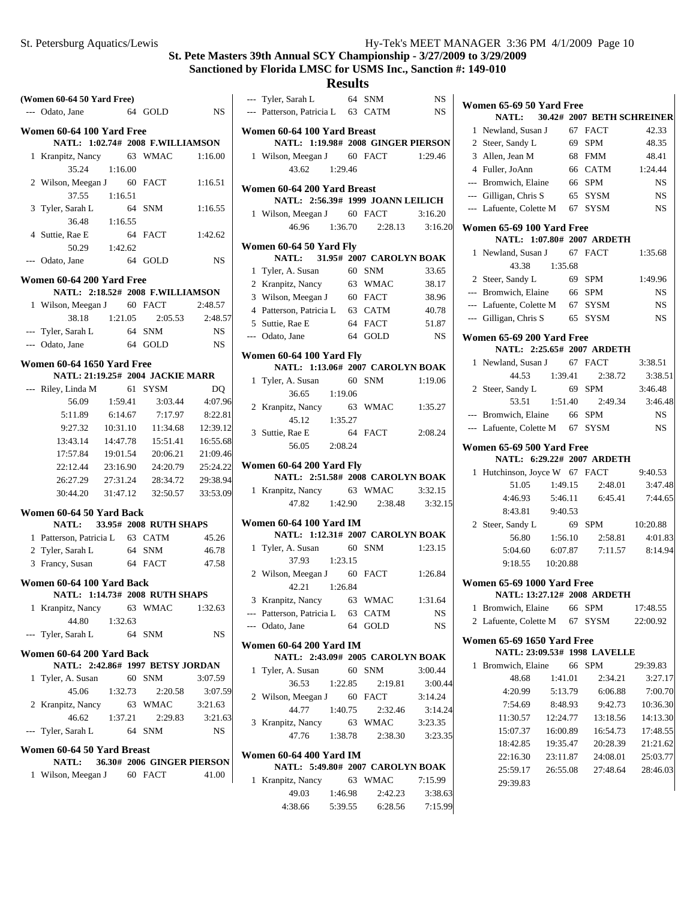# St. Pete Masters 39th Annual SCY Championship - 3/27/2009 to 3/29/2009

## Sanctioned by Florida LMSC for USMS Inc., Sanction #: 149-010

## Results

**(Women 60-64 50 Yard Free)**

```
--- Odato, Jane              64 GOLD           NS
```

**Women 60-64 100 Yard Free**

```
     NATL: 1:02.74# 2008 F.WILLIAMSON
  1 Kranpitz, Nancy          63 WMAC      1:16.00
         35.24    1:16.00
  2 Wilson, Meegan J         60 FACT      1:16.51
         37.55    1:16.51
  3 Tyler, Sarah L           64 SNM       1:16.55
         36.48    1:16.55
  4 Suttie, Rae E            64 FACT      1:42.62
         50.29    1:42.62
--- Odato, Jane              64 GOLD           NS
```

**Women 60-64 200 Yard Free**

```
     NATL: 2:18.52# 2008 F.WILLIAMSON
  1 Wilson, Meegan J         60 FACT      2:48.57
         38.18    1:21.05    2:05.53    2:48.57
--- Tyler, Sarah L           64 SNM            NS
--- Odato, Jane              64 GOLD           NS
```

**Women 60-64 1650 Yard Free**

```
     NATL: 21:19.25# 2004 JACKIE MARR
--- Riley, Linda M           61 SYSM           DQ
         56.09    1:59.41    3:03.44    4:07.96
       5:11.89    6:14.67    7:17.97    8:22.81
       9:27.32   10:31.10   11:34.68   12:39.12
      13:43.14   14:47.78   15:51.41   16:55.68
      17:57.84   19:01.54   20:06.21   21:09.46
      22:12.44   23:16.90   24:20.79   25:24.22
      26:27.29   27:31.24   28:34.72   29:38.94
      30:44.20   31:47.12   32:50.57   33:53.09
```

**Women 60-64 50 Yard Back**

```
     NATL:    33.95# 2008 RUTH SHAPS
  1 Patterson, Patricia L    63 CATM        45.26
  2 Tyler, Sarah L           64 SNM         46.78
  3 Francy, Susan            64 FACT        47.58
```

**Women 60-64 100 Yard Back**

```
     NATL: 1:14.73# 2008 RUTH SHAPS
  1 Kranpitz, Nancy          63 WMAC      1:32.63
         44.80    1:32.63
--- Tyler, Sarah L           64 SNM            NS
```

**Women 60-64 200 Yard Back**

```
     NATL: 2:42.86# 1997 BETSY JORDAN
  1 Tyler, A. Susan          60 SNM       3:07.59
         45.06    1:32.73    2:20.58    3:07.59
  2 Kranpitz, Nancy          63 WMAC      3:21.63
         46.62    1:37.21    2:29.83    3:21.63
--- Tyler, Sarah L           64 SNM            NS
```

**Women 60-64 50 Yard Breast**

```
     NATL:    36.30# 2006 GINGER PIERSON
  1 Wilson, Meegan J         60 FACT        41.00
--- Tyler, Sarah L           64 SNM            NS
--- Patterson, Patricia L    63 CATM           NS
```

**Women 60-64 100 Yard Breast**

```
     NATL: 1:19.98# 2008 GINGER PIERSON
  1 Wilson, Meegan J         60 FACT      1:29.46
         43.62    1:29.46
```

**Women 60-64 200 Yard Breast**

```
     NATL: 2:56.39# 1999 JOANN LEILICH
  1 Wilson, Meegan J         60 FACT      3:16.20
         46.96    1:36.70    2:28.13    3:16.20
```

**Women 60-64 50 Yard Fly**

```
     NATL:    31.95# 2007 CAROLYN BOAK
  1 Tyler, A. Susan          60 SNM         33.65
  2 Kranpitz, Nancy          63 WMAC        38.17
  3 Wilson, Meegan J         60 FACT        38.96
  4 Patterson, Patricia L    63 CATM        40.78
  5 Suttie, Rae E            64 FACT        51.87
--- Odato, Jane              64 GOLD           NS
```

**Women 60-64 100 Yard Fly**

```
     NATL: 1:13.06# 2007 CAROLYN BOAK
  1 Tyler, A. Susan          60 SNM       1:19.06
         36.65    1:19.06
  2 Kranpitz, Nancy          63 WMAC      1:35.27
         45.12    1:35.27
  3 Suttie, Rae E            64 FACT      2:08.24
         56.05    2:08.24
```

**Women 60-64 200 Yard Fly**

```
     NATL: 2:51.58# 2008 CAROLYN BOAK
  1 Kranpitz, Nancy          63 WMAC      3:32.15
         47.82    1:42.90    2:38.48    3:32.15
```

**Women 60-64 100 Yard IM**

```
     NATL: 1:12.31# 2007 CAROLYN BOAK
  1 Tyler, A. Susan          60 SNM       1:23.15
         37.93    1:23.15
  2 Wilson, Meegan J         60 FACT      1:26.84
         42.21    1:26.84
  3 Kranpitz, Nancy          63 WMAC      1:31.64
--- Patterson, Patricia L    63 CATM           NS
--- Odato, Jane              64 GOLD           NS
```

**Women 60-64 200 Yard IM**

```
     NATL: 2:43.09# 2005 CAROLYN BOAK
  1 Tyler, A. Susan          60 SNM       3:00.44
         36.53    1:22.85    2:19.81    3:00.44
  2 Wilson, Meegan J         60 FACT      3:14.24
         44.77    1:40.75    2:32.46    3:14.24
  3 Kranpitz, Nancy          63 WMAC      3:23.35
         47.76    1:38.78    2:38.30    3:23.35
```

**Women 60-64 400 Yard IM**

```
     NATL: 5:49.80# 2007 CAROLYN BOAK
  1 Kranpitz, Nancy          63 WMAC      7:15.99
         49.03    1:46.98    2:42.23    3:38.63
       4:38.66    5:39.55    6:28.56    7:15.99
```

**Women 65-69 50 Yard Free**

```
     NATL:    30.42# 2007 BETH SCHREINER
  1 Newland, Susan J         67 FACT        42.33
  2 Steer, Sandy L           69 SPM         48.35
  3 Allen, Jean M            68 FMM         48.41
  4 Fuller, JoAnn            66 CATM      1:24.44
--- Bromwich, Elaine         66 SPM            NS
--- Gilligan, Chris S        65 SYSM           NS
--- Lafuente, Colette M      67 SYSM           NS
```

**Women 65-69 100 Yard Free**

```
     NATL: 1:07.80# 2007 ARDETH
  1 Newland, Susan J         67 FACT      1:35.68
         43.38    1:35.68
  2 Steer, Sandy L           69 SPM       1:49.96
--- Bromwich, Elaine         66 SPM            NS
--- Lafuente, Colette M      67 SYSM           NS
--- Gilligan, Chris S        65 SYSM           NS
```

**Women 65-69 200 Yard Free**

```
     NATL: 2:25.65# 2007 ARDETH
  1 Newland, Susan J         67 FACT      3:38.51
         44.53    1:39.41    2:38.72    3:38.51
  2 Steer, Sandy L           69 SPM       3:46.48
         53.51    1:51.40    2:49.34    3:46.48
--- Bromwich, Elaine         66 SPM            NS
--- Lafuente, Colette M      67 SYSM           NS
```

**Women 65-69 500 Yard Free**

```
     NATL: 6:29.22# 2007 ARDETH
  1 Hutchinson, Joyce W      67 FACT      9:40.53
         51.05    1:49.15    2:48.01    3:47.48
       4:46.93    5:46.11    6:45.41    7:44.65
       8:43.81    9:40.53
  2 Steer, Sandy L           69 SPM      10:20.88
         56.80    1:56.10    2:58.81    4:01.83
       5:04.60    6:07.87    7:11.57    8:14.94
       9:18.55   10:20.88
```

**Women 65-69 1000 Yard Free**

```
     NATL: 13:27.12# 2008 ARDETH
  1 Bromwich, Elaine         66 SPM      17:48.55
  2 Lafuente, Colette M      67 SYSM     22:00.92
```

**Women 65-69 1650 Yard Free**

```
     NATL: 23:09.53# 1998 LAVELLE
  1 Bromwich, Elaine         66 SPM      29:39.83
         48.68    1:41.01    2:34.21    3:27.17
       4:20.99    5:13.79    6:06.88    7:00.70
       7:54.69    8:48.93    9:42.73   10:36.30
      11:30.57   12:24.77   13:18.56   14:13.30
      15:07.37   16:00.89   16:54.73   17:48.55
      18:42.85   19:35.47   20:28.39   21:21.62
      22:16.30   23:11.87   24:08.01   25:03.77
      25:59.17   26:55.08   27:48.64   28:46.03
      29:39.83
```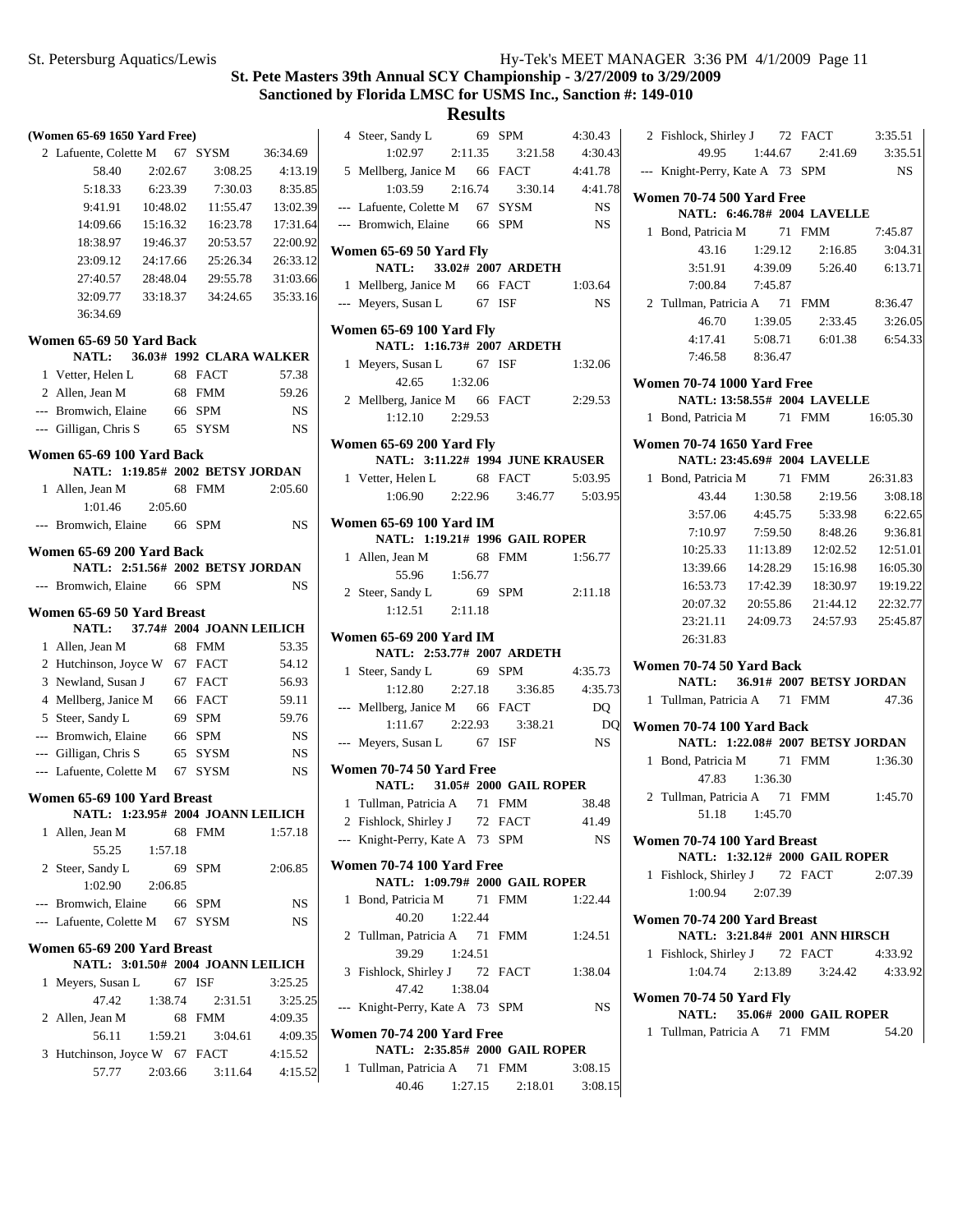## St. Pete Masters 39th Annual SCY Championship - 3/27/2009 to 3/29/2009

### Sanctioned by Florida LMSC for USMS Inc., Sanction #: 149-010

### Results

**(Women 65-69 1650 Yard Free)**

| Place | Name | Age | Team | Time |
|---|---|---|---|---|
| 2 | Lafuente, Colette M | 67 | SYSM | 36:34.69 |

58.40 2:02.67 3:08.25 4:13.19
5:18.33 6:23.39 7:30.03 8:35.85
9:41.91 10:48.02 11:55.47 13:02.39
14:09.66 15:16.32 16:23.78 17:31.64
18:38.97 19:46.37 20:53.57 22:00.92
23:09.12 24:17.66 25:26.34 26:33.12
27:40.57 28:48.04 29:55.78 31:03.66
32:09.77 33:18.37 34:24.65 35:33.16
36:34.69

**Women 65-69 50 Yard Back**

NATL: 36.03# 1992 CLARA WALKER

| Place | Name | Age | Team | Time |
|---|---|---|---|---|
| 1 | Vetter, Helen L | 68 | FACT | 57.38 |
| 2 | Allen, Jean M | 68 | FMM | 59.26 |
| --- | Bromwich, Elaine | 66 | SPM | NS |
| --- | Gilligan, Chris S | 65 | SYSM | NS |

**Women 65-69 100 Yard Back**

NATL: 1:19.85# 2002 BETSY JORDAN

| Place | Name | Age | Team | Time |
|---|---|---|---|---|
| 1 | Allen, Jean M | 68 | FMM | 2:05.60 |
| | 1:01.46 2:05.60 | | | |
| --- | Bromwich, Elaine | 66 | SPM | NS |

**Women 65-69 200 Yard Back**

NATL: 2:51.56# 2002 BETSY JORDAN

| Place | Name | Age | Team | Time |
|---|---|---|---|---|
| --- | Bromwich, Elaine | 66 | SPM | NS |

**Women 65-69 50 Yard Breast**

NATL: 37.74# 2004 JOANN LEILICH

| Place | Name | Age | Team | Time |
|---|---|---|---|---|
| 1 | Allen, Jean M | 68 | FMM | 53.35 |
| 2 | Hutchinson, Joyce W | 67 | FACT | 54.12 |
| 3 | Newland, Susan J | 67 | FACT | 56.93 |
| 4 | Mellberg, Janice M | 66 | FACT | 59.11 |
| 5 | Steer, Sandy L | 69 | SPM | 59.76 |
| --- | Bromwich, Elaine | 66 | SPM | NS |
| --- | Gilligan, Chris S | 65 | SYSM | NS |
| --- | Lafuente, Colette M | 67 | SYSM | NS |

**Women 65-69 100 Yard Breast**

NATL: 1:23.95# 2004 JOANN LEILICH

| Place | Name | Age | Team | Time |
|---|---|---|---|---|
| 1 | Allen, Jean M | 68 | FMM | 1:57.18 |
| | 55.25 1:57.18 | | | |
| 2 | Steer, Sandy L | 69 | SPM | 2:06.85 |
| | 1:02.90 2:06.85 | | | |
| --- | Bromwich, Elaine | 66 | SPM | NS |
| --- | Lafuente, Colette M | 67 | SYSM | NS |

**Women 65-69 200 Yard Breast**

NATL: 3:01.50# 2004 JOANN LEILICH

| Place | Name | Age | Team | Time |
|---|---|---|---|---|
| 1 | Meyers, Susan L | 67 | ISF | 3:25.25 |
| | 47.42 1:38.74 2:31.51 3:25.25 | | | |
| 2 | Allen, Jean M | 68 | FMM | 4:09.35 |
| | 56.11 1:59.21 3:04.61 4:09.35 | | | |
| 3 | Hutchinson, Joyce W | 67 | FACT | 4:15.52 |
| | 57.77 2:03.66 3:11.64 4:15.52 | | | |
| 4 | Steer, Sandy L | 69 | SPM | 4:30.43 |
| | 1:02.97 2:11.35 3:21.58 4:30.43 | | | |
| 5 | Mellberg, Janice M | 66 | FACT | 4:41.78 |
| | 1:03.59 2:16.74 3:30.14 4:41.78 | | | |
| --- | Lafuente, Colette M | 67 | SYSM | NS |
| --- | Bromwich, Elaine | 66 | SPM | NS |

**Women 65-69 50 Yard Fly**

NATL: 33.02# 2007 ARDETH

| Place | Name | Age | Team | Time |
|---|---|---|---|---|
| 1 | Mellberg, Janice M | 66 | FACT | 1:03.64 |
| --- | Meyers, Susan L | 67 | ISF | NS |

**Women 65-69 100 Yard Fly**

NATL: 1:16.73# 2007 ARDETH

| Place | Name | Age | Team | Time |
|---|---|---|---|---|
| 1 | Meyers, Susan L | 67 | ISF | 1:32.06 |
| | 42.65 1:32.06 | | | |
| 2 | Mellberg, Janice M | 66 | FACT | 2:29.53 |
| | 1:12.10 2:29.53 | | | |

**Women 65-69 200 Yard Fly**

NATL: 3:11.22# 1994 JUNE KRAUSER

| Place | Name | Age | Team | Time |
|---|---|---|---|---|
| 1 | Vetter, Helen L | 68 | FACT | 5:03.95 |
| | 1:06.90 2:22.96 3:46.77 5:03.95 | | | |

**Women 65-69 100 Yard IM**

NATL: 1:19.21# 1996 GAIL ROPER

| Place | Name | Age | Team | Time |
|---|---|---|---|---|
| 1 | Allen, Jean M | 68 | FMM | 1:56.77 |
| | 55.96 1:56.77 | | | |
| 2 | Steer, Sandy L | 69 | SPM | 2:11.18 |
| | 1:12.51 2:11.18 | | | |

**Women 65-69 200 Yard IM**

NATL: 2:53.77# 2007 ARDETH

| Place | Name | Age | Team | Time |
|---|---|---|---|---|
| 1 | Steer, Sandy L | 69 | SPM | 4:35.73 |
| | 1:12.80 2:27.18 3:36.85 4:35.73 | | | |
| --- | Mellberg, Janice M | 66 | FACT | DQ |
| | 1:11.67 2:22.93 3:38.21 DQ | | | |
| --- | Meyers, Susan L | 67 | ISF | NS |

**Women 70-74 50 Yard Free**

NATL: 31.05# 2000 GAIL ROPER

| Place | Name | Age | Team | Time |
|---|---|---|---|---|
| 1 | Tullman, Patricia A | 71 | FMM | 38.48 |
| 2 | Fishlock, Shirley J | 72 | FACT | 41.49 |
| --- | Knight-Perry, Kate A | 73 | SPM | NS |

**Women 70-74 100 Yard Free**

NATL: 1:09.79# 2000 GAIL ROPER

| Place | Name | Age | Team | Time |
|---|---|---|---|---|
| 1 | Bond, Patricia M | 71 | FMM | 1:22.44 |
| | 40.20 1:22.44 | | | |
| 2 | Tullman, Patricia A | 71 | FMM | 1:24.51 |
| | 39.29 1:24.51 | | | |
| 3 | Fishlock, Shirley J | 72 | FACT | 1:38.04 |
| | 47.42 1:38.04 | | | |
| --- | Knight-Perry, Kate A | 73 | SPM | NS |

**Women 70-74 200 Yard Free**

NATL: 2:35.85# 2000 GAIL ROPER

| Place | Name | Age | Team | Time |
|---|---|---|---|---|
| 1 | Tullman, Patricia A | 71 | FMM | 3:08.15 |
| | 40.46 1:27.15 2:18.01 3:08.15 | | | |
| 2 | Fishlock, Shirley J | 72 | FACT | 3:35.51 |
| | 49.95 1:44.67 2:41.69 3:35.51 | | | |
| --- | Knight-Perry, Kate A | 73 | SPM | NS |

**Women 70-74 500 Yard Free**

NATL: 6:46.78# 2004 LAVELLE

| Place | Name | Age | Team | Time |
|---|---|---|---|---|
| 1 | Bond, Patricia M | 71 | FMM | 7:45.87 |
| 2 | Tullman, Patricia A | 71 | FMM | 8:36.47 |

Bond splits:
43.16 1:29.12 2:16.85 3:04.31
3:51.91 4:39.09 5:26.40 6:13.71
7:00.84 7:45.87

Tullman splits:
46.70 1:39.05 2:33.45 3:26.05
4:17.41 5:08.71 6:01.38 6:54.33
7:46.58 8:36.47

**Women 70-74 1000 Yard Free**

NATL: 13:58.55# 2004 LAVELLE

| Place | Name | Age | Team | Time |
|---|---|---|---|---|
| 1 | Bond, Patricia M | 71 | FMM | 16:05.30 |

**Women 70-74 1650 Yard Free**

NATL: 23:45.69# 2004 LAVELLE

| Place | Name | Age | Team | Time |
|---|---|---|---|---|
| 1 | Bond, Patricia M | 71 | FMM | 26:31.83 |

43.44 1:30.58 2:19.56 3:08.18
3:57.06 4:45.75 5:33.98 6:22.65
7:10.97 7:59.50 8:48.26 9:36.81
10:25.33 11:13.89 12:02.52 12:51.01
13:39.66 14:28.29 15:16.98 16:05.30
16:53.73 17:42.39 18:30.97 19:19.22
20:07.32 20:55.86 21:44.12 22:32.77
23:21.11 24:09.73 24:57.93 25:45.87
26:31.83

**Women 70-74 50 Yard Back**

NATL: 36.91# 2007 BETSY JORDAN

| Place | Name | Age | Team | Time |
|---|---|---|---|---|
| 1 | Tullman, Patricia A | 71 | FMM | 47.36 |

**Women 70-74 100 Yard Back**

NATL: 1:22.08# 2007 BETSY JORDAN

| Place | Name | Age | Team | Time |
|---|---|---|---|---|
| 1 | Bond, Patricia M | 71 | FMM | 1:36.30 |
| | 47.83 1:36.30 | | | |
| 2 | Tullman, Patricia A | 71 | FMM | 1:45.70 |
| | 51.18 1:45.70 | | | |

**Women 70-74 100 Yard Breast**

NATL: 1:32.12# 2000 GAIL ROPER

| Place | Name | Age | Team | Time |
|---|---|---|---|---|
| 1 | Fishlock, Shirley J | 72 | FACT | 2:07.39 |
| | 1:00.94 2:07.39 | | | |

**Women 70-74 200 Yard Breast**

NATL: 3:21.84# 2001 ANN HIRSCH

| Place | Name | Age | Team | Time |
|---|---|---|---|---|
| 1 | Fishlock, Shirley J | 72 | FACT | 4:33.92 |
| | 1:04.74 2:13.89 3:24.42 4:33.92 | | | |

**Women 70-74 50 Yard Fly**

NATL: 35.06# 2000 GAIL ROPER

| Place | Name | Age | Team | Time |
|---|---|---|---|---|
| 1 | Tullman, Patricia A | 71 | FMM | 54.20 |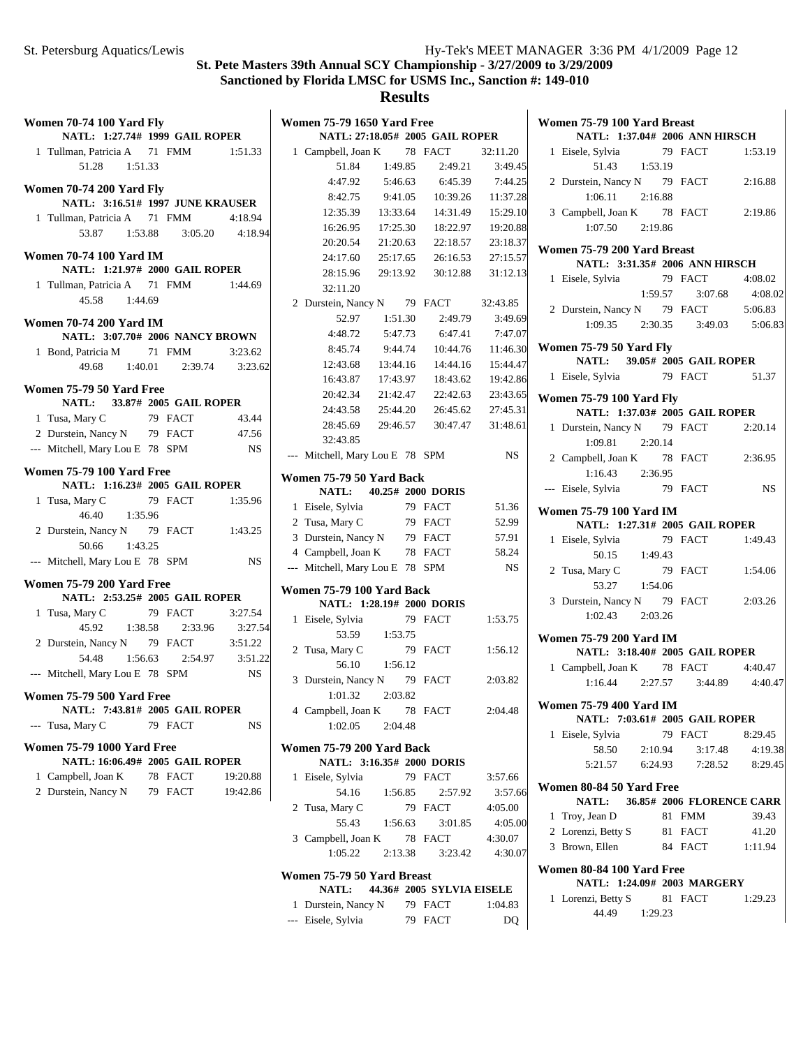## St. Pete Masters 39th Annual SCY Championship - 3/27/2009 to 3/29/2009

**Sanctioned by Florida LMSC for USMS Inc., Sanction #: 149-010**

### Results

**Women 70-74 100 Yard Fly**
NATL: 1:27.74# 1999 GAIL ROPER

| Place | Name | Age | Team | Time |
|---|---|---|---|---|
| 1 | Tullman, Patricia A | 71 | FMM | 1:51.33 |

51.28 1:51.33

**Women 70-74 200 Yard Fly**
NATL: 3:16.51# 1997 JUNE KRAUSER

| Place | Name | Age | Team | Time |
|---|---|---|---|---|
| 1 | Tullman, Patricia A | 71 | FMM | 4:18.94 |

53.87 1:53.88 3:05.20 4:18.94

**Women 70-74 100 Yard IM**
NATL: 1:21.97# 2000 GAIL ROPER

| Place | Name | Age | Team | Time |
|---|---|---|---|---|
| 1 | Tullman, Patricia A | 71 | FMM | 1:44.69 |

45.58 1:44.69

**Women 70-74 200 Yard IM**
NATL: 3:07.70# 2006 NANCY BROWN

| Place | Name | Age | Team | Time |
|---|---|---|---|---|
| 1 | Bond, Patricia M | 71 | FMM | 3:23.62 |

49.68 1:40.01 2:39.74 3:23.62

**Women 75-79 50 Yard Free**
NATL: 33.87# 2005 GAIL ROPER

| Place | Name | Age | Team | Time |
|---|---|---|---|---|
| 1 | Tusa, Mary C | 79 | FACT | 43.44 |
| 2 | Durstein, Nancy N | 79 | FACT | 47.56 |
| --- | Mitchell, Mary Lou E | 78 | SPM | NS |

**Women 75-79 100 Yard Free**
NATL: 1:16.23# 2005 GAIL ROPER

| Place | Name | Age | Team | Time |
|---|---|---|---|---|
| 1 | Tusa, Mary C | 79 | FACT | 1:35.96 |
| | 46.40 1:35.96 | | | |
| 2 | Durstein, Nancy N | 79 | FACT | 1:43.25 |
| | 50.66 1:43.25 | | | |
| --- | Mitchell, Mary Lou E | 78 | SPM | NS |

**Women 75-79 200 Yard Free**
NATL: 2:53.25# 2005 GAIL ROPER

| Place | Name | Age | Team | Time |
|---|---|---|---|---|
| 1 | Tusa, Mary C | 79 | FACT | 3:27.54 |
| | 45.92 1:38.58 2:33.96 3:27.54 | | | |
| 2 | Durstein, Nancy N | 79 | FACT | 3:51.22 |
| | 54.48 1:56.63 2:54.97 3:51.22 | | | |
| --- | Mitchell, Mary Lou E | 78 | SPM | NS |

**Women 75-79 500 Yard Free**
NATL: 7:43.81# 2005 GAIL ROPER

| Place | Name | Age | Team | Time |
|---|---|---|---|---|
| --- | Tusa, Mary C | 79 | FACT | NS |

**Women 75-79 1000 Yard Free**
NATL: 16:06.49# 2005 GAIL ROPER

| Place | Name | Age | Team | Time |
|---|---|---|---|---|
| 1 | Campbell, Joan K | 78 | FACT | 19:20.88 |
| 2 | Durstein, Nancy N | 79 | FACT | 19:42.86 |

**Women 75-79 1650 Yard Free**
NATL: 27:18.05# 2005 GAIL ROPER

| Place | Name | Age | Team | Time |
|---|---|---|---|---|
| 1 | Campbell, Joan K | 78 | FACT | 32:11.20 |

51.84 1:49.85 2:49.21 3:49.45
4:47.92 5:46.63 6:45.39 7:44.25
8:42.75 9:41.05 10:39.26 11:37.28
12:35.39 13:33.64 14:31.49 15:29.10
16:26.95 17:25.30 18:22.97 19:20.88
20:20.54 21:20.63 22:18.57 23:18.37
24:17.60 25:17.65 26:16.53 27:15.57
28:15.96 29:13.92 30:12.88 31:12.13
32:11.20

| Place | Name | Age | Team | Time |
|---|---|---|---|---|
| 2 | Durstein, Nancy N | 79 | FACT | 32:43.85 |

52.97 1:51.30 2:49.79 3:49.69
4:48.72 5:47.73 6:47.41 7:47.07
8:45.74 9:44.74 10:44.76 11:46.30
12:43.68 13:44.16 14:44.16 15:44.47
16:43.87 17:43.97 18:43.62 19:42.86
20:42.34 21:42.47 22:42.63 23:43.65
24:43.58 25:44.20 26:45.62 27:45.31
28:45.69 29:46.57 30:47.47 31:48.61
32:43.85

| Place | Name | Age | Team | Time |
|---|---|---|---|---|
| --- | Mitchell, Mary Lou E | 78 | SPM | NS |

**Women 75-79 50 Yard Back**
NATL: 40.25# 2000 DORIS

| Place | Name | Age | Team | Time |
|---|---|---|---|---|
| 1 | Eisele, Sylvia | 79 | FACT | 51.36 |
| 2 | Tusa, Mary C | 79 | FACT | 52.99 |
| 3 | Durstein, Nancy N | 79 | FACT | 57.91 |
| 4 | Campbell, Joan K | 78 | FACT | 58.24 |
| --- | Mitchell, Mary Lou E | 78 | SPM | NS |

**Women 75-79 100 Yard Back**
NATL: 1:28.19# 2000 DORIS

| Place | Name | Age | Team | Time |
|---|---|---|---|---|
| 1 | Eisele, Sylvia | 79 | FACT | 1:53.75 |
| | 53.59 1:53.75 | | | |
| 2 | Tusa, Mary C | 79 | FACT | 1:56.12 |
| | 56.10 1:56.12 | | | |
| 3 | Durstein, Nancy N | 79 | FACT | 2:03.82 |
| | 1:01.32 2:03.82 | | | |
| 4 | Campbell, Joan K | 78 | FACT | 2:04.48 |
| | 1:02.05 2:04.48 | | | |

**Women 75-79 200 Yard Back**
NATL: 3:16.35# 2000 DORIS

| Place | Name | Age | Team | Time |
|---|---|---|---|---|
| 1 | Eisele, Sylvia | 79 | FACT | 3:57.66 |
| | 54.16 1:56.85 2:57.92 3:57.66 | | | |
| 2 | Tusa, Mary C | 79 | FACT | 4:05.00 |
| | 55.43 1:56.63 3:01.85 4:05.00 | | | |
| 3 | Campbell, Joan K | 78 | FACT | 4:30.07 |
| | 1:05.22 2:13.38 3:23.42 4:30.07 | | | |

**Women 75-79 50 Yard Breast**
NATL: 44.36# 2005 SYLVIA EISELE

| Place | Name | Age | Team | Time |
|---|---|---|---|---|
| 1 | Durstein, Nancy N | 79 | FACT | 1:04.83 |
| --- | Eisele, Sylvia | 79 | FACT | DQ |

**Women 75-79 100 Yard Breast**
NATL: 1:37.04# 2006 ANN HIRSCH

| Place | Name | Age | Team | Time |
|---|---|---|---|---|
| 1 | Eisele, Sylvia | 79 | FACT | 1:53.19 |
| | 51.43 1:53.19 | | | |
| 2 | Durstein, Nancy N | 79 | FACT | 2:16.88 |
| | 1:06.11 2:16.88 | | | |
| 3 | Campbell, Joan K | 78 | FACT | 2:19.86 |
| | 1:07.50 2:19.86 | | | |

**Women 75-79 200 Yard Breast**
NATL: 3:31.35# 2006 ANN HIRSCH

| Place | Name | Age | Team | Time |
|---|---|---|---|---|
| 1 | Eisele, Sylvia | 79 | FACT | 4:08.02 |
| | 1:59.57 3:07.68 4:08.02 | | | |
| 2 | Durstein, Nancy N | 79 | FACT | 5:06.83 |
| | 1:09.35 2:30.35 3:49.03 5:06.83 | | | |

**Women 75-79 50 Yard Fly**
NATL: 39.05# 2005 GAIL ROPER

| Place | Name | Age | Team | Time |
|---|---|---|---|---|
| 1 | Eisele, Sylvia | 79 | FACT | 51.37 |

**Women 75-79 100 Yard Fly**
NATL: 1:37.03# 2005 GAIL ROPER

| Place | Name | Age | Team | Time |
|---|---|---|---|---|
| 1 | Durstein, Nancy N | 79 | FACT | 2:20.14 |
| | 1:09.81 2:20.14 | | | |
| 2 | Campbell, Joan K | 78 | FACT | 2:36.95 |
| | 1:16.43 2:36.95 | | | |
| --- | Eisele, Sylvia | 79 | FACT | NS |

**Women 75-79 100 Yard IM**
NATL: 1:27.31# 2005 GAIL ROPER

| Place | Name | Age | Team | Time |
|---|---|---|---|---|
| 1 | Eisele, Sylvia | 79 | FACT | 1:49.43 |
| | 50.15 1:49.43 | | | |
| 2 | Tusa, Mary C | 79 | FACT | 1:54.06 |
| | 53.27 1:54.06 | | | |
| 3 | Durstein, Nancy N | 79 | FACT | 2:03.26 |
| | 1:02.43 2:03.26 | | | |

**Women 75-79 200 Yard IM**
NATL: 3:18.40# 2005 GAIL ROPER

| Place | Name | Age | Team | Time |
|---|---|---|---|---|
| 1 | Campbell, Joan K | 78 | FACT | 4:40.47 |

1:16.44 2:27.57 3:44.89 4:40.47

**Women 75-79 400 Yard IM**
NATL: 7:03.61# 2005 GAIL ROPER

| Place | Name | Age | Team | Time |
|---|---|---|---|---|
| 1 | Eisele, Sylvia | 79 | FACT | 8:29.45 |

58.50 2:10.94 3:17.48 4:19.38
5:21.57 6:24.93 7:28.52 8:29.45

**Women 80-84 50 Yard Free**
NATL: 36.85# 2006 FLORENCE CARR

| Place | Name | Age | Team | Time |
|---|---|---|---|---|
| 1 | Troy, Jean D | 81 | FMM | 39.43 |
| 2 | Lorenzi, Betty S | 81 | FACT | 41.20 |
| 3 | Brown, Ellen | 84 | FACT | 1:11.94 |

**Women 80-84 100 Yard Free**
NATL: 1:24.09# 2003 MARGERY

| Place | Name | Age | Team | Time |
|---|---|---|---|---|
| 1 | Lorenzi, Betty S | 81 | FACT | 1:29.23 |

44.49 1:29.23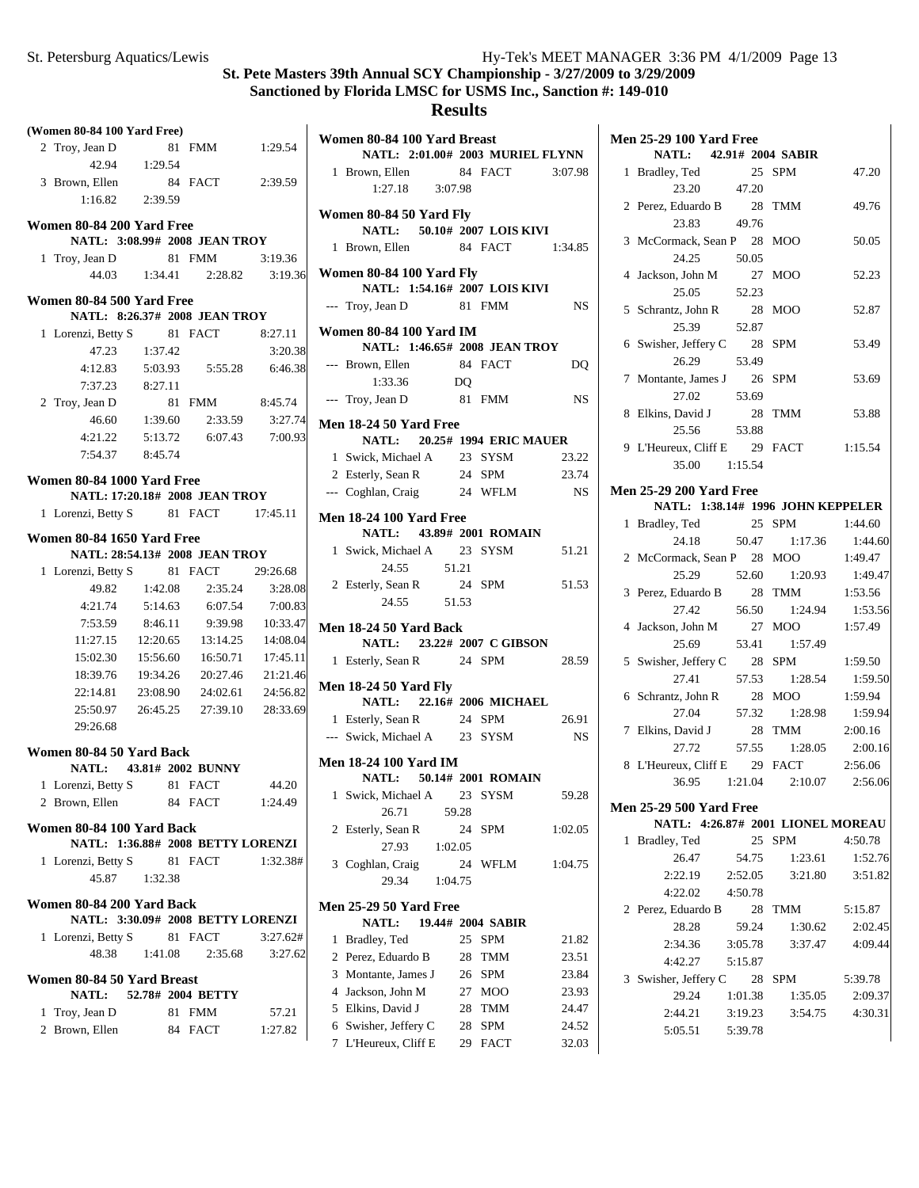# St. Pete Masters 39th Annual SCY Championship - 3/27/2009 to 3/29/2009

## Sanctioned by Florida LMSC for USMS Inc., Sanction #: 149-010

## Results

### (Women 80-84 100 Yard Free)

| Place | Name | Age | Team | Time |
|---|---|---|---|---|
| 2 | Troy, Jean D | 81 | FMM | 1:29.54 |
| | 42.94 1:29.54 | | | |
| 3 | Brown, Ellen | 84 | FACT | 2:39.59 |
| | 1:16.82 2:39.59 | | | |

### Women 80-84 200 Yard Free

NATL: 3:08.99# 2008 JEAN TROY

| Place | Name | Age | Team | Time |
|---|---|---|---|---|
| 1 | Troy, Jean D | 81 | FMM | 3:19.36 |
| | 44.03 1:34.41 2:28.82 3:19.36 | | | |

### Women 80-84 500 Yard Free

NATL: 8:26.37# 2008 JEAN TROY

| Place | Name | Age | Team | Time |
|---|---|---|---|---|
| 1 | Lorenzi, Betty S | 81 | FACT | 8:27.11 |
| | 47.23 1:37.42 3:20.38 | | | |
| | 4:12.83 5:03.93 5:55.28 6:46.38 | | | |
| | 7:37.23 8:27.11 | | | |
| 2 | Troy, Jean D | 81 | FMM | 8:45.74 |
| | 46.60 1:39.60 2:33.59 3:27.74 | | | |
| | 4:21.22 5:13.72 6:07.43 7:00.93 | | | |
| | 7:54.37 8:45.74 | | | |

### Women 80-84 1000 Yard Free

NATL: 17:20.18# 2008 JEAN TROY

| Place | Name | Age | Team | Time |
|---|---|---|---|---|
| 1 | Lorenzi, Betty S | 81 | FACT | 17:45.11 |

### Women 80-84 1650 Yard Free

NATL: 28:54.13# 2008 JEAN TROY

| Place | Name | Age | Team | Time |
|---|---|---|---|---|
| 1 | Lorenzi, Betty S | 81 | FACT | 29:26.68 |
| | 49.82 1:42.08 2:35.24 3:28.08 | | | |
| | 4:21.74 5:14.63 6:07.54 7:00.83 | | | |
| | 7:53.59 8:46.11 9:39.98 10:33.47 | | | |
| | 11:27.15 12:20.65 13:14.25 14:08.04 | | | |
| | 15:02.30 15:56.60 16:50.71 17:45.11 | | | |
| | 18:39.76 19:34.26 20:27.46 21:21.46 | | | |
| | 22:14.81 23:08.90 24:02.61 24:56.82 | | | |
| | 25:50.97 26:45.25 27:39.10 28:33.69 | | | |
| | 29:26.68 | | | |

### Women 80-84 50 Yard Back

NATL: 43.81# 2002 BUNNY

| Place | Name | Age | Team | Time |
|---|---|---|---|---|
| 1 | Lorenzi, Betty S | 81 | FACT | 44.20 |
| 2 | Brown, Ellen | 84 | FACT | 1:24.49 |

### Women 80-84 100 Yard Back

NATL: 1:36.88# 2008 BETTY LORENZI

| Place | Name | Age | Team | Time |
|---|---|---|---|---|
| 1 | Lorenzi, Betty S | 81 | FACT | 1:32.38# |
| | 45.87 1:32.38 | | | |

### Women 80-84 200 Yard Back

NATL: 3:30.09# 2008 BETTY LORENZI

| Place | Name | Age | Team | Time |
|---|---|---|---|---|
| 1 | Lorenzi, Betty S | 81 | FACT | 3:27.62# |
| | 48.38 1:41.08 2:35.68 3:27.62 | | | |

### Women 80-84 50 Yard Breast

NATL: 52.78# 2004 BETTY

| Place | Name | Age | Team | Time |
|---|---|---|---|---|
| 1 | Troy, Jean D | 81 | FMM | 57.21 |
| 2 | Brown, Ellen | 84 | FACT | 1:27.82 |

### Women 80-84 100 Yard Breast

NATL: 2:01.00# 2003 MURIEL FLYNN

| Place | Name | Age | Team | Time |
|---|---|---|---|---|
| 1 | Brown, Ellen | 84 | FACT | 3:07.98 |
| | 1:27.18 3:07.98 | | | |

### Women 80-84 50 Yard Fly

NATL: 50.10# 2007 LOIS KIVI

| Place | Name | Age | Team | Time |
|---|---|---|---|---|
| 1 | Brown, Ellen | 84 | FACT | 1:34.85 |

### Women 80-84 100 Yard Fly

NATL: 1:54.16# 2007 LOIS KIVI

| Place | Name | Age | Team | Time |
|---|---|---|---|---|
| --- | Troy, Jean D | 81 | FMM | NS |

### Women 80-84 100 Yard IM

NATL: 1:46.65# 2008 JEAN TROY

| Place | Name | Age | Team | Time |
|---|---|---|---|---|
| --- | Brown, Ellen | 84 | FACT | DQ |
| | 1:33.36 DQ | | | |
| --- | Troy, Jean D | 81 | FMM | NS |

### Men 18-24 50 Yard Free

NATL: 20.25# 1994 ERIC MAUER

| Place | Name | Age | Team | Time |
|---|---|---|---|---|
| 1 | Swick, Michael A | 23 | SYSM | 23.22 |
| 2 | Esterly, Sean R | 24 | SPM | 23.74 |
| --- | Coghlan, Craig | 24 | WFLM | NS |

### Men 18-24 100 Yard Free

NATL: 43.89# 2001 ROMAIN

| Place | Name | Age | Team | Time |
|---|---|---|---|---|
| 1 | Swick, Michael A | 23 | SYSM | 51.21 |
| | 24.55 51.21 | | | |
| 2 | Esterly, Sean R | 24 | SPM | 51.53 |
| | 24.55 51.53 | | | |

### Men 18-24 50 Yard Back

NATL: 23.22# 2007 C GIBSON

| Place | Name | Age | Team | Time |
|---|---|---|---|---|
| 1 | Esterly, Sean R | 24 | SPM | 28.59 |

### Men 18-24 50 Yard Fly

NATL: 22.16# 2006 MICHAEL

| Place | Name | Age | Team | Time |
|---|---|---|---|---|
| 1 | Esterly, Sean R | 24 | SPM | 26.91 |
| --- | Swick, Michael A | 23 | SYSM | NS |

### Men 18-24 100 Yard IM

NATL: 50.14# 2001 ROMAIN

| Place | Name | Age | Team | Time |
|---|---|---|---|---|
| 1 | Swick, Michael A | 23 | SYSM | 59.28 |
| | 26.71 59.28 | | | |
| 2 | Esterly, Sean R | 24 | SPM | 1:02.05 |
| | 27.93 1:02.05 | | | |
| 3 | Coghlan, Craig | 24 | WFLM | 1:04.75 |
| | 29.34 1:04.75 | | | |

### Men 25-29 50 Yard Free

NATL: 19.44# 2004 SABIR

| Place | Name | Age | Team | Time |
|---|---|---|---|---|
| 1 | Bradley, Ted | 25 | SPM | 21.82 |
| 2 | Perez, Eduardo B | 28 | TMM | 23.51 |
| 3 | Montante, James J | 26 | SPM | 23.84 |
| 4 | Jackson, John M | 27 | MOO | 23.93 |
| 5 | Elkins, David J | 28 | TMM | 24.47 |
| 6 | Swisher, Jeffery C | 28 | SPM | 24.52 |
| 7 | L'Heureux, Cliff E | 29 | FACT | 32.03 |

### Men 25-29 100 Yard Free

NATL: 42.91# 2004 SABIR

| Place | Name | Age | Team | Time |
|---|---|---|---|---|
| 1 | Bradley, Ted | 25 | SPM | 47.20 |
| | 23.20 47.20 | | | |
| 2 | Perez, Eduardo B | 28 | TMM | 49.76 |
| | 23.83 49.76 | | | |
| 3 | McCormack, Sean P | 28 | MOO | 50.05 |
| | 24.25 50.05 | | | |
| 4 | Jackson, John M | 27 | MOO | 52.23 |
| | 25.05 52.23 | | | |
| 5 | Schrantz, John R | 28 | MOO | 52.87 |
| | 25.39 52.87 | | | |
| 6 | Swisher, Jeffery C | 28 | SPM | 53.49 |
| | 26.29 53.49 | | | |
| 7 | Montante, James J | 26 | SPM | 53.69 |
| | 27.02 53.69 | | | |
| 8 | Elkins, David J | 28 | TMM | 53.88 |
| | 25.56 53.88 | | | |
| 9 | L'Heureux, Cliff E | 29 | FACT | 1:15.54 |
| | 35.00 1:15.54 | | | |

### Men 25-29 200 Yard Free

NATL: 1:38.14# 1996 JOHN KEPPELER

| Place | Name | Age | Team | Time |
|---|---|---|---|---|
| 1 | Bradley, Ted | 25 | SPM | 1:44.60 |
| | 24.18 50.47 1:17.36 1:44.60 | | | |
| 2 | McCormack, Sean P | 28 | MOO | 1:49.47 |
| | 25.29 52.60 1:20.93 1:49.47 | | | |
| 3 | Perez, Eduardo B | 28 | TMM | 1:53.56 |
| | 27.42 56.50 1:24.94 1:53.56 | | | |
| 4 | Jackson, John M | 27 | MOO | 1:57.49 |
| | 25.69 53.41 1:57.49 | | | |
| 5 | Swisher, Jeffery C | 28 | SPM | 1:59.50 |
| | 27.41 57.53 1:28.54 1:59.50 | | | |
| 6 | Schrantz, John R | 28 | MOO | 1:59.94 |
| | 27.04 57.32 1:28.98 1:59.94 | | | |
| 7 | Elkins, David J | 28 | TMM | 2:00.16 |
| | 27.72 57.55 1:28.05 2:00.16 | | | |
| 8 | L'Heureux, Cliff E | 29 | FACT | 2:56.06 |
| | 36.95 1:21.04 2:10.07 2:56.06 | | | |

### Men 25-29 500 Yard Free

NATL: 4:26.87# 2001 LIONEL MOREAU

| Place | Name | Age | Team | Time |
|---|---|---|---|---|
| 1 | Bradley, Ted | 25 | SPM | 4:50.78 |
| | 26.47 54.75 1:23.61 1:52.76 | | | |
| | 2:22.19 2:52.05 3:21.80 3:51.82 | | | |
| | 4:22.02 4:50.78 | | | |
| 2 | Perez, Eduardo B | 28 | TMM | 5:15.87 |
| | 28.28 59.24 1:30.62 2:02.45 | | | |
| | 2:34.36 3:05.78 3:37.47 4:09.44 | | | |
| | 4:42.27 5:15.87 | | | |
| 3 | Swisher, Jeffery C | 28 | SPM | 5:39.78 |
| | 29.24 1:01.38 1:35.05 2:09.37 | | | |
| | 2:44.21 3:19.23 3:54.75 4:30.31 | | | |
| | 5:05.51 5:39.78 | | | |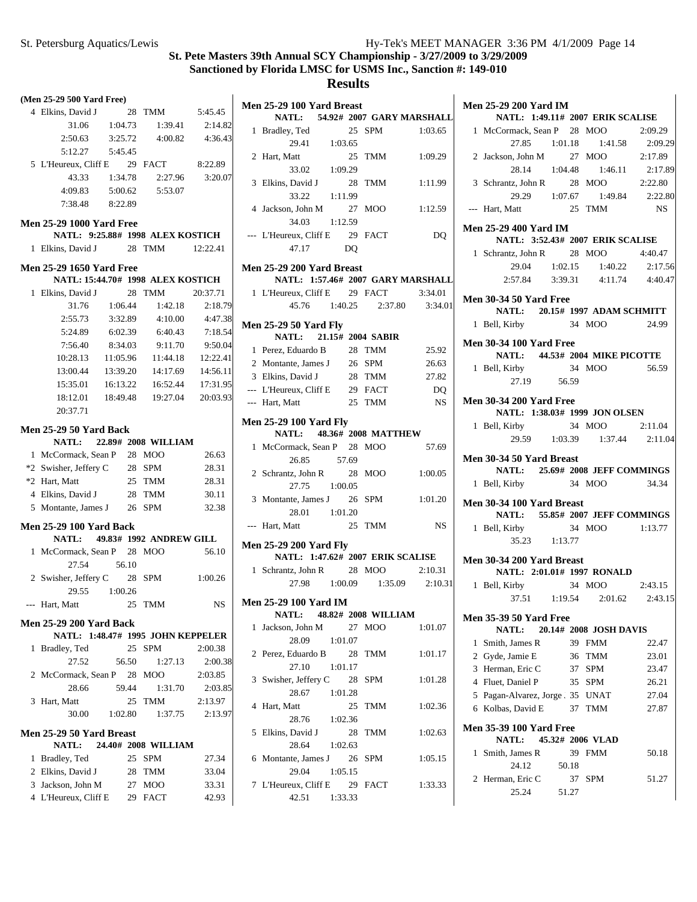# St. Pete Masters 39th Annual SCY Championship - 3/27/2009 to 3/29/2009

## Sanctioned by Florida LMSC for USMS Inc., Sanction #: 149-010

## Results

### (Men 25-29 500 Yard Free)

| Place | Name | Age | Team | Time |
|---|---|---|---|---|
| 4 | Elkins, David J | 28 | TMM | 5:45.45 |
| | 31.06 1:04.73 1:39.41 2:14.82 3:25.72 4:00.82 4:36.43 2:50.63 5:12.27 5:45.45 | | | |
| 5 | L'Heureux, Cliff E | 29 | FACT | 8:22.89 |
| | 43.33 1:34.78 2:27.96 3:20.07 4:09.83 5:00.62 5:53.07 7:38.48 8:22.89 | | | |

### Men 25-29 1000 Yard Free

NATL: 9:25.88# 1998 ALEX KOSTICH

| Place | Name | Age | Team | Time |
|---|---|---|---|---|
| 1 | Elkins, David J | 28 | TMM | 12:22.41 |

### Men 25-29 1650 Yard Free

NATL: 15:44.70# 1998 ALEX KOSTICH

| Place | Name | Age | Team | Time |
|---|---|---|---|---|
| 1 | Elkins, David J | 28 | TMM | 20:37.71 |
| | 31.76 1:06.44 1:42.18 2:18.79 2:55.73 3:32.89 4:10.00 4:47.38 5:24.89 6:02.39 6:40.43 7:18.54 7:56.40 8:34.03 9:11.70 9:50.04 10:28.13 11:05.96 11:44.18 12:22.41 13:00.44 13:39.20 14:17.69 14:56.11 15:35.01 16:13.22 16:52.44 17:31.95 18:12.01 18:49.48 19:27.04 20:03.93 20:37.71 | | | |

### Men 25-29 50 Yard Back

NATL: 22.89# 2008 WILLIAM

| Place | Name | Age | Team | Time |
|---|---|---|---|---|
| 1 | McCormack, Sean P | 28 | MOO | 26.63 |
| *2 | Swisher, Jeffery C | 28 | SPM | 28.31 |
| *2 | Hart, Matt | 25 | TMM | 28.31 |
| 4 | Elkins, David J | 28 | TMM | 30.11 |
| 5 | Montante, James J | 26 | SPM | 32.38 |

### Men 25-29 100 Yard Back

NATL: 49.83# 1992 ANDREW GILL

| Place | Name | Age | Team | Time |
|---|---|---|---|---|
| 1 | McCormack, Sean P | 28 | MOO | 56.10 |
| | 27.54 56.10 | | | |
| 2 | Swisher, Jeffery C | 28 | SPM | 1:00.26 |
| | 29.55 1:00.26 | | | |
| --- | Hart, Matt | 25 | TMM | NS |

### Men 25-29 200 Yard Back

NATL: 1:48.47# 1995 JOHN KEPPELER

| Place | Name | Age | Team | Time |
|---|---|---|---|---|
| 1 | Bradley, Ted | 25 | SPM | 2:00.38 |
| | 27.52 56.50 1:27.13 2:00.38 | | | |
| 2 | McCormack, Sean P | 28 | MOO | 2:03.85 |
| | 28.66 59.44 1:31.70 2:03.85 | | | |
| 3 | Hart, Matt | 25 | TMM | 2:13.97 |
| | 30.00 1:02.80 1:37.75 2:13.97 | | | |

### Men 25-29 50 Yard Breast

NATL: 24.40# 2008 WILLIAM

| Place | Name | Age | Team | Time |
|---|---|---|---|---|
| 1 | Bradley, Ted | 25 | SPM | 27.34 |
| 2 | Elkins, David J | 28 | TMM | 33.04 |
| 3 | Jackson, John M | 27 | MOO | 33.31 |
| 4 | L'Heureux, Cliff E | 29 | FACT | 42.93 |

### Men 25-29 100 Yard Breast

NATL: 54.92# 2007 GARY MARSHALL

| Place | Name | Age | Team | Time |
|---|---|---|---|---|
| 1 | Bradley, Ted | 25 | SPM | 1:03.65 |
| | 29.41 1:03.65 | | | |
| 2 | Hart, Matt | 25 | TMM | 1:09.29 |
| | 33.02 1:09.29 | | | |
| 3 | Elkins, David J | 28 | TMM | 1:11.99 |
| | 33.22 1:11.99 | | | |
| 4 | Jackson, John M | 27 | MOO | 1:12.59 |
| | 34.03 1:12.59 | | | |
| --- | L'Heureux, Cliff E | 29 | FACT | DQ |
| | 47.17 DQ | | | |

### Men 25-29 200 Yard Breast

NATL: 1:57.46# 2007 GARY MARSHALL

| Place | Name | Age | Team | Time |
|---|---|---|---|---|
| 1 | L'Heureux, Cliff E | 29 | FACT | 3:34.01 |
| | 45.76 1:40.25 2:37.80 3:34.01 | | | |

### Men 25-29 50 Yard Fly

NATL: 21.15# 2004 SABIR

| Place | Name | Age | Team | Time |
|---|---|---|---|---|
| 1 | Perez, Eduardo B | 28 | TMM | 25.92 |
| 2 | Montante, James J | 26 | SPM | 26.63 |
| 3 | Elkins, David J | 28 | TMM | 27.82 |
| --- | L'Heureux, Cliff E | 29 | FACT | DQ |
| --- | Hart, Matt | 25 | TMM | NS |

### Men 25-29 100 Yard Fly

NATL: 48.36# 2008 MATTHEW

| Place | Name | Age | Team | Time |
|---|---|---|---|---|
| 1 | McCormack, Sean P | 28 | MOO | 57.69 |
| | 26.85 57.69 | | | |
| 2 | Schrantz, John R | 28 | MOO | 1:00.05 |
| | 27.75 1:00.05 | | | |
| 3 | Montante, James J | 26 | SPM | 1:01.20 |
| | 28.01 1:01.20 | | | |
| --- | Hart, Matt | 25 | TMM | NS |

### Men 25-29 200 Yard Fly

NATL: 1:47.62# 2007 ERIK SCALISE

| Place | Name | Age | Team | Time |
|---|---|---|---|---|
| 1 | Schrantz, John R | 28 | MOO | 2:10.31 |
| | 27.98 1:00.09 1:35.09 2:10.31 | | | |

### Men 25-29 100 Yard IM

NATL: 48.82# 2008 WILLIAM

| Place | Name | Age | Team | Time |
|---|---|---|---|---|
| 1 | Jackson, John M | 27 | MOO | 1:01.07 |
| | 28.09 1:01.07 | | | |
| 2 | Perez, Eduardo B | 28 | TMM | 1:01.17 |
| | 27.10 1:01.17 | | | |
| 3 | Swisher, Jeffery C | 28 | SPM | 1:01.28 |
| | 28.67 1:01.28 | | | |
| 4 | Hart, Matt | 25 | TMM | 1:02.36 |
| | 28.76 1:02.36 | | | |
| 5 | Elkins, David J | 28 | TMM | 1:02.63 |
| | 28.64 1:02.63 | | | |
| 6 | Montante, James J | 26 | SPM | 1:05.15 |
| | 29.04 1:05.15 | | | |
| 7 | L'Heureux, Cliff E | 29 | FACT | 1:33.33 |
| | 42.51 1:33.33 | | | |

### Men 25-29 200 Yard IM

NATL: 1:49.11# 2007 ERIK SCALISE

| Place | Name | Age | Team | Time |
|---|---|---|---|---|
| 1 | McCormack, Sean P | 28 | MOO | 2:09.29 |
| | 27.85 1:01.18 1:41.58 2:09.29 | | | |
| 2 | Jackson, John M | 27 | MOO | 2:17.89 |
| | 28.14 1:04.48 1:46.11 2:17.89 | | | |
| 3 | Schrantz, John R | 28 | MOO | 2:22.80 |
| | 29.29 1:07.67 1:49.84 2:22.80 | | | |
| --- | Hart, Matt | 25 | TMM | NS |

### Men 25-29 400 Yard IM

NATL: 3:52.43# 2007 ERIK SCALISE

| Place | Name | Age | Team | Time |
|---|---|---|---|---|
| 1 | Schrantz, John R | 28 | MOO | 4:40.47 |
| | 29.04 1:02.15 1:40.22 2:17.56 2:57.84 3:39.31 4:11.74 4:40.47 | | | |

### Men 30-34 50 Yard Free

NATL: 20.15# 1997 ADAM SCHMITT

| Place | Name | Age | Team | Time |
|---|---|---|---|---|
| 1 | Bell, Kirby | 34 | MOO | 24.99 |

### Men 30-34 100 Yard Free

NATL: 44.53# 2004 MIKE PICOTTE

| Place | Name | Age | Team | Time |
|---|---|---|---|---|
| 1 | Bell, Kirby | 34 | MOO | 56.59 |
| | 27.19 56.59 | | | |

### Men 30-34 200 Yard Free

NATL: 1:38.03# 1999 JON OLSEN

| Place | Name | Age | Team | Time |
|---|---|---|---|---|
| 1 | Bell, Kirby | 34 | MOO | 2:11.04 |
| | 29.59 1:03.39 1:37.44 2:11.04 | | | |

### Men 30-34 50 Yard Breast

NATL: 25.69# 2008 JEFF COMMINGS

| Place | Name | Age | Team | Time |
|---|---|---|---|---|
| 1 | Bell, Kirby | 34 | MOO | 34.34 |

### Men 30-34 100 Yard Breast

NATL: 55.85# 2007 JEFF COMMINGS

| Place | Name | Age | Team | Time |
|---|---|---|---|---|
| 1 | Bell, Kirby | 34 | MOO | 1:13.77 |
| | 35.23 1:13.77 | | | |

### Men 30-34 200 Yard Breast

NATL: 2:01.01# 1997 RONALD

| Place | Name | Age | Team | Time |
|---|---|---|---|---|
| 1 | Bell, Kirby | 34 | MOO | 2:43.15 |
| | 37.51 1:19.54 2:01.62 2:43.15 | | | |

### Men 35-39 50 Yard Free

NATL: 20.14# 2008 JOSH DAVIS

| Place | Name | Age | Team | Time |
|---|---|---|---|---|
| 1 | Smith, James R | 39 | FMM | 22.47 |
| 2 | Gyde, Jamie E | 36 | TMM | 23.01 |
| 3 | Herman, Eric C | 37 | SPM | 23.47 |
| 4 | Fluet, Daniel P | 35 | SPM | 26.21 |
| 5 | Pagan-Alvarez, Jorge . | 35 | UNAT | 27.04 |
| 6 | Kolbas, David E | 37 | TMM | 27.87 |

### Men 35-39 100 Yard Free

NATL: 45.32# 2006 VLAD

| Place | Name | Age | Team | Time |
|---|---|---|---|---|
| 1 | Smith, James R | 39 | FMM | 50.18 |
| | 24.12 50.18 | | | |
| 2 | Herman, Eric C | 37 | SPM | 51.27 |
| | 25.24 51.27 | | | |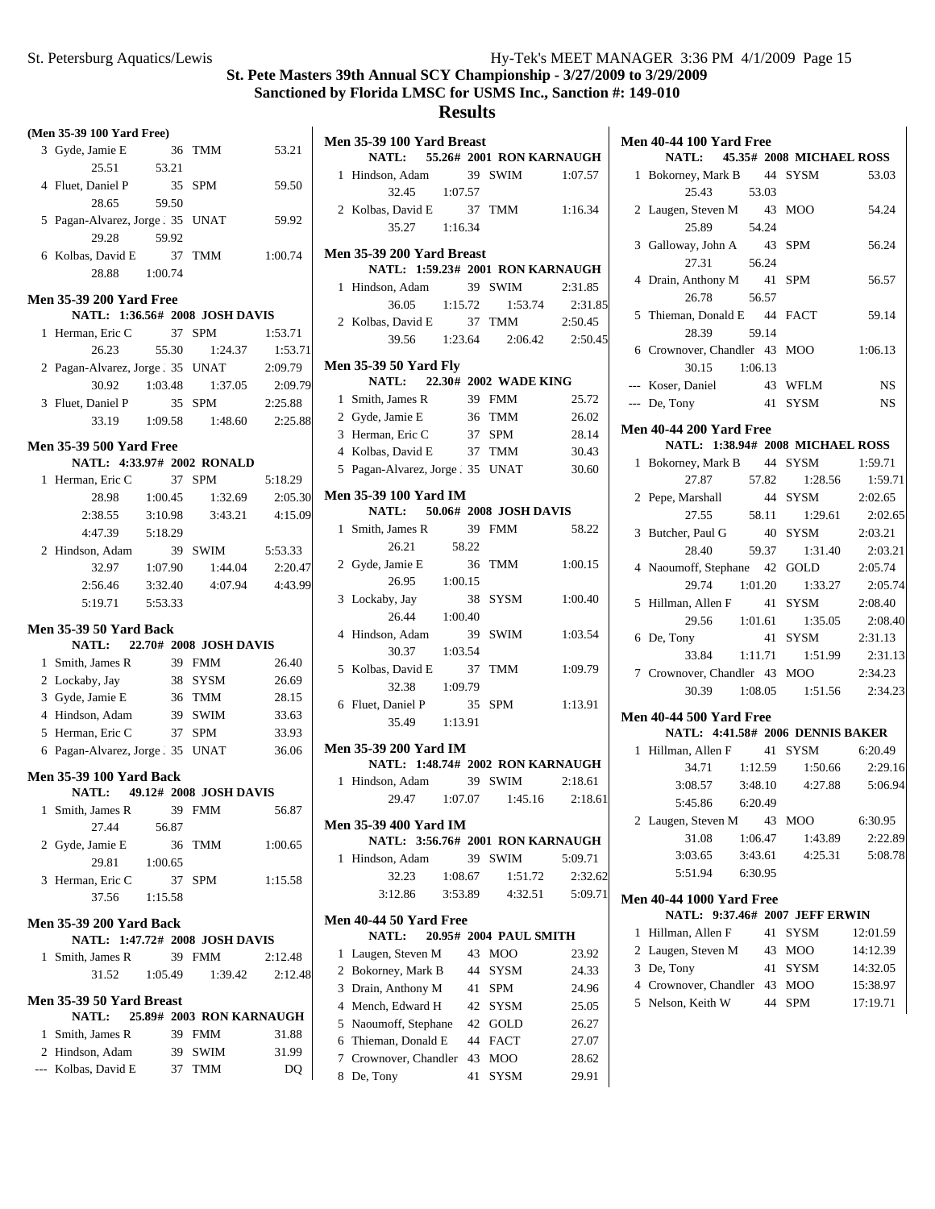# St. Pete Masters 39th Annual SCY Championship - 3/27/2009 to 3/29/2009

## Sanctioned by Florida LMSC for USMS Inc., Sanction #: 149-010

## Results

### (Men 35-39 100 Yard Free)

| Place | Name | Age | Team | Time |
|---|---|---|---|---|
| 3 | Gyde, Jamie E | 36 | TMM | 53.21 |
| | 25.51 53.21 | | | |
| 4 | Fluet, Daniel P | 35 | SPM | 59.50 |
| | 28.65 59.50 | | | |
| 5 | Pagan-Alvarez, Jorge | 35 | UNAT | 59.92 |
| | 29.28 59.92 | | | |
| 6 | Kolbas, David E | 37 | TMM | 1:00.74 |
| | 28.88 1:00.74 | | | |

### Men 35-39 200 Yard Free

NATL: 1:36.56# 2008 JOSH DAVIS

| Place | Name | Age | Team | Time |
|---|---|---|---|---|
| 1 | Herman, Eric C | 37 | SPM | 1:53.71 |
| | 26.23 55.30 1:24.37 1:53.71 | | | |
| 2 | Pagan-Alvarez, Jorge | 35 | UNAT | 2:09.79 |
| | 30.92 1:03.48 1:37.05 2:09.79 | | | |
| 3 | Fluet, Daniel P | 35 | SPM | 2:25.88 |
| | 33.19 1:09.58 1:48.60 2:25.88 | | | |

### Men 35-39 500 Yard Free

NATL: 4:33.97# 2002 RONALD

| Place | Name | Age | Team | Time |
|---|---|---|---|---|
| 1 | Herman, Eric C | 37 | SPM | 5:18.29 |
| | 28.98 1:00.45 1:32.69 2:05.30 | | | |
| | 2:38.55 3:10.98 3:43.21 4:15.09 | | | |
| | 4:47.39 5:18.29 | | | |
| 2 | Hindson, Adam | 39 | SWIM | 5:53.33 |
| | 32.97 1:07.90 1:44.04 2:20.47 | | | |
| | 2:56.46 3:32.40 4:07.94 4:43.99 | | | |
| | 5:19.71 5:53.33 | | | |

### Men 35-39 50 Yard Back

NATL: 22.70# 2008 JOSH DAVIS

| Place | Name | Age | Team | Time |
|---|---|---|---|---|
| 1 | Smith, James R | 39 | FMM | 26.40 |
| 2 | Lockaby, Jay | 38 | SYSM | 26.69 |
| 3 | Gyde, Jamie E | 36 | TMM | 28.15 |
| 4 | Hindson, Adam | 39 | SWIM | 33.63 |
| 5 | Herman, Eric C | 37 | SPM | 33.93 |
| 6 | Pagan-Alvarez, Jorge | 35 | UNAT | 36.06 |

### Men 35-39 100 Yard Back

NATL: 49.12# 2008 JOSH DAVIS

| Place | Name | Age | Team | Time |
|---|---|---|---|---|
| 1 | Smith, James R | 39 | FMM | 56.87 |
| | 27.44 56.87 | | | |
| 2 | Gyde, Jamie E | 36 | TMM | 1:00.65 |
| | 29.81 1:00.65 | | | |
| 3 | Herman, Eric C | 37 | SPM | 1:15.58 |
| | 37.56 1:15.58 | | | |

### Men 35-39 200 Yard Back

NATL: 1:47.72# 2008 JOSH DAVIS

| Place | Name | Age | Team | Time |
|---|---|---|---|---|
| 1 | Smith, James R | 39 | FMM | 2:12.48 |
| | 31.52 1:05.49 1:39.42 2:12.48 | | | |

### Men 35-39 50 Yard Breast

NATL: 25.89# 2003 RON KARNAUGH

| Place | Name | Age | Team | Time |
|---|---|---|---|---|
| 1 | Smith, James R | 39 | FMM | 31.88 |
| 2 | Hindson, Adam | 39 | SWIM | 31.99 |
| --- | Kolbas, David E | 37 | TMM | DQ |

### Men 35-39 100 Yard Breast

NATL: 55.26# 2001 RON KARNAUGH

| Place | Name | Age | Team | Time |
|---|---|---|---|---|
| 1 | Hindson, Adam | 39 | SWIM | 1:07.57 |
| | 32.45 1:07.57 | | | |
| 2 | Kolbas, David E | 37 | TMM | 1:16.34 |
| | 35.27 1:16.34 | | | |

### Men 35-39 200 Yard Breast

NATL: 1:59.23# 2001 RON KARNAUGH

| Place | Name | Age | Team | Time |
|---|---|---|---|---|
| 1 | Hindson, Adam | 39 | SWIM | 2:31.85 |
| | 36.05 1:15.72 1:53.74 2:31.85 | | | |
| 2 | Kolbas, David E | 37 | TMM | 2:50.45 |
| | 39.56 1:23.64 2:06.42 2:50.45 | | | |

### Men 35-39 50 Yard Fly

NATL: 22.30# 2002 WADE KING

| Place | Name | Age | Team | Time |
|---|---|---|---|---|
| 1 | Smith, James R | 39 | FMM | 25.72 |
| 2 | Gyde, Jamie E | 36 | TMM | 26.02 |
| 3 | Herman, Eric C | 37 | SPM | 28.14 |
| 4 | Kolbas, David E | 37 | TMM | 30.43 |
| 5 | Pagan-Alvarez, Jorge | 35 | UNAT | 30.60 |

### Men 35-39 100 Yard IM

NATL: 50.06# 2008 JOSH DAVIS

| Place | Name | Age | Team | Time |
|---|---|---|---|---|
| 1 | Smith, James R | 39 | FMM | 58.22 |
| | 26.21 58.22 | | | |
| 2 | Gyde, Jamie E | 36 | TMM | 1:00.15 |
| | 26.95 1:00.15 | | | |
| 3 | Lockaby, Jay | 38 | SYSM | 1:00.40 |
| | 26.44 1:00.40 | | | |
| 4 | Hindson, Adam | 39 | SWIM | 1:03.54 |
| | 30.37 1:03.54 | | | |
| 5 | Kolbas, David E | 37 | TMM | 1:09.79 |
| | 32.38 1:09.79 | | | |
| 6 | Fluet, Daniel P | 35 | SPM | 1:13.91 |
| | 35.49 1:13.91 | | | |

### Men 35-39 200 Yard IM

NATL: 1:48.74# 2002 RON KARNAUGH

| Place | Name | Age | Team | Time |
|---|---|---|---|---|
| 1 | Hindson, Adam | 39 | SWIM | 2:18.61 |
| | 29.47 1:07.07 1:45.16 2:18.61 | | | |

### Men 35-39 400 Yard IM

NATL: 3:56.76# 2001 RON KARNAUGH

| Place | Name | Age | Team | Time |
|---|---|---|---|---|
| 1 | Hindson, Adam | 39 | SWIM | 5:09.71 |
| | 32.23 1:08.67 1:51.72 2:32.62 | | | |
| | 3:12.86 3:53.89 4:32.51 5:09.71 | | | |

### Men 40-44 50 Yard Free

NATL: 20.95# 2004 PAUL SMITH

| Place | Name | Age | Team | Time |
|---|---|---|---|---|
| 1 | Laugen, Steven M | 43 | MOO | 23.92 |
| 2 | Bokorney, Mark B | 44 | SYSM | 24.33 |
| 3 | Drain, Anthony M | 41 | SPM | 24.96 |
| 4 | Mench, Edward H | 42 | SYSM | 25.05 |
| 5 | Naoumoff, Stephane | 42 | GOLD | 26.27 |
| 6 | Thieman, Donald E | 44 | FACT | 27.07 |
| 7 | Crownover, Chandler | 43 | MOO | 28.62 |
| 8 | De, Tony | 41 | SYSM | 29.91 |

### Men 40-44 100 Yard Free

NATL: 45.35# 2008 MICHAEL ROSS

| Place | Name | Age | Team | Time |
|---|---|---|---|---|
| 1 | Bokorney, Mark B | 44 | SYSM | 53.03 |
| | 25.43 53.03 | | | |
| 2 | Laugen, Steven M | 43 | MOO | 54.24 |
| | 25.89 54.24 | | | |
| 3 | Galloway, John A | 43 | SPM | 56.24 |
| | 27.31 56.24 | | | |
| 4 | Drain, Anthony M | 41 | SPM | 56.57 |
| | 26.78 56.57 | | | |
| 5 | Thieman, Donald E | 44 | FACT | 59.14 |
| | 28.39 59.14 | | | |
| 6 | Crownover, Chandler | 43 | MOO | 1:06.13 |
| | 30.15 1:06.13 | | | |
| --- | Koser, Daniel | 43 | WFLM | NS |
| --- | De, Tony | 41 | SYSM | NS |

### Men 40-44 200 Yard Free

NATL: 1:38.94# 2008 MICHAEL ROSS

| Place | Name | Age | Team | Time |
|---|---|---|---|---|
| 1 | Bokorney, Mark B | 44 | SYSM | 1:59.71 |
| | 27.87 57.82 1:28.56 1:59.71 | | | |
| 2 | Pepe, Marshall | 44 | SYSM | 2:02.65 |
| | 27.55 58.11 1:29.61 2:02.65 | | | |
| 3 | Butcher, Paul G | 40 | SYSM | 2:03.21 |
| | 28.40 59.37 1:31.40 2:03.21 | | | |
| 4 | Naoumoff, Stephane | 42 | GOLD | 2:05.74 |
| | 29.74 1:01.20 1:33.27 2:05.74 | | | |
| 5 | Hillman, Allen F | 41 | SYSM | 2:08.40 |
| | 29.56 1:01.61 1:35.05 2:08.40 | | | |
| 6 | De, Tony | 41 | SYSM | 2:31.13 |
| | 33.84 1:11.71 1:51.99 2:31.13 | | | |
| 7 | Crownover, Chandler | 43 | MOO | 2:34.23 |
| | 30.39 1:08.05 1:51.56 2:34.23 | | | |

### Men 40-44 500 Yard Free

NATL: 4:41.58# 2006 DENNIS BAKER

| Place | Name | Age | Team | Time |
|---|---|---|---|---|
| 1 | Hillman, Allen F | 41 | SYSM | 6:20.49 |
| | 34.71 1:12.59 1:50.66 2:29.16 | | | |
| | 3:08.57 3:48.10 4:27.88 5:06.94 | | | |
| | 5:45.86 6:20.49 | | | |
| 2 | Laugen, Steven M | 43 | MOO | 6:30.95 |
| | 31.08 1:06.47 1:43.89 2:22.89 | | | |
| | 3:03.65 3:43.61 4:25.31 5:08.78 | | | |
| | 5:51.94 6:30.95 | | | |

### Men 40-44 1000 Yard Free

NATL: 9:37.46# 2007 JEFF ERWIN

| Place | Name | Age | Team | Time |
|---|---|---|---|---|
| 1 | Hillman, Allen F | 41 | SYSM | 12:01.59 |
| 2 | Laugen, Steven M | 43 | MOO | 14:12.39 |
| 3 | De, Tony | 41 | SYSM | 14:32.05 |
| 4 | Crownover, Chandler | 43 | MOO | 15:38.97 |
| 5 | Nelson, Keith W | 44 | SPM | 17:19.71 |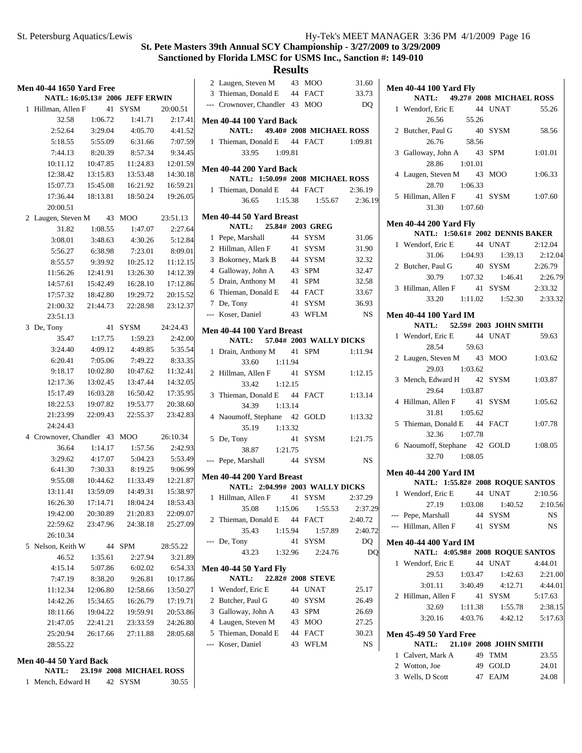## St. Pete Masters 39th Annual SCY Championship - 3/27/2009 to 3/29/2009

## Sanctioned by Florida LMSC for USMS Inc., Sanction #: 149-010

## Results

### Men 40-44 1650 Yard Free

NATL: 16:05.13# 2006 JEFF ERWIN

1 Hillman, Allen F 41 SYSM 20:00.51
32.58 1:06.72 1:41.71 2:17.41
2:52.64 3:29.04 4:05.70 4:41.52
5:18.55 5:55.09 6:31.66 7:07.59
7:44.13 8:20.39 8:57.34 9:34.45
10:11.12 10:47.85 11:24.83 12:01.59
12:38.42 13:15.83 13:53.48 14:30.18
15:07.73 15:45.08 16:21.92 16:59.21
17:36.44 18:13.81 18:50.24 19:26.05
20:00.51

2 Laugen, Steven M 43 MOO 23:51.13
31.82 1:08.55 1:47.07 2:27.64
3:08.01 3:48.63 4:30.26 5:12.84
5:56.27 6:38.98 7:23.01 8:09.01
8:55.57 9:39.92 10:25.12 11:12.15
11:56.26 12:41.91 13:26.30 14:12.39
14:57.61 15:42.49 16:28.10 17:12.86
17:57.32 18:42.80 19:29.72 20:15.52
21:00.32 21:44.73 22:28.98 23:12.37
23:51.13

3 De, Tony 41 SYSM 24:24.43
35.47 1:17.75 1:59.23 2:42.00
3:24.40 4:09.12 4:49.85 5:35.54
6:20.41 7:05.06 7:49.22 8:33.35
9:18.17 10:02.80 10:47.62 11:32.41
12:17.36 13:02.45 13:47.44 14:32.05
15:17.49 16:03.28 16:50.42 17:35.95
18:22.53 19:07.82 19:53.77 20:38.60
21:23.99 22:09.43 22:55.37 23:42.83
24:24.43

4 Crownover, Chandler 43 MOO 26:10.34
36.64 1:14.17 1:57.56 2:42.93
3:29.62 4:17.07 5:04.23 5:53.49
6:41.30 7:30.33 8:19.25 9:06.99
9:55.08 10:44.62 11:33.49 12:21.87
13:11.41 13:59.09 14:49.31 15:38.97
16:26.30 17:14.71 18:04.24 18:53.43
19:42.00 20:30.89 21:20.83 22:09.07
22:59.62 23:47.96 24:38.18 25:27.09
26:10.34

5 Nelson, Keith W 44 SPM 28:55.22
46.52 1:35.61 2:27.94 3:21.89
4:15.14 5:07.86 6:02.02 6:54.33
7:47.19 8:38.20 9:26.81 10:17.86
11:12.34 12:06.80 12:58.66 13:50.27
14:42.26 15:34.65 16:26.79 17:19.71
18:11.66 19:04.22 19:59.91 20:53.86
21:47.05 22:41.21 23:33.59 24:26.80
25:20.94 26:17.66 27:11.88 28:05.68
28:55.22

### Men 40-44 50 Yard Back

NATL: 23.19# 2008 MICHAEL ROSS

1 Mench, Edward H 42 SYSM 30.55
2 Laugen, Steven M 43 MOO 31.60
3 Thieman, Donald E 44 FACT 33.73
--- Crownover, Chandler 43 MOO DQ

### Men 40-44 100 Yard Back

NATL: 49.40# 2008 MICHAEL ROSS

1 Thieman, Donald E 44 FACT 1:09.81
33.95 1:09.81

### Men 40-44 200 Yard Back

NATL: 1:50.09# 2008 MICHAEL ROSS

1 Thieman, Donald E 44 FACT 2:36.19
36.65 1:15.38 1:55.67 2:36.19

### Men 40-44 50 Yard Breast

NATL: 25.84# 2003 GREG

1 Pepe, Marshall 44 SYSM 31.06
2 Hillman, Allen F 41 SYSM 31.90
3 Bokorney, Mark B 44 SYSM 32.32
4 Galloway, John A 43 SPM 32.47
5 Drain, Anthony M 41 SPM 32.58
6 Thieman, Donald E 44 FACT 33.67
7 De, Tony 41 SYSM 36.93
--- Koser, Daniel 43 WFLM NS

### Men 40-44 100 Yard Breast

NATL: 57.04# 2003 WALLY DICKS

1 Drain, Anthony M 41 SPM 1:11.94
33.60 1:11.94
2 Hillman, Allen F 41 SYSM 1:12.15
33.42 1:12.15
3 Thieman, Donald E 44 FACT 1:13.14
34.39 1:13.14
4 Naoumoff, Stephane 42 GOLD 1:13.32
35.19 1:13.32
5 De, Tony 41 SYSM 1:21.75
38.87 1:21.75
--- Pepe, Marshall 44 SYSM NS

### Men 40-44 200 Yard Breast

NATL: 2:04.99# 2003 WALLY DICKS

1 Hillman, Allen F 41 SYSM 2:37.29
35.08 1:15.06 1:55.53 2:37.29
2 Thieman, Donald E 44 FACT 2:40.72
35.43 1:15.94 1:57.89 2:40.72
--- De, Tony 41 SYSM DQ
43.23 1:32.96 2:24.76 DQ

### Men 40-44 50 Yard Fly

NATL: 22.82# 2008 STEVE

1 Wendorf, Eric E 44 UNAT 25.17
2 Butcher, Paul G 40 SYSM 26.49
3 Galloway, John A 43 SPM 26.69
4 Laugen, Steven M 43 MOO 27.25
5 Thieman, Donald E 44 FACT 30.23
--- Koser, Daniel 43 WFLM NS

### Men 40-44 100 Yard Fly

NATL: 49.27# 2008 MICHAEL ROSS

1 Wendorf, Eric E 44 UNAT 55.26
26.56 55.26
2 Butcher, Paul G 40 SYSM 58.56
26.76 58.56
3 Galloway, John A 43 SPM 1:01.01
28.86 1:01.01
4 Laugen, Steven M 43 MOO 1:06.33
28.70 1:06.33
5 Hillman, Allen F 41 SYSM 1:07.60
31.30 1:07.60

### Men 40-44 200 Yard Fly

NATL: 1:50.61# 2002 DENNIS BAKER

1 Wendorf, Eric E 44 UNAT 2:12.04
31.06 1:04.93 1:39.13 2:12.04
2 Butcher, Paul G 40 SYSM 2:26.79
30.79 1:07.32 1:46.41 2:26.79
3 Hillman, Allen F 41 SYSM 2:33.32
33.20 1:11.02 1:52.30 2:33.32

### Men 40-44 100 Yard IM

NATL: 52.59# 2003 JOHN SMITH

1 Wendorf, Eric E 44 UNAT 59.63
28.54 59.63
2 Laugen, Steven M 43 MOO 1:03.62
29.03 1:03.62
3 Mench, Edward H 42 SYSM 1:03.87
29.64 1:03.87
4 Hillman, Allen F 41 SYSM 1:05.62
31.81 1:05.62
5 Thieman, Donald E 44 FACT 1:07.78
32.36 1:07.78
6 Naoumoff, Stephane 42 GOLD 1:08.05
32.70 1:08.05

### Men 40-44 200 Yard IM

NATL: 1:55.82# 2008 ROQUE SANTOS

1 Wendorf, Eric E 44 UNAT 2:10.56
27.19 1:03.08 1:40.52 2:10.56
--- Pepe, Marshall 44 SYSM NS
--- Hillman, Allen F 41 SYSM NS

### Men 40-44 400 Yard IM

NATL: 4:05.98# 2008 ROQUE SANTOS

1 Wendorf, Eric E 44 UNAT 4:44.01
29.53 1:03.47 1:42.63 2:21.00
3:01.11 3:40.49 4:12.71 4:44.01
2 Hillman, Allen F 41 SYSM 5:17.63
32.69 1:11.38 1:55.78 2:38.15
3:20.16 4:03.76 4:42.12 5:17.63

### Men 45-49 50 Yard Free

NATL: 21.10# 2008 JOHN SMITH

1 Calvert, Mark A 49 TMM 23.55
2 Wotton, Joe 49 GOLD 24.01
3 Wells, D Scott 47 EAJM 24.08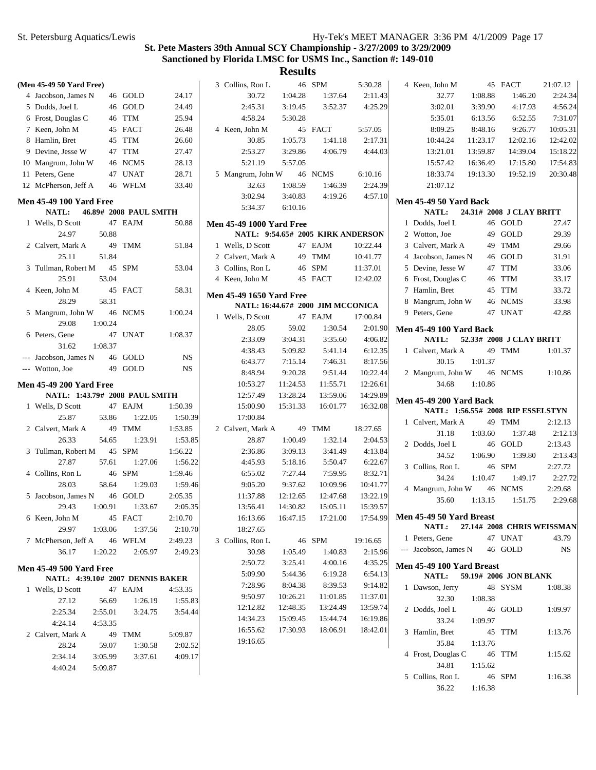## St. Pete Masters 39th Annual SCY Championship - 3/27/2009 to 3/29/2009

### Sanctioned by Florida LMSC for USMS Inc., Sanction #: 149-010

## Results

### (Men 45-49 50 Yard Free)

| | Name | Age | Team | Time |
|---|---|---|---|---|
| 4 | Jacobson, James N | 46 | GOLD | 24.17 |
| 5 | Dodds, Joel L | 46 | GOLD | 24.49 |
| 6 | Frost, Douglas C | 46 | TTM | 25.94 |
| 7 | Keen, John M | 45 | FACT | 26.48 |
| 8 | Hamlin, Bret | 45 | TTM | 26.60 |
| 9 | Devine, Jesse W | 47 | TTM | 27.47 |
| 10 | Mangrum, John W | 46 | NCMS | 28.13 |
| 11 | Peters, Gene | 47 | UNAT | 28.71 |
| 12 | McPherson, Jeff A | 46 | WFLM | 33.40 |

### Men 45-49 100 Yard Free

NATL: 46.89# 2008 PAUL SMITH

| | Name | Age | Team | Time |
|---|---|---|---|---|
| 1 | Wells, D Scott | 47 | EAJM | 50.88 |
| | 24.97 | 50.88 | | |
| 2 | Calvert, Mark A | 49 | TMM | 51.84 |
| | 25.11 | 51.84 | | |
| 3 | Tullman, Robert M | 45 | SPM | 53.04 |
| | 25.91 | 53.04 | | |
| 4 | Keen, John M | 45 | FACT | 58.31 |
| | 28.29 | 58.31 | | |
| 5 | Mangrum, John W | 46 | NCMS | 1:00.24 |
| | 29.08 | 1:00.24 | | |
| 6 | Peters, Gene | 47 | UNAT | 1:08.37 |
| | 31.62 | 1:08.37 | | |
| --- | Jacobson, James N | 46 | GOLD | NS |
| --- | Wotton, Joe | 49 | GOLD | NS |

### Men 45-49 200 Yard Free

NATL: 1:43.79# 2008 PAUL SMITH

| | Name | Age | Team | Time |
|---|---|---|---|---|
| 1 | Wells, D Scott | 47 | EAJM | 1:50.39 |
| | 25.87 | 53.86 | 1:22.05 | 1:50.39 |
| 2 | Calvert, Mark A | 49 | TMM | 1:53.85 |
| | 26.33 | 54.65 | 1:23.91 | 1:53.85 |
| 3 | Tullman, Robert M | 45 | SPM | 1:56.22 |
| | 27.87 | 57.61 | 1:27.06 | 1:56.22 |
| 4 | Collins, Ron L | 46 | SPM | 1:59.46 |
| | 28.03 | 58.64 | 1:29.03 | 1:59.46 |
| 5 | Jacobson, James N | 46 | GOLD | 2:05.35 |
| | 29.43 | 1:00.91 | 1:33.67 | 2:05.35 |
| 6 | Keen, John M | 45 | FACT | 2:10.70 |
| | 29.97 | 1:03.06 | 1:37.56 | 2:10.70 |
| 7 | McPherson, Jeff A | 46 | WFLM | 2:49.23 |
| | 36.17 | 1:20.22 | 2:05.97 | 2:49.23 |

### Men 45-49 500 Yard Free

NATL: 4:39.10# 2007 DENNIS BAKER

| | Name | Age | Team | Time |
|---|---|---|---|---|
| 1 | Wells, D Scott | 47 | EAJM | 4:53.35 |
| | 27.12 | 56.69 | 1:26.19 | 1:55.83 |
| | 2:25.34 | 2:55.01 | 3:24.75 | 3:54.44 |
| | 4:24.14 | 4:53.35 | | |
| 2 | Calvert, Mark A | 49 | TMM | 5:09.87 |
| | 28.24 | 59.07 | 1:30.58 | 2:02.52 |
| | 2:34.14 | 3:05.99 | 3:37.61 | 4:09.17 |
| | 4:40.24 | 5:09.87 | | |
| 3 | Collins, Ron L | 46 | SPM | 5:30.28 |
| | 30.72 | 1:04.28 | 1:37.64 | 2:11.43 |
| | 2:45.31 | 3:19.45 | 3:52.37 | 4:25.29 |
| | 4:58.24 | 5:30.28 | | |
| 4 | Keen, John M | 45 | FACT | 5:57.05 |
| | 30.85 | 1:05.73 | 1:41.18 | 2:17.31 |
| | 2:53.27 | 3:29.86 | 4:06.79 | 4:44.03 |
| | 5:21.19 | 5:57.05 | | |
| 5 | Mangrum, John W | 46 | NCMS | 6:10.16 |
| | 32.63 | 1:08.59 | 1:46.39 | 2:24.39 |
| | 3:02.94 | 3:40.83 | 4:19.26 | 4:57.10 |
| | 5:34.37 | 6:10.16 | | |

### Men 45-49 1000 Yard Free

NATL: 9:54.65# 2005 KIRK ANDERSON

| | Name | Age | Team | Time |
|---|---|---|---|---|
| 1 | Wells, D Scott | 47 | EAJM | 10:22.44 |
| 2 | Calvert, Mark A | 49 | TMM | 10:41.77 |
| 3 | Collins, Ron L | 46 | SPM | 11:37.01 |
| 4 | Keen, John M | 45 | FACT | 12:42.02 |

### Men 45-49 1650 Yard Free

NATL: 16:44.67# 2000 JIM MCCONICA

| | Name | Age | Team | Time |
|---|---|---|---|---|
| 1 | Wells, D Scott | 47 | EAJM | 17:00.84 |
| | 28.05 | 59.02 | 1:30.54 | 2:01.90 |
| | 2:33.09 | 3:04.31 | 3:35.60 | 4:06.82 |
| | 4:38.43 | 5:09.82 | 5:41.14 | 6:12.35 |
| | 6:43.77 | 7:15.14 | 7:46.31 | 8:17.56 |
| | 8:48.94 | 9:20.28 | 9:51.44 | 10:22.44 |
| | 10:53.27 | 11:24.53 | 11:55.71 | 12:26.61 |
| | 12:57.49 | 13:28.24 | 13:59.06 | 14:29.89 |
| | 15:00.90 | 15:31.33 | 16:01.77 | 16:32.08 |
| | 17:00.84 | | | |
| 2 | Calvert, Mark A | 49 | TMM | 18:27.65 |
| | 28.87 | 1:00.49 | 1:32.14 | 2:04.53 |
| | 2:36.86 | 3:09.13 | 3:41.49 | 4:13.84 |
| | 4:45.93 | 5:18.16 | 5:50.47 | 6:22.67 |
| | 6:55.02 | 7:27.44 | 7:59.95 | 8:32.71 |
| | 9:05.20 | 9:37.62 | 10:09.96 | 10:41.77 |
| | 11:37.88 | 12:12.65 | 12:47.68 | 13:22.19 |
| | 13:56.41 | 14:30.82 | 15:05.11 | 15:39.57 |
| | 16:13.66 | 16:47.15 | 17:21.00 | 17:54.99 |
| | 18:27.65 | | | |
| 3 | Collins, Ron L | 46 | SPM | 19:16.65 |
| | 30.98 | 1:05.49 | 1:40.83 | 2:15.96 |
| | 2:50.72 | 3:25.41 | 4:00.16 | 4:35.25 |
| | 5:09.90 | 5:44.36 | 6:19.28 | 6:54.13 |
| | 7:28.96 | 8:04.38 | 8:39.53 | 9:14.82 |
| | 9:50.97 | 10:26.21 | 11:01.85 | 11:37.01 |
| | 12:12.82 | 12:48.35 | 13:24.49 | 13:59.74 |
| | 14:34.23 | 15:09.45 | 15:44.74 | 16:19.86 |
| | 16:55.62 | 17:30.93 | 18:06.91 | 18:42.01 |
| | 19:16.65 | | | |
| 4 | Keen, John M | 45 | FACT | 21:07.12 |
| | 32.77 | 1:08.88 | 1:46.20 | 2:24.34 |
| | 3:02.01 | 3:39.90 | 4:17.93 | 4:56.24 |
| | 5:35.01 | 6:13.56 | 6:52.55 | 7:31.07 |
| | 8:09.25 | 8:48.16 | 9:26.77 | 10:05.31 |
| | 10:44.24 | 11:23.17 | 12:02.16 | 12:42.02 |
| | 13:21.01 | 13:59.87 | 14:39.04 | 15:18.22 |
| | 15:57.42 | 16:36.49 | 17:15.80 | 17:54.83 |
| | 18:33.74 | 19:13.30 | 19:52.19 | 20:30.48 |
| | 21:07.12 | | | |

### Men 45-49 50 Yard Back

NATL: 24.31# 2008 J CLAY BRITT

| | Name | Age | Team | Time |
|---|---|---|---|---|
| 1 | Dodds, Joel L | 46 | GOLD | 27.47 |
| 2 | Wotton, Joe | 49 | GOLD | 29.39 |
| 3 | Calvert, Mark A | 49 | TMM | 29.66 |
| 4 | Jacobson, James N | 46 | GOLD | 31.91 |
| 5 | Devine, Jesse W | 47 | TTM | 33.06 |
| 6 | Frost, Douglas C | 46 | TTM | 33.17 |
| 7 | Hamlin, Bret | 45 | TTM | 33.72 |
| 8 | Mangrum, John W | 46 | NCMS | 33.98 |
| 9 | Peters, Gene | 47 | UNAT | 42.88 |

### Men 45-49 100 Yard Back

NATL: 52.33# 2008 J CLAY BRITT

| | Name | Age | Team | Time |
|---|---|---|---|---|
| 1 | Calvert, Mark A | 49 | TMM | 1:01.37 |
| | 30.15 | 1:01.37 | | |
| 2 | Mangrum, John W | 46 | NCMS | 1:10.86 |
| | 34.68 | 1:10.86 | | |

### Men 45-49 200 Yard Back

NATL: 1:56.55# 2008 RIP ESSELSTYN

| | Name | Age | Team | Time |
|---|---|---|---|---|
| 1 | Calvert, Mark A | 49 | TMM | 2:12.13 |
| | 31.18 | 1:03.60 | 1:37.48 | 2:12.13 |
| 2 | Dodds, Joel L | 46 | GOLD | 2:13.43 |
| | 34.52 | 1:06.90 | 1:39.80 | 2:13.43 |
| 3 | Collins, Ron L | 46 | SPM | 2:27.72 |
| | 34.24 | 1:10.47 | 1:49.17 | 2:27.72 |
| 4 | Mangrum, John W | 46 | NCMS | 2:29.68 |
| | 35.60 | 1:13.15 | 1:51.75 | 2:29.68 |

### Men 45-49 50 Yard Breast

NATL: 27.14# 2008 CHRIS WEISSMAN

| | Name | Age | Team | Time |
|---|---|---|---|---|
| 1 | Peters, Gene | 47 | UNAT | 43.79 |
| --- | Jacobson, James N | 46 | GOLD | NS |

### Men 45-49 100 Yard Breast

NATL: 59.19# 2006 JON BLANK

| | Name | Age | Team | Time |
|---|---|---|---|---|
| 1 | Dawson, Jerry | 48 | SYSM | 1:08.38 |
| | 32.30 | 1:08.38 | | |
| 2 | Dodds, Joel L | 46 | GOLD | 1:09.97 |
| | 33.24 | 1:09.97 | | |
| 3 | Hamlin, Bret | 45 | TTM | 1:13.76 |
| | 35.84 | 1:13.76 | | |
| 4 | Frost, Douglas C | 46 | TTM | 1:15.62 |
| | 34.81 | 1:15.62 | | |
| 5 | Collins, Ron L | 46 | SPM | 1:16.38 |
| | 36.22 | 1:16.38 | | |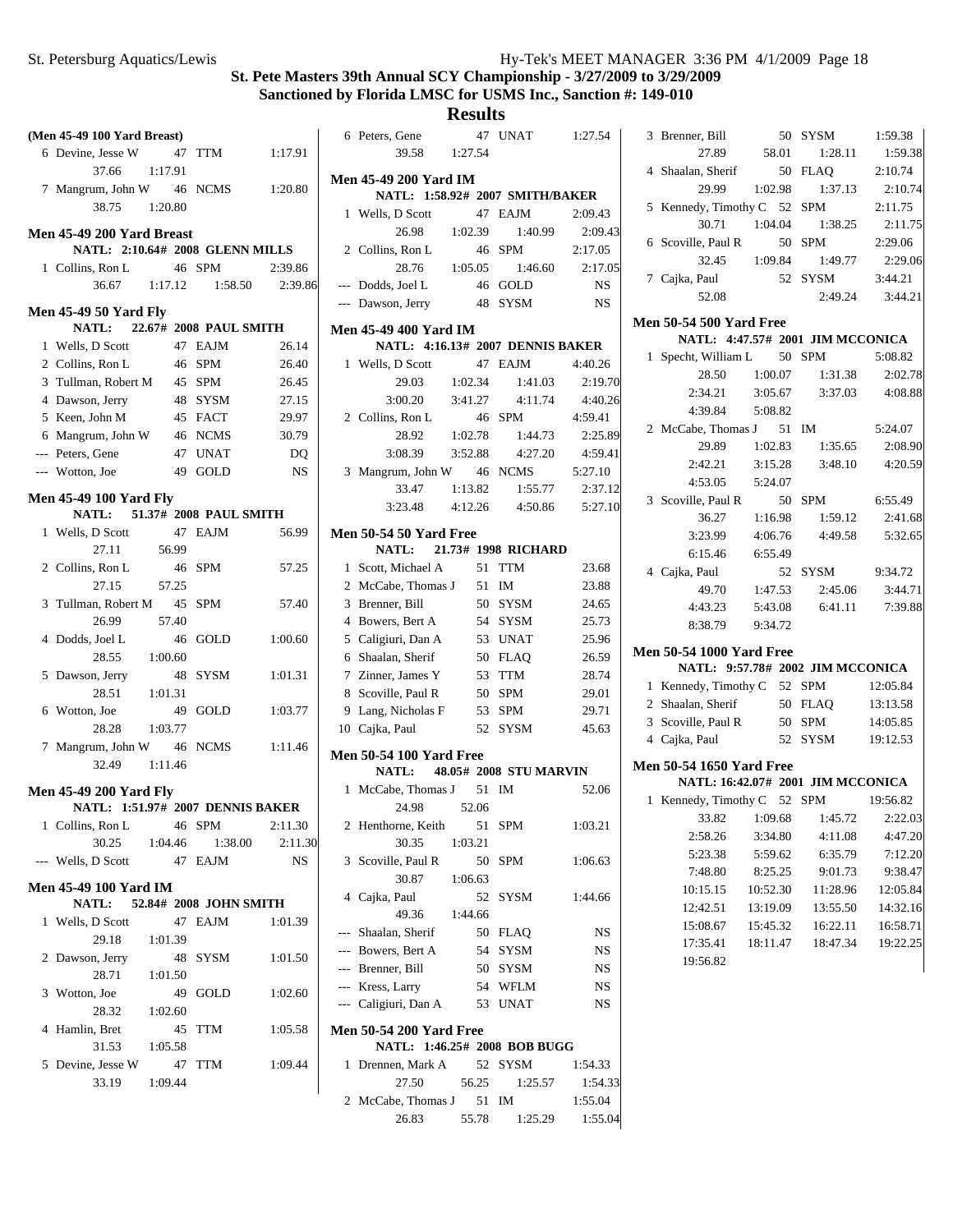# St. Pete Masters 39th Annual SCY Championship - 3/27/2009 to 3/29/2009

## Sanctioned by Florida LMSC for USMS Inc., Sanction #: 149-010

## Results

### (Men 45-49 100 Yard Breast)

```
 6 Devine, Jesse W        47 TTM       1:17.91
       37.66    1:17.91
 7 Mangrum, John W        46 NCMS      1:20.80
       38.75    1:20.80
```

### Men 45-49 200 Yard Breast

NATL: 2:10.64# 2008 GLENN MILLS

```
 1 Collins, Ron L         46 SPM       2:39.86
       36.67    1:17.12    1:58.50    2:39.86
```

### Men 45-49 50 Yard Fly

NATL: 22.67# 2008 PAUL SMITH

```
  1 Wells, D Scott        47 EAJM        26.14
  2 Collins, Ron L        46 SPM         26.40
  3 Tullman, Robert M     45 SPM         26.45
  4 Dawson, Jerry         48 SYSM        27.15
  5 Keen, John M          45 FACT        29.97
  6 Mangrum, John W       46 NCMS        30.79
--- Peters, Gene          47 UNAT           DQ
--- Wotton, Joe           49 GOLD           NS
```

### Men 45-49 100 Yard Fly

NATL: 51.37# 2008 PAUL SMITH

```
 1 Wells, D Scott         47 EAJM        56.99
       27.11      56.99
 2 Collins, Ron L         46 SPM         57.25
       27.15      57.25
 3 Tullman, Robert M      45 SPM         57.40
       26.99      57.40
 4 Dodds, Joel L          46 GOLD      1:00.60
       28.55    1:00.60
 5 Dawson, Jerry          48 SYSM      1:01.31
       28.51    1:01.31
 6 Wotton, Joe            49 GOLD      1:03.77
       28.28    1:03.77
 7 Mangrum, John W        46 NCMS      1:11.46
       32.49    1:11.46
```

### Men 45-49 200 Yard Fly

NATL: 1:51.97# 2007 DENNIS BAKER

```
  1 Collins, Ron L        46 SPM       2:11.30
       30.25    1:04.46    1:38.00    2:11.30
--- Wells, D Scott        47 EAJM           NS
```

### Men 45-49 100 Yard IM

NATL: 52.84# 2008 JOHN SMITH

```
 1 Wells, D Scott         47 EAJM      1:01.39
       29.18    1:01.39
 2 Dawson, Jerry          48 SYSM      1:01.50
       28.71    1:01.50
 3 Wotton, Joe            49 GOLD      1:02.60
       28.32    1:02.60
 4 Hamlin, Bret           45 TTM       1:05.58
       31.53    1:05.58
 5 Devine, Jesse W        47 TTM       1:09.44
       33.19    1:09.44
 6 Peters, Gene           47 UNAT      1:27.54
       39.58    1:27.54
```

### Men 45-49 200 Yard IM

NATL: 1:58.92# 2007 SMITH/BAKER

```
  1 Wells, D Scott        47 EAJM      2:09.43
       26.98    1:02.39    1:40.99    2:09.43
  2 Collins, Ron L        46 SPM       2:17.05
       28.76    1:05.05    1:46.60    2:17.05
--- Dodds, Joel L         46 GOLD           NS
--- Dawson, Jerry         48 SYSM           NS
```

### Men 45-49 400 Yard IM

NATL: 4:16.13# 2007 DENNIS BAKER

```
 1 Wells, D Scott         47 EAJM      4:40.26
       29.03    1:02.34    1:41.03    2:19.70
     3:00.20    3:41.27    4:11.74    4:40.26
 2 Collins, Ron L         46 SPM       4:59.41
       28.92    1:02.78    1:44.73    2:25.89
     3:08.39    3:52.88    4:27.20    4:59.41
 3 Mangrum, John W        46 NCMS      5:27.10
       33.47    1:13.82    1:55.77    2:37.12
     3:23.48    4:12.26    4:50.86    5:27.10
```

### Men 50-54 50 Yard Free

NATL: 21.73# 1998 RICHARD

```
  1 Scott, Michael A      51 TTM         23.68
  2 McCabe, Thomas J      51 IM          23.88
  3 Brenner, Bill         50 SYSM        24.65
  4 Bowers, Bert A        54 SYSM        25.73
  5 Caligiuri, Dan A      53 UNAT        25.96
  6 Shaalan, Sherif       50 FLAQ        26.59
  7 Zinner, James Y       53 TTM         28.74
  8 Scoville, Paul R      50 SPM         29.01
  9 Lang, Nicholas F      53 SPM         29.71
 10 Cajka, Paul           52 SYSM        45.63
```

### Men 50-54 100 Yard Free

NATL: 48.05# 2008 STU MARVIN

```
  1 McCabe, Thomas J      51 IM          52.06
       24.98      52.06
  2 Henthorne, Keith      51 SPM       1:03.21
       30.35    1:03.21
  3 Scoville, Paul R      50 SPM       1:06.63
       30.87    1:06.63
  4 Cajka, Paul           52 SYSM      1:44.66
       49.36    1:44.66
--- Shaalan, Sherif       50 FLAQ           NS
--- Bowers, Bert A        54 SYSM           NS
--- Brenner, Bill         50 SYSM           NS
--- Kress, Larry          54 WFLM           NS
--- Caligiuri, Dan A      53 UNAT           NS
```

### Men 50-54 200 Yard Free

NATL: 1:46.25# 2008 BOB BUGG

```
 1 Drennen, Mark A        52 SYSM      1:54.33
       27.50      56.25    1:25.57    1:54.33
 2 McCabe, Thomas J       51 IM        1:55.04
       26.83      55.78    1:25.29    1:55.04
 3 Brenner, Bill          50 SYSM      1:59.38
       27.89      58.01    1:28.11    1:59.38
 4 Shaalan, Sherif        50 FLAQ      2:10.74
       29.99    1:02.98    1:37.13    2:10.74
 5 Kennedy, Timothy C     52 SPM       2:11.75
       30.71    1:04.04    1:38.25    2:11.75
 6 Scoville, Paul R       50 SPM       2:29.06
       32.45    1:09.84    1:49.77    2:29.06
 7 Cajka, Paul            52 SYSM      3:44.21
       52.08               2:49.24    3:44.21
```

### Men 50-54 500 Yard Free

NATL: 4:47.57# 2001 JIM MCCONICA

```
 1 Specht, William L      50 SPM       5:08.82
       28.50    1:00.07    1:31.38    2:02.78
     2:34.21    3:05.67    3:37.03    4:08.88
     4:39.84    5:08.82
 2 McCabe, Thomas J       51 IM        5:24.07
       29.89    1:02.83    1:35.65    2:08.90
     2:42.21    3:15.28    3:48.10    4:20.59
     4:53.05    5:24.07
 3 Scoville, Paul R       50 SPM       6:55.49
       36.27    1:16.98    1:59.12    2:41.68
     3:23.99    4:06.76    4:49.58    5:32.65
     6:15.46    6:55.49
 4 Cajka, Paul            52 SYSM      9:34.72
       49.70    1:47.53    2:45.06    3:44.71
     4:43.23    5:43.08    6:41.11    7:39.88
     8:38.79    9:34.72
```

### Men 50-54 1000 Yard Free

NATL: 9:57.78# 2002 JIM MCCONICA

```
 1 Kennedy, Timothy C     52 SPM      12:05.84
 2 Shaalan, Sherif        50 FLAQ     13:13.58
 3 Scoville, Paul R       50 SPM      14:05.85
 4 Cajka, Paul            52 SYSM     19:12.53
```

### Men 50-54 1650 Yard Free

NATL: 16:42.07# 2001 JIM MCCONICA

```
 1 Kennedy, Timothy C     52 SPM      19:56.82
       33.82    1:09.68    1:45.72    2:22.03
     2:58.26    3:34.80    4:11.08    4:47.20
     5:23.38    5:59.62    6:35.79    7:12.20
     7:48.80    8:25.25    9:01.73    9:38.47
    10:15.15   10:52.30   11:28.96   12:05.84
    12:42.51   13:19.09   13:55.50   14:32.16
    15:08.67   15:45.32   16:22.11   16:58.71
    17:35.41   18:11.47   18:47.34   19:22.25
    19:56.82
```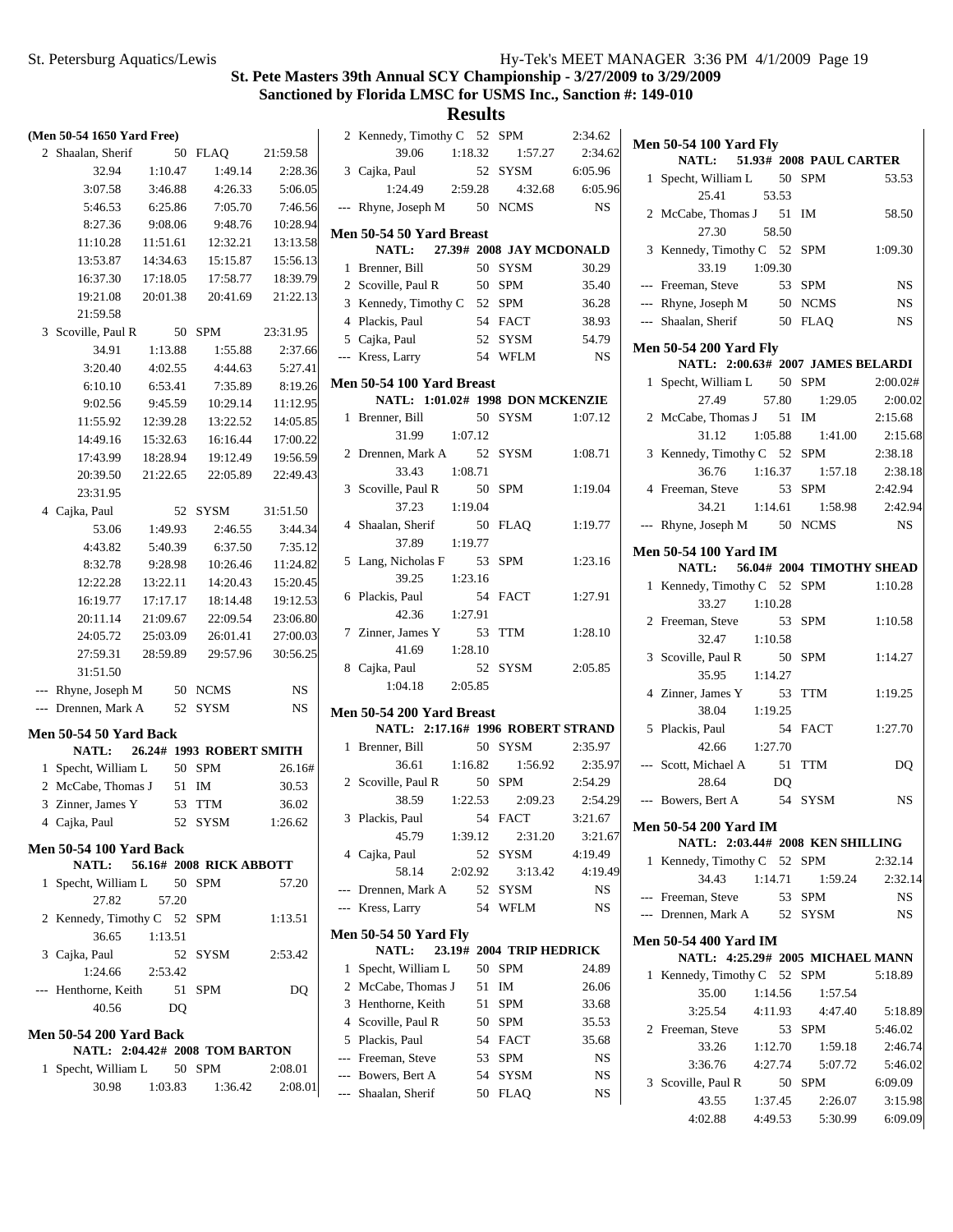# St. Pete Masters 39th Annual SCY Championship - 3/27/2009 to 3/29/2009

**Sanctioned by Florida LMSC for USMS Inc., Sanction #: 149-010**

## Results

### (Men 50-54 1650 Yard Free)

| Place | Name | Age | Team | Time |
|---|---|---|---|---|
| 2 | Shaalan, Sherif | 50 | FLAQ | 21:59.58 |

Splits: 32.94, 1:10.47, 1:49.14, 2:28.36, 3:07.58, 3:46.88, 4:26.33, 5:06.05, 5:46.53, 6:25.86, 7:05.70, 7:46.56, 8:27.36, 9:08.06, 9:48.76, 10:28.94, 11:10.28, 11:51.61, 12:32.21, 13:13.58, 13:53.87, 14:34.63, 15:15.87, 15:56.13, 16:37.30, 17:18.05, 17:58.77, 18:39.79, 19:21.08, 20:01.38, 20:41.69, 21:22.13, 21:59.58

| Place | Name | Age | Team | Time |
|---|---|---|---|---|
| 3 | Scoville, Paul R | 50 | SPM | 23:31.95 |

Splits: 34.91, 1:13.88, 1:55.88, 2:37.66, 3:20.40, 4:02.55, 4:44.63, 5:27.41, 6:10.10, 6:53.41, 7:35.89, 8:19.26, 9:02.56, 9:45.59, 10:29.14, 11:12.95, 11:55.92, 12:39.28, 13:22.52, 14:05.85, 14:49.16, 15:32.63, 16:16.44, 17:00.22, 17:43.99, 18:28.94, 19:12.49, 19:56.59, 20:39.50, 21:22.65, 22:05.89, 22:49.43, 23:31.95

| Place | Name | Age | Team | Time |
|---|---|---|---|---|
| 4 | Cajka, Paul | 52 | SYSM | 31:51.50 |

Splits: 53.06, 1:49.93, 2:46.55, 3:44.34, 4:43.82, 5:40.39, 6:37.50, 7:35.12, 8:32.78, 9:28.98, 10:26.46, 11:24.82, 12:22.28, 13:22.11, 14:20.43, 15:20.45, 16:19.77, 17:17.17, 18:14.48, 19:12.53, 20:11.14, 21:09.67, 22:09.54, 23:06.80, 24:05.72, 25:03.09, 26:01.41, 27:00.03, 27:59.31, 28:59.89, 29:57.96, 30:56.25, 31:51.50

| Place | Name | Age | Team | Time |
|---|---|---|---|---|
| --- | Rhyne, Joseph M | 50 | NCMS | NS |
| --- | Drennen, Mark A | 52 | SYSM | NS |

### Men 50-54 50 Yard Back

NATL: 26.24# 1993 ROBERT SMITH

| Place | Name | Age | Team | Time |
|---|---|---|---|---|
| 1 | Specht, William L | 50 | SPM | 26.16# |
| 2 | McCabe, Thomas J | 51 | IM | 30.53 |
| 3 | Zinner, James Y | 53 | TTM | 36.02 |
| 4 | Cajka, Paul | 52 | SYSM | 1:26.62 |

### Men 50-54 100 Yard Back

NATL: 56.16# 2008 RICK ABBOTT

| Place | Name | Age | Team | Time | Splits |
|---|---|---|---|---|---|
| 1 | Specht, William L | 50 | SPM | 57.20 | 27.82, 57.20 |
| 2 | Kennedy, Timothy C | 52 | SPM | 1:13.51 | 36.65, 1:13.51 |
| 3 | Cajka, Paul | 52 | SYSM | 2:53.42 | 1:24.66, 2:53.42 |
| --- | Henthorne, Keith | 51 | SPM | DQ | 40.56, DQ |

### Men 50-54 200 Yard Back

NATL: 2:04.42# 2008 TOM BARTON

| Place | Name | Age | Team | Time | Splits |
|---|---|---|---|---|---|
| 1 | Specht, William L | 50 | SPM | 2:08.01 | 30.98, 1:03.83, 1:36.42, 2:08.01 |
| 2 | Kennedy, Timothy C | 52 | SPM | 2:34.62 | 39.06, 1:18.32, 1:57.27, 2:34.62 |
| 3 | Cajka, Paul | 52 | SYSM | 6:05.96 | 1:24.49, 2:59.28, 4:32.68, 6:05.96 |
| --- | Rhyne, Joseph M | 50 | NCMS | NS | |

### Men 50-54 50 Yard Breast

NATL: 27.39# 2008 JAY MCDONALD

| Place | Name | Age | Team | Time |
|---|---|---|---|---|
| 1 | Brenner, Bill | 50 | SYSM | 30.29 |
| 2 | Scoville, Paul R | 50 | SPM | 35.40 |
| 3 | Kennedy, Timothy C | 52 | SPM | 36.28 |
| 4 | Plackis, Paul | 54 | FACT | 38.93 |
| 5 | Cajka, Paul | 52 | SYSM | 54.79 |
| --- | Kress, Larry | 54 | WFLM | NS |

### Men 50-54 100 Yard Breast

NATL: 1:01.02# 1998 DON MCKENZIE

| Place | Name | Age | Team | Time | Splits |
|---|---|---|---|---|---|
| 1 | Brenner, Bill | 50 | SYSM | 1:07.12 | 31.99, 1:07.12 |
| 2 | Drennen, Mark A | 52 | SYSM | 1:08.71 | 33.43, 1:08.71 |
| 3 | Scoville, Paul R | 50 | SPM | 1:19.04 | 37.23, 1:19.04 |
| 4 | Shaalan, Sherif | 50 | FLAQ | 1:19.77 | 37.89, 1:19.77 |
| 5 | Lang, Nicholas F | 53 | SPM | 1:23.16 | 39.25, 1:23.16 |
| 6 | Plackis, Paul | 54 | FACT | 1:27.91 | 42.36, 1:27.91 |
| 7 | Zinner, James Y | 53 | TTM | 1:28.10 | 41.69, 1:28.10 |
| 8 | Cajka, Paul | 52 | SYSM | 2:05.85 | 1:04.18, 2:05.85 |

### Men 50-54 200 Yard Breast

NATL: 2:17.16# 1996 ROBERT STRAND

| Place | Name | Age | Team | Time | Splits |
|---|---|---|---|---|---|
| 1 | Brenner, Bill | 50 | SYSM | 2:35.97 | 36.61, 1:16.82, 1:56.92, 2:35.97 |
| 2 | Scoville, Paul R | 50 | SPM | 2:54.29 | 38.59, 1:22.53, 2:09.23, 2:54.29 |
| 3 | Plackis, Paul | 54 | FACT | 3:21.67 | 45.79, 1:39.12, 2:31.20, 3:21.67 |
| 4 | Cajka, Paul | 52 | SYSM | 4:19.49 | 58.14, 2:02.92, 3:13.42, 4:19.49 |
| --- | Drennen, Mark A | 52 | SYSM | NS | |
| --- | Kress, Larry | 54 | WFLM | NS | |

### Men 50-54 50 Yard Fly

NATL: 23.19# 2004 TRIP HEDRICK

| Place | Name | Age | Team | Time |
|---|---|---|---|---|
| 1 | Specht, William L | 50 | SPM | 24.89 |
| 2 | McCabe, Thomas J | 51 | IM | 26.06 |
| 3 | Henthorne, Keith | 51 | SPM | 33.68 |
| 4 | Scoville, Paul R | 50 | SPM | 35.53 |
| 5 | Plackis, Paul | 54 | FACT | 35.68 |
| --- | Freeman, Steve | 53 | SPM | NS |
| --- | Bowers, Bert A | 54 | SYSM | NS |
| --- | Shaalan, Sherif | 50 | FLAQ | NS |

### Men 50-54 100 Yard Fly

NATL: 51.93# 2008 PAUL CARTER

| Place | Name | Age | Team | Time | Splits |
|---|---|---|---|---|---|
| 1 | Specht, William L | 50 | SPM | 53.53 | 25.41, 53.53 |
| 2 | McCabe, Thomas J | 51 | IM | 58.50 | 27.30, 58.50 |
| 3 | Kennedy, Timothy C | 52 | SPM | 1:09.30 | 33.19, 1:09.30 |
| --- | Freeman, Steve | 53 | SPM | NS | |
| --- | Rhyne, Joseph M | 50 | NCMS | NS | |
| --- | Shaalan, Sherif | 50 | FLAQ | NS | |

### Men 50-54 200 Yard Fly

NATL: 2:00.63# 2007 JAMES BELARDI

| Place | Name | Age | Team | Time | Splits |
|---|---|---|---|---|---|
| 1 | Specht, William L | 50 | SPM | 2:00.02# | 27.49, 57.80, 1:29.05, 2:00.02 |
| 2 | McCabe, Thomas J | 51 | IM | 2:15.68 | 31.12, 1:05.88, 1:41.00, 2:15.68 |
| 3 | Kennedy, Timothy C | 52 | SPM | 2:38.18 | 36.76, 1:16.37, 1:57.18, 2:38.18 |
| 4 | Freeman, Steve | 53 | SPM | 2:42.94 | 34.21, 1:14.61, 1:58.98, 2:42.94 |
| --- | Rhyne, Joseph M | 50 | NCMS | NS | |

### Men 50-54 100 Yard IM

NATL: 56.04# 2004 TIMOTHY SHEAD

| Place | Name | Age | Team | Time | Splits |
|---|---|---|---|---|---|
| 1 | Kennedy, Timothy C | 52 | SPM | 1:10.28 | 33.27, 1:10.28 |
| 2 | Freeman, Steve | 53 | SPM | 1:10.58 | 32.47, 1:10.58 |
| 3 | Scoville, Paul R | 50 | SPM | 1:14.27 | 35.95, 1:14.27 |
| 4 | Zinner, James Y | 53 | TTM | 1:19.25 | 38.04, 1:19.25 |
| 5 | Plackis, Paul | 54 | FACT | 1:27.70 | 42.66, 1:27.70 |
| --- | Scott, Michael A | 51 | TTM | DQ | 28.64, DQ |
| --- | Bowers, Bert A | 54 | SYSM | NS | |

### Men 50-54 200 Yard IM

NATL: 2:03.44# 2008 KEN SHILLING

| Place | Name | Age | Team | Time | Splits |
|---|---|---|---|---|---|
| 1 | Kennedy, Timothy C | 52 | SPM | 2:32.14 | 34.43, 1:14.71, 1:59.24, 2:32.14 |
| --- | Freeman, Steve | 53 | SPM | NS | |
| --- | Drennen, Mark A | 52 | SYSM | NS | |

### Men 50-54 400 Yard IM

NATL: 4:25.29# 2005 MICHAEL MANN

| Place | Name | Age | Team | Time | Splits |
|---|---|---|---|---|---|
| 1 | Kennedy, Timothy C | 52 | SPM | 5:18.89 | 35.00, 1:14.56, 1:57.54, 3:25.54, 4:11.93, 4:47.40, 5:18.89 |
| 2 | Freeman, Steve | 53 | SPM | 5:46.02 | 33.26, 1:12.70, 1:59.18, 2:46.74, 3:36.76, 4:27.74, 5:07.72, 5:46.02 |
| 3 | Scoville, Paul R | 50 | SPM | 6:09.09 | 43.55, 1:37.45, 2:26.07, 3:15.98, 4:02.88, 4:49.53, 5:30.99, 6:09.09 |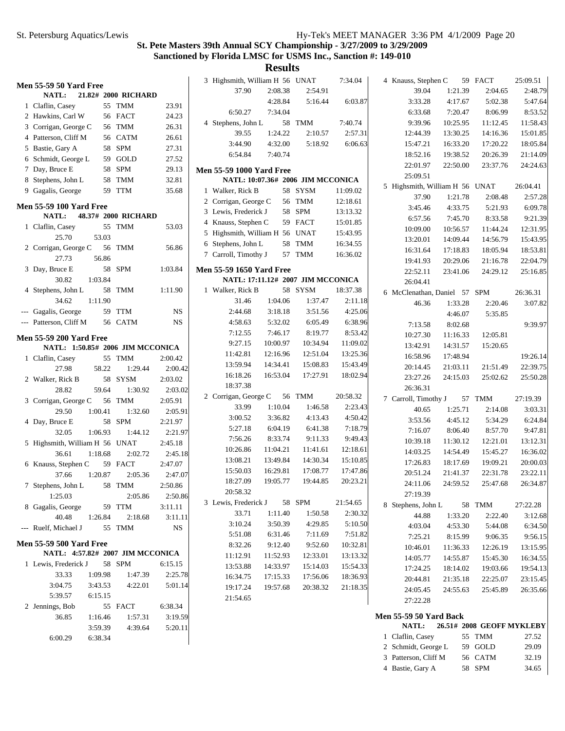## St. Pete Masters 39th Annual SCY Championship - 3/27/2009 to 3/29/2009

### Sanctioned by Florida LMSC for USMS Inc., Sanction #: 149-010

### Results

**Men 55-59 50 Yard Free**

NATL: 21.82# 2000 RICHARD

| Place | Name | Age | Team | Time |
|---|---|---|---|---|
| 1 | Claflin, Casey | 55 | TMM | 23.91 |
| 2 | Hawkins, Carl W | 56 | FACT | 24.23 |
| 3 | Corrigan, George C | 56 | TMM | 26.31 |
| 4 | Patterson, Cliff M | 56 | CATM | 26.61 |
| 5 | Bastie, Gary A | 58 | SPM | 27.31 |
| 6 | Schmidt, George L | 59 | GOLD | 27.52 |
| 7 | Day, Bruce E | 58 | SPM | 29.13 |
| 8 | Stephens, John L | 58 | TMM | 32.81 |
| 9 | Gagalis, George | 59 | TTM | 35.68 |

**Men 55-59 100 Yard Free**

NATL: 48.37# 2000 RICHARD

1 Claflin, Casey 55 TMM 53.03
25.70 53.03

2 Corrigan, George C 56 TMM 56.86
27.73 56.86

3 Day, Bruce E 58 SPM 1:03.84
30.82 1:03.84

4 Stephens, John L 58 TMM 1:11.90
34.62 1:11.90

--- Gagalis, George 59 TTM NS

--- Patterson, Cliff M 56 CATM NS

**Men 55-59 200 Yard Free**

NATL: 1:50.85# 2006 JIM MCCONICA

1 Claflin, Casey 55 TMM 2:00.42
27.98 58.22 1:29.44 2:00.42

2 Walker, Rick B 58 SYSM 2:03.02
28.82 59.64 1:30.92 2:03.02

3 Corrigan, George C 56 TMM 2:05.91
29.50 1:00.41 1:32.60 2:05.91

4 Day, Bruce E 58 SPM 2:21.97
32.05 1:06.93 1:44.12 2:21.97

5 Highsmith, William H 56 UNAT 2:45.18
36.61 1:18.68 2:02.72 2:45.18

6 Knauss, Stephen C 59 FACT 2:47.07
37.66 1:20.87 2:05.36 2:47.07

7 Stephens, John L 58 TMM 2:50.86
1:25.03 2:05.86 2:50.86

8 Gagalis, George 59 TTM 3:11.11
40.48 1:26.84 2:18.68 3:11.11

--- Ruelf, Michael J 55 TMM NS

**Men 55-59 500 Yard Free**

NATL: 4:57.82# 2007 JIM MCCONICA

1 Lewis, Frederick J 58 SPM 6:15.15
33.33 1:09.98 1:47.39 2:25.78
3:04.75 3:43.53 4:22.01 5:01.14
5:39.57 6:15.15

2 Jennings, Bob 55 FACT 6:38.34
36.85 1:16.46 1:57.31 3:19.59
3:59.39 4:39.64 5:20.11
6:00.29 6:38.34

3 Highsmith, William H 56 UNAT 7:34.04
37.90 2:08.38 2:54.91
4:28.84 5:16.44 6:03.87
6:50.27 7:34.04

4 Stephens, John L 58 TMM 7:40.74
39.55 1:24.22 2:10.57 2:57.31
3:44.90 4:32.00 5:18.92 6:06.63
6:54.84 7:40.74

**Men 55-59 1000 Yard Free**

NATL: 10:07.36# 2006 JIM MCCONICA

| Place | Name | Age | Team | Time |
|---|---|---|---|---|
| 1 | Walker, Rick B | 58 | SYSM | 11:09.02 |
| 2 | Corrigan, George C | 56 | TMM | 12:18.61 |
| 3 | Lewis, Frederick J | 58 | SPM | 13:13.32 |
| 4 | Knauss, Stephen C | 59 | FACT | 15:01.85 |
| 5 | Highsmith, William H | 56 | UNAT | 15:43.95 |
| 6 | Stephens, John L | 58 | TMM | 16:34.55 |
| 7 | Carroll, Timothy J | 57 | TMM | 16:36.02 |

**Men 55-59 1650 Yard Free**

NATL: 17:11.12# 2007 JIM MCCONICA

1 Walker, Rick B 58 SYSM 18:37.38
31.46 1:04.06 1:37.47 2:11.18
2:44.68 3:18.18 3:51.56 4:25.06
4:58.63 5:32.02 6:05.49 6:38.96
7:12.55 7:46.17 8:19.77 8:53.42
9:27.15 10:00.97 10:34.94 11:09.02
11:42.81 12:16.96 12:51.04 13:25.36
13:59.94 14:34.41 15:08.83 15:43.49
16:18.26 16:53.04 17:27.91 18:02.94
18:37.38

2 Corrigan, George C 56 TMM 20:58.32
33.99 1:10.04 1:46.58 2:23.43
3:00.52 3:36.82 4:13.43 4:50.42
5:27.18 6:04.19 6:41.38 7:18.79
7:56.26 8:33.74 9:11.33 9:49.43
10:26.86 11:04.21 11:41.61 12:18.61
13:08.21 13:49.84 14:30.34 15:10.85
15:50.03 16:29.81 17:08.77 17:47.86
18:27.09 19:05.77 19:44.85 20:23.21
20:58.32

3 Lewis, Frederick J 58 SPM 21:54.65
33.71 1:11.40 1:50.58 2:30.32
3:10.24 3:50.39 4:29.85 5:10.50
5:51.08 6:31.46 7:11.69 7:51.82
8:32.26 9:12.40 9:52.60 10:32.81
11:12.91 11:52.93 12:33.01 13:13.32
13:53.88 14:33.97 15:14.03 15:54.33
16:34.75 17:15.33 17:56.06 18:36.93
19:17.24 19:57.68 20:38.32 21:18.35
21:54.65

4 Knauss, Stephen C 59 FACT 25:09.51
39.04 1:21.39 2:04.65 2:48.79
3:33.28 4:17.67 5:02.38 5:47.64
6:33.68 7:20.47 8:06.99 8:53.52
9:39.96 10:25.95 11:12.45 11:58.43
12:44.39 13:30.25 14:16.36 15:01.85
15:47.21 16:33.20 17:20.22 18:05.84
18:52.16 19:38.52 20:26.39 21:14.09
22:01.97 22:50.00 23:37.76 24:24.63
25:09.51

5 Highsmith, William H 56 UNAT 26:04.41
37.90 1:21.78 2:08.48 2:57.28
3:45.46 4:33.75 5:21.93 6:09.78
6:57.56 7:45.70 8:33.58 9:21.39
10:09.00 10:56.57 11:44.24 12:31.95
13:20.01 14:09.44 14:56.79 15:43.95
16:31.64 17:18.83 18:05.94 18:53.81
19:41.93 20:29.06 21:16.78 22:04.79
22:52.11 23:41.06 24:29.12 25:16.85
26:04.41

6 McClenathan, Daniel 57 SPM 26:36.31
46.36 1:33.28 2:20.46 3:07.82
4:46.07 5:35.85
7:13.58 8:02.68 9:39.97
10:27.30 11:16.33 12:05.81
13:42.91 14:31.57 15:20.65
16:58.96 17:48.94 19:26.14
20:14.45 21:03.11 21:51.49 22:39.75
23:27.26 24:15.03 25:02.62 25:50.28
26:36.31

7 Carroll, Timothy J 57 TMM 27:19.39
40.65 1:25.71 2:14.08 3:03.31
3:53.56 4:45.12 5:34.29 6:24.84
7:16.07 8:06.40 8:57.70 9:47.81
10:39.18 11:30.12 12:21.01 13:12.31
14:03.25 14:54.49 15:45.27 16:36.02
17:26.83 18:17.69 19:09.21 20:00.03
20:51.24 21:41.37 22:31.78 23:22.11
24:11.06 24:59.52 25:47.68 26:34.87
27:19.39

8 Stephens, John L 58 TMM 27:22.28
44.88 1:33.20 2:22.40 3:12.68
4:03.04 4:53.30 5:44.08 6:34.50
7:25.21 8:15.99 9:06.35 9:56.15
10:46.01 11:36.33 12:26.19 13:15.95
14:05.77 14:55.87 15:45.30 16:34.55
17:24.25 18:14.02 19:03.66 19:54.13
20:44.81 21:35.18 22:25.07 23:15.45
24:05.45 24:55.63 25:45.89 26:35.66
27:22.28

**Men 55-59 50 Yard Back**

NATL: 26.51# 2008 GEOFF MYKLEBY

| Place | Name | Age | Team | Time |
|---|---|---|---|---|
| 1 | Claflin, Casey | 55 | TMM | 27.52 |
| 2 | Schmidt, George L | 59 | GOLD | 29.09 |
| 3 | Patterson, Cliff M | 56 | CATM | 32.19 |
| 4 | Bastie, Gary A | 58 | SPM | 34.65 |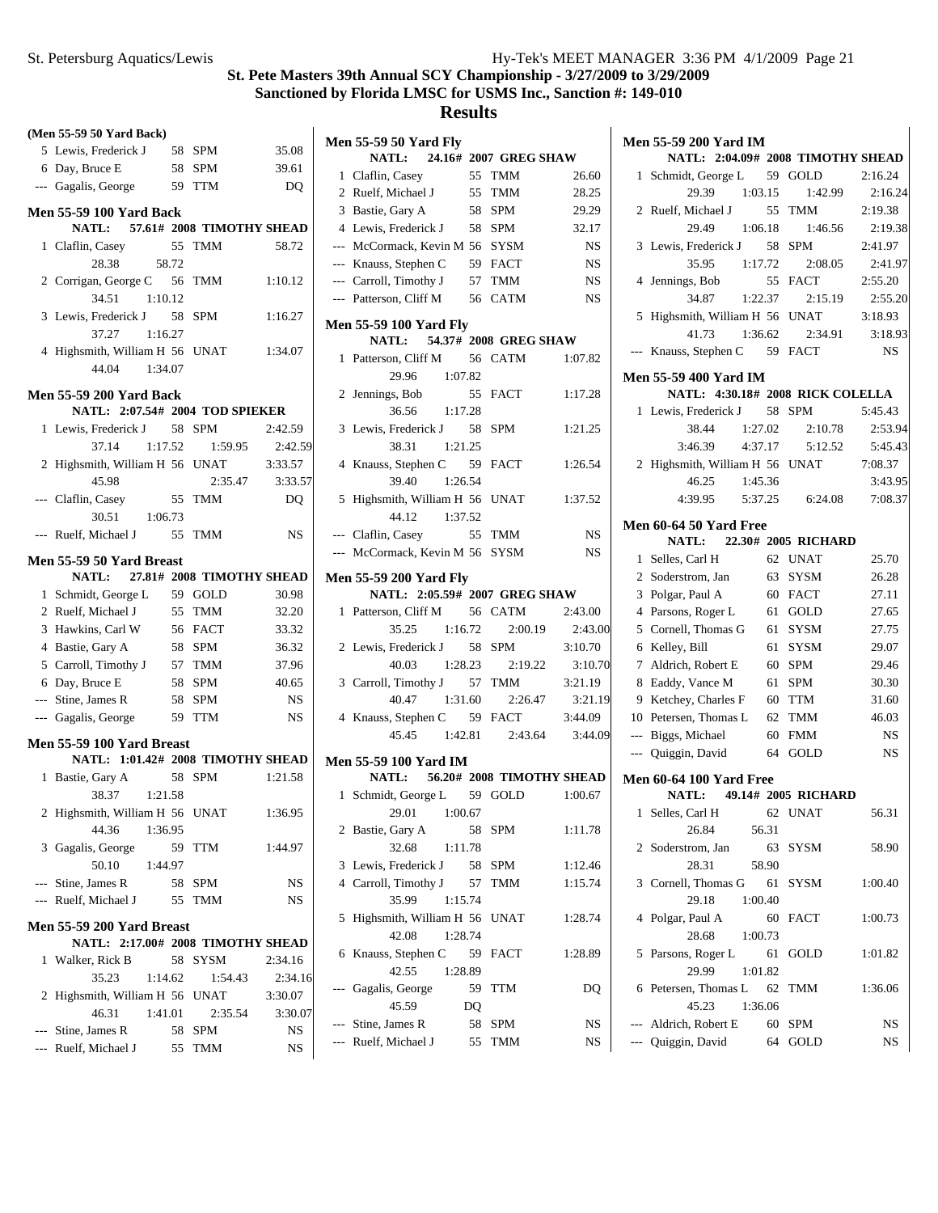# St. Pete Masters 39th Annual SCY Championship - 3/27/2009 to 3/29/2009

## Sanctioned by Florida LMSC for USMS Inc., Sanction #: 149-010

## Results

### (Men 55-59 50 Yard Back)

| Place | Name | Age | Team | Time |
|---|---|---|---|---|
| 5 | Lewis, Frederick J | 58 | SPM | 35.08 |
| 6 | Day, Bruce E | 58 | SPM | 39.61 |
| --- | Gagalis, George | 59 | TTM | DQ |

### Men 55-59 100 Yard Back

NATL: 57.61# 2008 TIMOTHY SHEAD

| Place | Name | Age | Team | Time | Splits |
|---|---|---|---|---|---|
| 1 | Claflin, Casey | 55 | TMM | 58.72 | 28.38, 58.72 |
| 2 | Corrigan, George C | 56 | TMM | 1:10.12 | 34.51, 1:10.12 |
| 3 | Lewis, Frederick J | 58 | SPM | 1:16.27 | 37.27, 1:16.27 |
| 4 | Highsmith, William H | 56 | UNAT | 1:34.07 | 44.04, 1:34.07 |

### Men 55-59 200 Yard Back

NATL: 2:07.54# 2004 TOD SPIEKER

| Place | Name | Age | Team | Time | Splits |
|---|---|---|---|---|---|
| 1 | Lewis, Frederick J | 58 | SPM | 2:42.59 | 37.14, 1:17.52, 1:59.95, 2:42.59 |
| 2 | Highsmith, William H | 56 | UNAT | 3:33.57 | 45.98, 2:35.47, 3:33.57 |
| --- | Claflin, Casey | 55 | TMM | DQ | 30.51, 1:06.73 |
| --- | Ruelf, Michael J | 55 | TMM | NS | |

### Men 55-59 50 Yard Breast

NATL: 27.81# 2008 TIMOTHY SHEAD

| Place | Name | Age | Team | Time |
|---|---|---|---|---|
| 1 | Schmidt, George L | 59 | GOLD | 30.98 |
| 2 | Ruelf, Michael J | 55 | TMM | 32.20 |
| 3 | Hawkins, Carl W | 56 | FACT | 33.32 |
| 4 | Bastie, Gary A | 58 | SPM | 36.32 |
| 5 | Carroll, Timothy J | 57 | TMM | 37.96 |
| 6 | Day, Bruce E | 58 | SPM | 40.65 |
| --- | Stine, James R | 58 | SPM | NS |
| --- | Gagalis, George | 59 | TTM | NS |

### Men 55-59 100 Yard Breast

NATL: 1:01.42# 2008 TIMOTHY SHEAD

| Place | Name | Age | Team | Time | Splits |
|---|---|---|---|---|---|
| 1 | Bastie, Gary A | 58 | SPM | 1:21.58 | 38.37, 1:21.58 |
| 2 | Highsmith, William H | 56 | UNAT | 1:36.95 | 44.36, 1:36.95 |
| 3 | Gagalis, George | 59 | TTM | 1:44.97 | 50.10, 1:44.97 |
| --- | Stine, James R | 58 | SPM | NS | |
| --- | Ruelf, Michael J | 55 | TMM | NS | |

### Men 55-59 200 Yard Breast

NATL: 2:17.00# 2008 TIMOTHY SHEAD

| Place | Name | Age | Team | Time | Splits |
|---|---|---|---|---|---|
| 1 | Walker, Rick B | 58 | SYSM | 2:34.16 | 35.23, 1:14.62, 1:54.43, 2:34.16 |
| 2 | Highsmith, William H | 56 | UNAT | 3:30.07 | 46.31, 1:41.01, 2:35.54, 3:30.07 |
| --- | Stine, James R | 58 | SPM | NS | |
| --- | Ruelf, Michael J | 55 | TMM | NS | |

### Men 55-59 50 Yard Fly

NATL: 24.16# 2007 GREG SHAW

| Place | Name | Age | Team | Time |
|---|---|---|---|---|
| 1 | Claflin, Casey | 55 | TMM | 26.60 |
| 2 | Ruelf, Michael J | 55 | TMM | 28.25 |
| 3 | Bastie, Gary A | 58 | SPM | 29.29 |
| 4 | Lewis, Frederick J | 58 | SPM | 32.17 |
| --- | McCormack, Kevin M | 56 | SYSM | NS |
| --- | Knauss, Stephen C | 59 | FACT | NS |
| --- | Carroll, Timothy J | 57 | TMM | NS |
| --- | Patterson, Cliff M | 56 | CATM | NS |

### Men 55-59 100 Yard Fly

NATL: 54.37# 2008 GREG SHAW

| Place | Name | Age | Team | Time | Splits |
|---|---|---|---|---|---|
| 1 | Patterson, Cliff M | 56 | CATM | 1:07.82 | 29.96, 1:07.82 |
| 2 | Jennings, Bob | 55 | FACT | 1:17.28 | 36.56, 1:17.28 |
| 3 | Lewis, Frederick J | 58 | SPM | 1:21.25 | 38.31, 1:21.25 |
| 4 | Knauss, Stephen C | 59 | FACT | 1:26.54 | 39.40, 1:26.54 |
| 5 | Highsmith, William H | 56 | UNAT | 1:37.52 | 44.12, 1:37.52 |
| --- | Claflin, Casey | 55 | TMM | NS | |
| --- | McCormack, Kevin M | 56 | SYSM | NS | |

### Men 55-59 200 Yard Fly

NATL: 2:05.59# 2007 GREG SHAW

| Place | Name | Age | Team | Time | Splits |
|---|---|---|---|---|---|
| 1 | Patterson, Cliff M | 56 | CATM | 2:43.00 | 35.25, 1:16.72, 2:00.19, 2:43.00 |
| 2 | Lewis, Frederick J | 58 | SPM | 3:10.70 | 40.03, 1:28.23, 2:19.22, 3:10.70 |
| 3 | Carroll, Timothy J | 57 | TMM | 3:21.19 | 40.47, 1:31.60, 2:26.47, 3:21.19 |
| 4 | Knauss, Stephen C | 59 | FACT | 3:44.09 | 45.45, 1:42.81, 2:43.64, 3:44.09 |

### Men 55-59 100 Yard IM

NATL: 56.20# 2008 TIMOTHY SHEAD

| Place | Name | Age | Team | Time | Splits |
|---|---|---|---|---|---|
| 1 | Schmidt, George L | 59 | GOLD | 1:00.67 | 29.01, 1:00.67 |
| 2 | Bastie, Gary A | 58 | SPM | 1:11.78 | 32.68, 1:11.78 |
| 3 | Lewis, Frederick J | 58 | SPM | 1:12.46 | |
| 4 | Carroll, Timothy J | 57 | TMM | 1:15.74 | 35.99, 1:15.74 |
| 5 | Highsmith, William H | 56 | UNAT | 1:28.74 | 42.08, 1:28.74 |
| 6 | Knauss, Stephen C | 59 | FACT | 1:28.89 | 42.55, 1:28.89 |
| --- | Gagalis, George | 59 | TTM | DQ | 45.59, DQ |
| --- | Stine, James R | 58 | SPM | NS | |
| --- | Ruelf, Michael J | 55 | TMM | NS | |

### Men 55-59 200 Yard IM

NATL: 2:04.09# 2008 TIMOTHY SHEAD

| Place | Name | Age | Team | Time | Splits |
|---|---|---|---|---|---|
| 1 | Schmidt, George L | 59 | GOLD | 2:16.24 | 29.39, 1:03.15, 1:42.99, 2:16.24 |
| 2 | Ruelf, Michael J | 55 | TMM | 2:19.38 | 29.49, 1:06.18, 1:46.56, 2:19.38 |
| 3 | Lewis, Frederick J | 58 | SPM | 2:41.97 | 35.95, 1:17.72, 2:08.05, 2:41.97 |
| 4 | Jennings, Bob | 55 | FACT | 2:55.20 | 34.87, 1:22.37, 2:15.19, 2:55.20 |
| 5 | Highsmith, William H | 56 | UNAT | 3:18.93 | 41.73, 1:36.62, 2:34.91, 3:18.93 |
| --- | Knauss, Stephen C | 59 | FACT | NS | |

### Men 55-59 400 Yard IM

NATL: 4:30.18# 2008 RICK COLELLA

| Place | Name | Age | Team | Time | Splits |
|---|---|---|---|---|---|
| 1 | Lewis, Frederick J | 58 | SPM | 5:45.43 | 38.44, 1:27.02, 2:10.78, 2:53.94, 3:46.39, 4:37.17, 5:12.52, 5:45.43 |
| 2 | Highsmith, William H | 56 | UNAT | 7:08.37 | 46.25, 1:45.36, 3:43.95, 4:39.95, 5:37.25, 6:24.08, 7:08.37 |

### Men 60-64 50 Yard Free

NATL: 22.30# 2005 RICHARD

| Place | Name | Age | Team | Time |
|---|---|---|---|---|
| 1 | Selles, Carl H | 62 | UNAT | 25.70 |
| 2 | Soderstrom, Jan | 63 | SYSM | 26.28 |
| 3 | Polgar, Paul A | 60 | FACT | 27.11 |
| 4 | Parsons, Roger L | 61 | GOLD | 27.65 |
| 5 | Cornell, Thomas G | 61 | SYSM | 27.75 |
| 6 | Kelley, Bill | 61 | SYSM | 29.07 |
| 7 | Aldrich, Robert E | 60 | SPM | 29.46 |
| 8 | Eaddy, Vance M | 61 | SPM | 30.30 |
| 9 | Ketchey, Charles F | 60 | TTM | 31.60 |
| 10 | Petersen, Thomas L | 62 | TMM | 46.03 |
| --- | Biggs, Michael | 60 | FMM | NS |
| --- | Quiggin, David | 64 | GOLD | NS |

### Men 60-64 100 Yard Free

NATL: 49.14# 2005 RICHARD

| Place | Name | Age | Team | Time | Splits |
|---|---|---|---|---|---|
| 1 | Selles, Carl H | 62 | UNAT | 56.31 | 26.84, 56.31 |
| 2 | Soderstrom, Jan | 63 | SYSM | 58.90 | 28.31, 58.90 |
| 3 | Cornell, Thomas G | 61 | SYSM | 1:00.40 | 29.18, 1:00.40 |
| 4 | Polgar, Paul A | 60 | FACT | 1:00.73 | 28.68, 1:00.73 |
| 5 | Parsons, Roger L | 61 | GOLD | 1:01.82 | 29.99, 1:01.82 |
| 6 | Petersen, Thomas L | 62 | TMM | 1:36.06 | 45.23, 1:36.06 |
| --- | Aldrich, Robert E | 60 | SPM | NS | |
| --- | Quiggin, David | 64 | GOLD | NS | |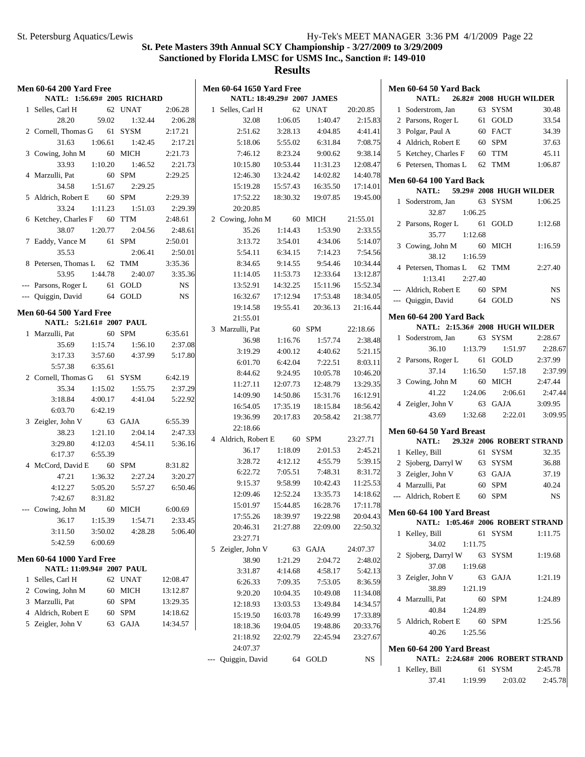# St. Pete Masters 39th Annual SCY Championship - 3/27/2009 to 3/29/2009

**Sanctioned by Florida LMSC for USMS Inc., Sanction #: 149-010**

## Results

### Men 60-64 200 Yard Free

NATL: 1:56.69# 2005 RICHARD

| Place | Name | Age | Team | Time |
|---|---|---|---|---|
| 1 | Selles, Carl H | 62 | UNAT | 2:06.28 |
| | 28.20 | 59.02 | 1:32.44 | 2:06.28 |
| 2 | Cornell, Thomas G | 61 | SYSM | 2:17.21 |
| | 31.63 | 1:06.61 | 1:42.45 | 2:17.21 |
| 3 | Cowing, John M | 60 | MICH | 2:21.73 |
| | 33.93 | 1:10.20 | 1:46.52 | 2:21.73 |
| 4 | Marzulli, Pat | 60 | SPM | 2:29.25 |
| | 34.58 | 1:51.67 | 2:29.25 | |
| 5 | Aldrich, Robert E | 60 | SPM | 2:29.39 |
| | 33.24 | 1:11.23 | 1:51.03 | 2:29.39 |
| 6 | Ketchey, Charles F | 60 | TTM | 2:48.61 |
| | 38.07 | 1:20.77 | 2:04.56 | 2:48.61 |
| 7 | Eaddy, Vance M | 61 | SPM | 2:50.01 |
| | 35.53 | | 2:06.41 | 2:50.01 |
| 8 | Petersen, Thomas L | 62 | TMM | 3:35.36 |
| | 53.95 | 1:44.78 | 2:40.07 | 3:35.36 |
| --- | Parsons, Roger L | 61 | GOLD | NS |
| --- | Quiggin, David | 64 | GOLD | NS |

### Men 60-64 500 Yard Free

NATL: 5:21.61# 2007 PAUL

| Place | Name | Age | Team | Time |
|---|---|---|---|---|
| 1 | Marzulli, Pat | 60 | SPM | 6:35.61 |
| | 35.69 | 1:15.74 | 1:56.10 | 2:37.08 |
| | 3:17.33 | 3:57.60 | 4:37.99 | 5:17.80 |
| | 5:57.38 | 6:35.61 | | |
| 2 | Cornell, Thomas G | 61 | SYSM | 6:42.19 |
| | 35.34 | 1:15.02 | 1:55.75 | 2:37.29 |
| | 3:18.84 | 4:00.17 | 4:41.04 | 5:22.92 |
| | 6:03.70 | 6:42.19 | | |
| 3 | Zeigler, John V | 63 | GAJA | 6:55.39 |
| | 38.23 | 1:21.10 | 2:04.14 | 2:47.33 |
| | 3:29.80 | 4:12.03 | 4:54.11 | 5:36.16 |
| | 6:17.37 | 6:55.39 | | |
| 4 | McCord, David E | 60 | SPM | 8:31.82 |
| | 47.21 | 1:36.32 | 2:27.24 | 3:20.27 |
| | 4:12.27 | 5:05.20 | 5:57.27 | 6:50.46 |
| | 7:42.67 | 8:31.82 | | |
| --- | Cowing, John M | 60 | MICH | 6:00.69 |
| | 36.17 | 1:15.39 | 1:54.71 | 2:33.45 |
| | 3:11.50 | 3:50.02 | 4:28.28 | 5:06.40 |
| | 5:42.59 | 6:00.69 | | |

### Men 60-64 1000 Yard Free

NATL: 11:09.94# 2007 PAUL

| Place | Name | Age | Team | Time |
|---|---|---|---|---|
| 1 | Selles, Carl H | 62 | UNAT | 12:08.47 |
| 2 | Cowing, John M | 60 | MICH | 13:12.87 |
| 3 | Marzulli, Pat | 60 | SPM | 13:29.35 |
| 4 | Aldrich, Robert E | 60 | SPM | 14:18.62 |
| 5 | Zeigler, John V | 63 | GAJA | 14:34.57 |

### Men 60-64 1650 Yard Free

NATL: 18:49.29# 2007 JAMES

| Place | Name | Age | Team | Time |
|---|---|---|---|---|
| 1 | Selles, Carl H | 62 | UNAT | 20:20.85 |
| | 32.08 | 1:06.05 | 1:40.47 | 2:15.83 |
| | 2:51.62 | 3:28.13 | 4:04.85 | 4:41.41 |
| | 5:18.06 | 5:55.02 | 6:31.84 | 7:08.75 |
| | 7:46.12 | 8:23.24 | 9:00.62 | 9:38.14 |
| | 10:15.80 | 10:53.44 | 11:31.23 | 12:08.47 |
| | 12:46.30 | 13:24.42 | 14:02.82 | 14:40.78 |
| | 15:19.28 | 15:57.43 | 16:35.50 | 17:14.01 |
| | 17:52.22 | 18:30.32 | 19:07.85 | 19:45.00 |
| | 20:20.85 | | | |
| 2 | Cowing, John M | 60 | MICH | 21:55.01 |
| | 35.26 | 1:14.43 | 1:53.90 | 2:33.55 |
| | 3:13.72 | 3:54.01 | 4:34.06 | 5:14.07 |
| | 5:54.11 | 6:34.15 | 7:14.23 | 7:54.56 |
| | 8:34.65 | 9:14.55 | 9:54.46 | 10:34.44 |
| | 11:14.05 | 11:53.73 | 12:33.64 | 13:12.87 |
| | 13:52.91 | 14:32.25 | 15:11.96 | 15:52.34 |
| | 16:32.67 | 17:12.94 | 17:53.48 | 18:34.05 |
| | 19:14.58 | 19:55.41 | 20:36.13 | 21:16.44 |
| | 21:55.01 | | | |
| 3 | Marzulli, Pat | 60 | SPM | 22:18.66 |
| | 36.98 | 1:16.76 | 1:57.74 | 2:38.48 |
| | 3:19.29 | 4:00.12 | 4:40.62 | 5:21.15 |
| | 6:01.70 | 6:42.04 | 7:22.51 | 8:03.11 |
| | 8:44.62 | 9:24.95 | 10:05.78 | 10:46.20 |
| | 11:27.11 | 12:07.73 | 12:48.79 | 13:29.35 |
| | 14:09.90 | 14:50.86 | 15:31.76 | 16:12.91 |
| | 16:54.05 | 17:35.19 | 18:15.84 | 18:56.42 |
| | 19:36.99 | 20:17.83 | 20:58.42 | 21:38.77 |
| | 22:18.66 | | | |
| 4 | Aldrich, Robert E | 60 | SPM | 23:27.71 |
| | 36.17 | 1:18.09 | 2:01.53 | 2:45.21 |
| | 3:28.72 | 4:12.12 | 4:55.79 | 5:39.15 |
| | 6:22.72 | 7:05.51 | 7:48.31 | 8:31.72 |
| | 9:15.37 | 9:58.99 | 10:42.43 | 11:25.53 |
| | 12:09.46 | 12:52.24 | 13:35.73 | 14:18.62 |
| | 15:01.97 | 15:44.85 | 16:28.76 | 17:11.78 |
| | 17:55.26 | 18:39.97 | 19:22.98 | 20:04.43 |
| | 20:46.31 | 21:27.88 | 22:09.00 | 22:50.32 |
| | 23:27.71 | | | |
| 5 | Zeigler, John V | 63 | GAJA | 24:07.37 |
| | 38.90 | 1:21.29 | 2:04.72 | 2:48.02 |
| | 3:31.87 | 4:14.68 | 4:58.17 | 5:42.13 |
| | 6:26.33 | 7:09.35 | 7:53.05 | 8:36.59 |
| | 9:20.20 | 10:04.35 | 10:49.08 | 11:34.08 |
| | 12:18.93 | 13:03.53 | 13:49.84 | 14:34.57 |
| | 15:19.50 | 16:03.78 | 16:49.99 | 17:33.89 |
| | 18:18.36 | 19:04.05 | 19:48.86 | 20:33.76 |
| | 21:18.92 | 22:02.79 | 22:45.94 | 23:27.67 |
| | 24:07.37 | | | |
| --- | Quiggin, David | 64 | GOLD | NS |

### Men 60-64 50 Yard Back

NATL: 26.82# 2008 HUGH WILDER

| Place | Name | Age | Team | Time |
|---|---|---|---|---|
| 1 | Soderstrom, Jan | 63 | SYSM | 30.48 |
| 2 | Parsons, Roger L | 61 | GOLD | 33.54 |
| 3 | Polgar, Paul A | 60 | FACT | 34.39 |
| 4 | Aldrich, Robert E | 60 | SPM | 37.63 |
| 5 | Ketchey, Charles F | 60 | TTM | 45.11 |
| 6 | Petersen, Thomas L | 62 | TMM | 1:06.87 |

### Men 60-64 100 Yard Back

NATL: 59.29# 2008 HUGH WILDER

| Place | Name | Age | Team | Time |
|---|---|---|---|---|
| 1 | Soderstrom, Jan | 63 | SYSM | 1:06.25 |
| | 32.87 | 1:06.25 | | |
| 2 | Parsons, Roger L | 61 | GOLD | 1:12.68 |
| | 35.77 | 1:12.68 | | |
| 3 | Cowing, John M | 60 | MICH | 1:16.59 |
| | 38.12 | 1:16.59 | | |
| 4 | Petersen, Thomas L | 62 | TMM | 2:27.40 |
| | 1:13.41 | 2:27.40 | | |
| --- | Aldrich, Robert E | 60 | SPM | NS |
| --- | Quiggin, David | 64 | GOLD | NS |

### Men 60-64 200 Yard Back

NATL: 2:15.36# 2008 HUGH WILDER

| Place | Name | Age | Team | Time |
|---|---|---|---|---|
| 1 | Soderstrom, Jan | 63 | SYSM | 2:28.67 |
| | 36.10 | 1:13.79 | 1:51.97 | 2:28.67 |
| 2 | Parsons, Roger L | 61 | GOLD | 2:37.99 |
| | 37.14 | 1:16.50 | 1:57.18 | 2:37.99 |
| 3 | Cowing, John M | 60 | MICH | 2:47.44 |
| | 41.22 | 1:24.06 | 2:06.61 | 2:47.44 |
| 4 | Zeigler, John V | 63 | GAJA | 3:09.95 |
| | 43.69 | 1:32.68 | 2:22.01 | 3:09.95 |

### Men 60-64 50 Yard Breast

NATL: 29.32# 2006 ROBERT STRAND

| Place | Name | Age | Team | Time |
|---|---|---|---|---|
| 1 | Kelley, Bill | 61 | SYSM | 32.35 |
| 2 | Sjoberg, Darryl W | 63 | SYSM | 36.88 |
| 3 | Zeigler, John V | 63 | GAJA | 37.19 |
| 4 | Marzulli, Pat | 60 | SPM | 40.24 |
| --- | Aldrich, Robert E | 60 | SPM | NS |

### Men 60-64 100 Yard Breast

NATL: 1:05.46# 2006 ROBERT STRAND

| Place | Name | Age | Team | Time |
|---|---|---|---|---|
| 1 | Kelley, Bill | 61 | SYSM | 1:11.75 |
| | 34.02 | 1:11.75 | | |
| 2 | Sjoberg, Darryl W | 63 | SYSM | 1:19.68 |
| | 37.08 | 1:19.68 | | |
| 3 | Zeigler, John V | 63 | GAJA | 1:21.19 |
| | 38.89 | 1:21.19 | | |
| 4 | Marzulli, Pat | 60 | SPM | 1:24.89 |
| | 40.84 | 1:24.89 | | |
| 5 | Aldrich, Robert E | 60 | SPM | 1:25.56 |
| | 40.26 | 1:25.56 | | |

### Men 60-64 200 Yard Breast

NATL: 2:24.68# 2006 ROBERT STRAND

| Place | Name | Age | Team | Time |
|---|---|---|---|---|
| 1 | Kelley, Bill | 61 | SYSM | 2:45.78 |
| | 37.41 | 1:19.99 | 2:03.02 | 2:45.78 |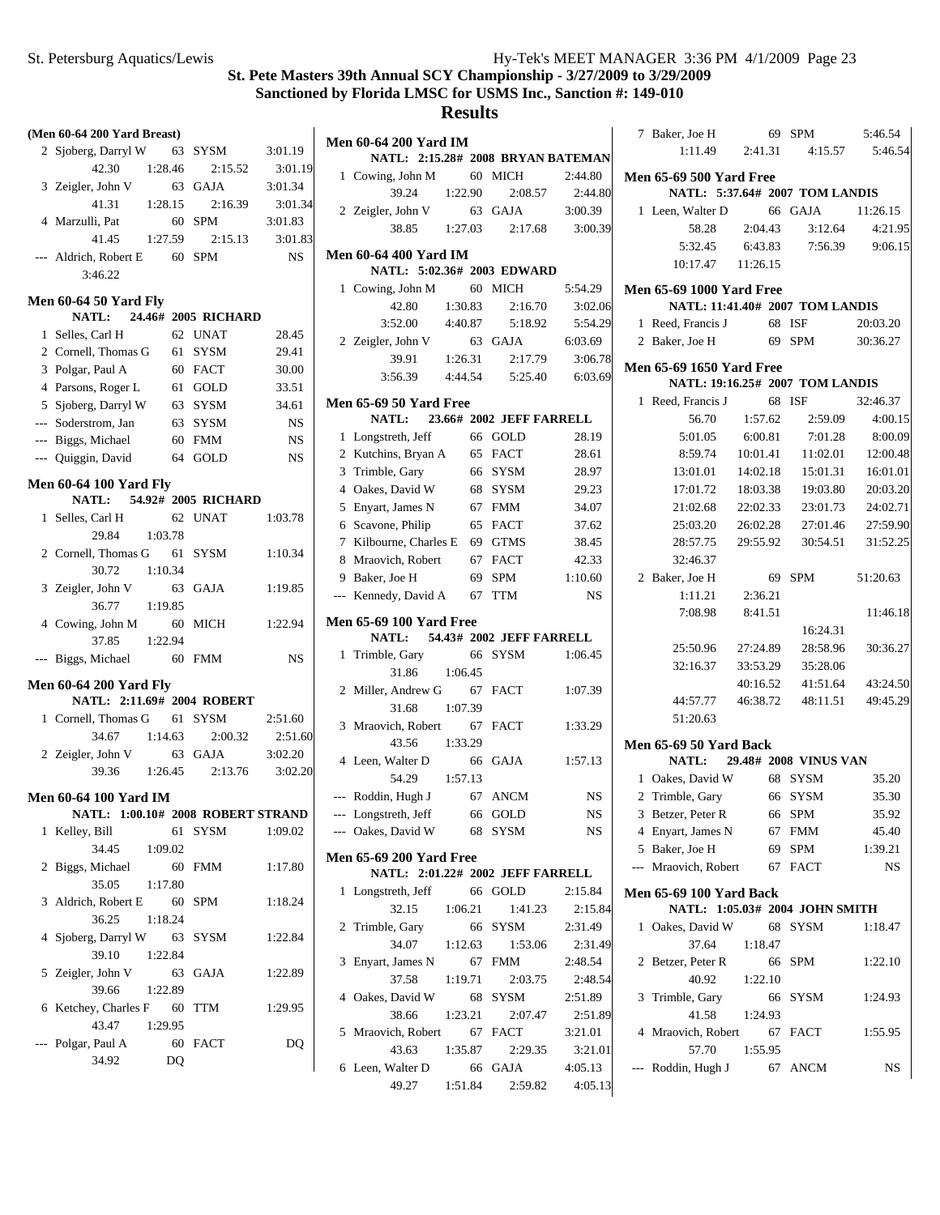## St. Pete Masters 39th Annual SCY Championship - 3/27/2009 to 3/29/2009

### Sanctioned by Florida LMSC for USMS Inc., Sanction #: 149-010

## Results

**(Men 60-64 200 Yard Breast)**

| Place | Name | Age | Team | Time |
|---|---|---|---|---|
| 2 | Sjoberg, Darryl W | 63 | SYSM | 3:01.19 |
| | 42.30 | 1:28.46 | 2:15.52 | 3:01.19 |
| 3 | Zeigler, John V | 63 | GAJA | 3:01.34 |
| | 41.31 | 1:28.15 | 2:16.39 | 3:01.34 |
| 4 | Marzulli, Pat | 60 | SPM | 3:01.83 |
| | 41.45 | 1:27.59 | 2:15.13 | 3:01.83 |
| --- | Aldrich, Robert E | 60 | SPM | NS |
| | 3:46.22 | | | |

**Men 60-64 50 Yard Fly**

NATL: 24.46# 2005 RICHARD

| Place | Name | Age | Team | Time |
|---|---|---|---|---|
| 1 | Selles, Carl H | 62 | UNAT | 28.45 |
| 2 | Cornell, Thomas G | 61 | SYSM | 29.41 |
| 3 | Polgar, Paul A | 60 | FACT | 30.00 |
| 4 | Parsons, Roger L | 61 | GOLD | 33.51 |
| 5 | Sjoberg, Darryl W | 63 | SYSM | 34.61 |
| --- | Soderstrom, Jan | 63 | SYSM | NS |
| --- | Biggs, Michael | 60 | FMM | NS |
| --- | Quiggin, David | 64 | GOLD | NS |

**Men 60-64 100 Yard Fly**

NATL: 54.92# 2005 RICHARD

| Place | Name | Age | Team | Time |
|---|---|---|---|---|
| 1 | Selles, Carl H | 62 | UNAT | 1:03.78 |
| | 29.84 | 1:03.78 | | |
| 2 | Cornell, Thomas G | 61 | SYSM | 1:10.34 |
| | 30.72 | 1:10.34 | | |
| 3 | Zeigler, John V | 63 | GAJA | 1:19.85 |
| | 36.77 | 1:19.85 | | |
| 4 | Cowing, John M | 60 | MICH | 1:22.94 |
| | 37.85 | 1:22.94 | | |
| --- | Biggs, Michael | 60 | FMM | NS |

**Men 60-64 200 Yard Fly**

NATL: 2:11.69# 2004 ROBERT

| Place | Name | Age | Team | Time |
|---|---|---|---|---|
| 1 | Cornell, Thomas G | 61 | SYSM | 2:51.60 |
| | 34.67 | 1:14.63 | 2:00.32 | 2:51.60 |
| 2 | Zeigler, John V | 63 | GAJA | 3:02.20 |
| | 39.36 | 1:26.45 | 2:13.76 | 3:02.20 |

**Men 60-64 100 Yard IM**

NATL: 1:00.10# 2008 ROBERT STRAND

| Place | Name | Age | Team | Time |
|---|---|---|---|---|
| 1 | Kelley, Bill | 61 | SYSM | 1:09.02 |
| | 34.45 | 1:09.02 | | |
| 2 | Biggs, Michael | 60 | FMM | 1:17.80 |
| | 35.05 | 1:17.80 | | |
| 3 | Aldrich, Robert E | 60 | SPM | 1:18.24 |
| | 36.25 | 1:18.24 | | |
| 4 | Sjoberg, Darryl W | 63 | SYSM | 1:22.84 |
| | 39.10 | 1:22.84 | | |
| 5 | Zeigler, John V | 63 | GAJA | 1:22.89 |
| | 39.66 | 1:22.89 | | |
| 6 | Ketchey, Charles F | 60 | TTM | 1:29.95 |
| | 43.47 | 1:29.95 | | |
| --- | Polgar, Paul A | 60 | FACT | DQ |
| | 34.92 | DQ | | |

**Men 60-64 200 Yard IM**

NATL: 2:15.28# 2008 BRYAN BATEMAN

| Place | Name | Age | Team | Time |
|---|---|---|---|---|
| 1 | Cowing, John M | 60 | MICH | 2:44.80 |
| | 39.24 | 1:22.90 | 2:08.57 | 2:44.80 |
| 2 | Zeigler, John V | 63 | GAJA | 3:00.39 |
| | 38.85 | 1:27.03 | 2:17.68 | 3:00.39 |

**Men 60-64 400 Yard IM**

NATL: 5:02.36# 2003 EDWARD

| Place | Name | Age | Team | Time |
|---|---|---|---|---|
| 1 | Cowing, John M | 60 | MICH | 5:54.29 |
| | 42.80 | 1:30.83 | 2:16.70 | 3:02.06 |
| | 3:52.00 | 4:40.87 | 5:18.92 | 5:54.29 |
| 2 | Zeigler, John V | 63 | GAJA | 6:03.69 |
| | 39.91 | 1:26.31 | 2:17.79 | 3:06.78 |
| | 3:56.39 | 4:44.54 | 5:25.40 | 6:03.69 |

**Men 65-69 50 Yard Free**

NATL: 23.66# 2002 JEFF FARRELL

| Place | Name | Age | Team | Time |
|---|---|---|---|---|
| 1 | Longstreth, Jeff | 66 | GOLD | 28.19 |
| 2 | Kutchins, Bryan A | 65 | FACT | 28.61 |
| 3 | Trimble, Gary | 66 | SYSM | 28.97 |
| 4 | Oakes, David W | 68 | SYSM | 29.23 |
| 5 | Enyart, James N | 67 | FMM | 34.07 |
| 6 | Scavone, Philip | 65 | FACT | 37.62 |
| 7 | Kilbourne, Charles E | 69 | GTMS | 38.45 |
| 8 | Mraovich, Robert | 67 | FACT | 42.33 |
| 9 | Baker, Joe H | 69 | SPM | 1:10.60 |
| --- | Kennedy, David A | 67 | TTM | NS |

**Men 65-69 100 Yard Free**

NATL: 54.43# 2002 JEFF FARRELL

| Place | Name | Age | Team | Time |
|---|---|---|---|---|
| 1 | Trimble, Gary | 66 | SYSM | 1:06.45 |
| | 31.86 | 1:06.45 | | |
| 2 | Miller, Andrew G | 67 | FACT | 1:07.39 |
| | 31.68 | 1:07.39 | | |
| 3 | Mraovich, Robert | 67 | FACT | 1:33.29 |
| | 43.56 | 1:33.29 | | |
| 4 | Leen, Walter D | 66 | GAJA | 1:57.13 |
| | 54.29 | 1:57.13 | | |
| --- | Roddin, Hugh J | 67 | ANCM | NS |
| --- | Longstreth, Jeff | 66 | GOLD | NS |
| --- | Oakes, David W | 68 | SYSM | NS |

**Men 65-69 200 Yard Free**

NATL: 2:01.22# 2002 JEFF FARRELL

| Place | Name | Age | Team | Time |
|---|---|---|---|---|
| 1 | Longstreth, Jeff | 66 | GOLD | 2:15.84 |
| | 32.15 | 1:06.21 | 1:41.23 | 2:15.84 |
| 2 | Trimble, Gary | 66 | SYSM | 2:31.49 |
| | 34.07 | 1:12.63 | 1:53.06 | 2:31.49 |
| 3 | Enyart, James N | 67 | FMM | 2:48.54 |
| | 37.58 | 1:19.71 | 2:03.75 | 2:48.54 |
| 4 | Oakes, David W | 68 | SYSM | 2:51.89 |
| | 38.66 | 1:23.21 | 2:07.47 | 2:51.89 |
| 5 | Mraovich, Robert | 67 | FACT | 3:21.01 |
| | 43.63 | 1:35.87 | 2:29.35 | 3:21.01 |
| 6 | Leen, Walter D | 66 | GAJA | 4:05.13 |
| | 49.27 | 1:51.84 | 2:59.82 | 4:05.13 |
| 7 | Baker, Joe H | 69 | SPM | 5:46.54 |
| | 1:11.49 | 2:41.31 | 4:15.57 | 5:46.54 |

**Men 65-69 500 Yard Free**

NATL: 5:37.64# 2007 TOM LANDIS

| Place | Name | Age | Team | Time |
|---|---|---|---|---|
| 1 | Leen, Walter D | 66 | GAJA | 11:26.15 |
| | 58.28 | 2:04.43 | 3:12.64 | 4:21.95 |
| | 5:32.45 | 6:43.83 | 7:56.39 | 9:06.15 |
| | 10:17.47 | 11:26.15 | | |

**Men 65-69 1000 Yard Free**

NATL: 11:41.40# 2007 TOM LANDIS

| Place | Name | Age | Team | Time |
|---|---|---|---|---|
| 1 | Reed, Francis J | 68 | ISF | 20:03.20 |
| 2 | Baker, Joe H | 69 | SPM | 30:36.27 |

**Men 65-69 1650 Yard Free**

NATL: 19:16.25# 2007 TOM LANDIS

| Place | Name | Age | Team | Time |
|---|---|---|---|---|
| 1 | Reed, Francis J | 68 | ISF | 32:46.37 |
| | 56.70 | 1:57.62 | 2:59.09 | 4:00.15 |
| | 5:01.05 | 6:00.81 | 7:01.28 | 8:00.09 |
| | 8:59.74 | 10:01.41 | 11:02.01 | 12:00.48 |
| | 13:01.01 | 14:02.18 | 15:01.31 | 16:01.01 |
| | 17:01.72 | 18:03.38 | 19:03.80 | 20:03.20 |
| | 21:02.68 | 22:02.33 | 23:01.73 | 24:02.71 |
| | 25:03.20 | 26:02.28 | 27:01.46 | 27:59.90 |
| | 28:57.75 | 29:55.92 | 30:54.51 | 31:52.25 |
| | 32:46.37 | | | |
| 2 | Baker, Joe H | 69 | SPM | 51:20.63 |
| | 1:11.21 | 2:36.21 | | |
| | 7:08.98 | 8:41.51 | | 11:46.18 |
| | | | 16:24.31 | |
| | 25:50.96 | 27:24.89 | 28:58.96 | 30:36.27 |
| | 32:16.37 | 33:53.29 | 35:28.06 | |
| | | 40:16.52 | 41:51.64 | 43:24.50 |
| | 44:57.77 | 46:38.72 | 48:11.51 | 49:45.29 |
| | 51:20.63 | | | |

**Men 65-69 50 Yard Back**

NATL: 29.48# 2008 VINUS VAN

| Place | Name | Age | Team | Time |
|---|---|---|---|---|
| 1 | Oakes, David W | 68 | SYSM | 35.20 |
| 2 | Trimble, Gary | 66 | SYSM | 35.30 |
| 3 | Betzer, Peter R | 66 | SPM | 35.92 |
| 4 | Enyart, James N | 67 | FMM | 45.40 |
| 5 | Baker, Joe H | 69 | SPM | 1:39.21 |
| --- | Mraovich, Robert | 67 | FACT | NS |

**Men 65-69 100 Yard Back**

NATL: 1:05.03# 2004 JOHN SMITH

| Place | Name | Age | Team | Time |
|---|---|---|---|---|
| 1 | Oakes, David W | 68 | SYSM | 1:18.47 |
| | 37.64 | 1:18.47 | | |
| 2 | Betzer, Peter R | 66 | SPM | 1:22.10 |
| | 40.92 | 1:22.10 | | |
| 3 | Trimble, Gary | 66 | SYSM | 1:24.93 |
| | 41.58 | 1:24.93 | | |
| 4 | Mraovich, Robert | 67 | FACT | 1:55.95 |
| | 57.70 | 1:55.95 | | |
| --- | Roddin, Hugh J | 67 | ANCM | NS |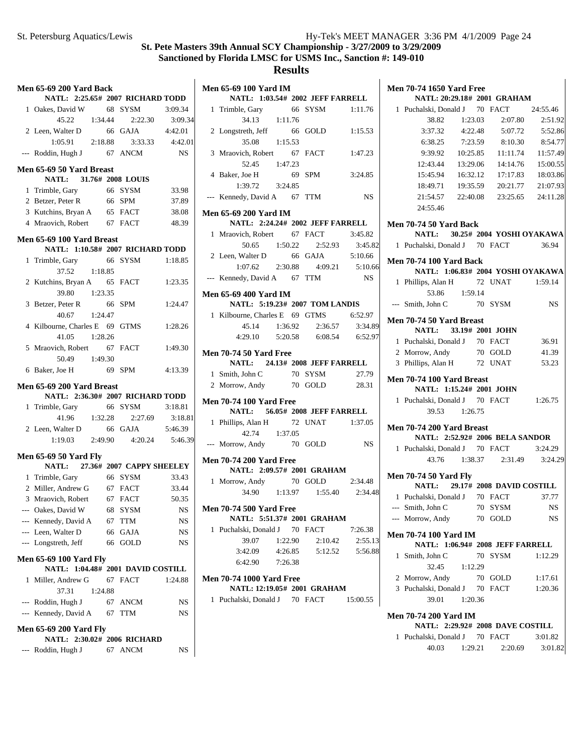**St. Pete Masters 39th Annual SCY Championship - 3/27/2009 to 3/29/2009**

**Sanctioned by Florida LMSC for USMS Inc., Sanction #: 149-010**

## Results

### Men 65-69 200 Yard Back

NATL: 2:25.65# 2007 RICHARD TODD

| Place | Name | Age | Team | Time |
|---|---|---|---|---|
| 1 | Oakes, David W | 68 | SYSM | 3:09.34 |
| | 45.22 | 1:34.44 | 2:22.30 | 3:09.34 |
| 2 | Leen, Walter D | 66 | GAJA | 4:42.01 |
| | 1:05.91 | 2:18.88 | 3:33.33 | 4:42.01 |
| --- | Roddin, Hugh J | 67 | ANCM | NS |

### Men 65-69 50 Yard Breast

NATL: 31.76# 2008 LOUIS

| Place | Name | Age | Team | Time |
|---|---|---|---|---|
| 1 | Trimble, Gary | 66 | SYSM | 33.98 |
| 2 | Betzer, Peter R | 66 | SPM | 37.89 |
| 3 | Kutchins, Bryan A | 65 | FACT | 38.08 |
| 4 | Mraovich, Robert | 67 | FACT | 48.39 |

### Men 65-69 100 Yard Breast

NATL: 1:10.58# 2007 RICHARD TODD

| Place | Name | Age | Team | Time |
|---|---|---|---|---|
| 1 | Trimble, Gary | 66 | SYSM | 1:18.85 |
| | 37.52 | 1:18.85 | | |
| 2 | Kutchins, Bryan A | 65 | FACT | 1:23.35 |
| | 39.80 | 1:23.35 | | |
| 3 | Betzer, Peter R | 66 | SPM | 1:24.47 |
| | 40.67 | 1:24.47 | | |
| 4 | Kilbourne, Charles E | 69 | GTMS | 1:28.26 |
| | 41.05 | 1:28.26 | | |
| 5 | Mraovich, Robert | 67 | FACT | 1:49.30 |
| | 50.49 | 1:49.30 | | |
| 6 | Baker, Joe H | 69 | SPM | 4:13.39 |

### Men 65-69 200 Yard Breast

NATL: 2:36.30# 2007 RICHARD TODD

| Place | Name | Age | Team | Time |
|---|---|---|---|---|
| 1 | Trimble, Gary | 66 | SYSM | 3:18.81 |
| | 41.96 | 1:32.28 | 2:27.69 | 3:18.81 |
| 2 | Leen, Walter D | 66 | GAJA | 5:46.39 |
| | 1:19.03 | 2:49.90 | 4:20.24 | 5:46.39 |

### Men 65-69 50 Yard Fly

NATL: 27.36# 2007 CAPPY SHEELEY

| Place | Name | Age | Team | Time |
|---|---|---|---|---|
| 1 | Trimble, Gary | 66 | SYSM | 33.43 |
| 2 | Miller, Andrew G | 67 | FACT | 33.44 |
| 3 | Mraovich, Robert | 67 | FACT | 50.35 |
| --- | Oakes, David W | 68 | SYSM | NS |
| --- | Kennedy, David A | 67 | TTM | NS |
| --- | Leen, Walter D | 66 | GAJA | NS |
| --- | Longstreth, Jeff | 66 | GOLD | NS |

### Men 65-69 100 Yard Fly

NATL: 1:04.48# 2001 DAVID COSTILL

| Place | Name | Age | Team | Time |
|---|---|---|---|---|
| 1 | Miller, Andrew G | 67 | FACT | 1:24.88 |
| | 37.31 | 1:24.88 | | |
| --- | Roddin, Hugh J | 67 | ANCM | NS |
| --- | Kennedy, David A | 67 | TTM | NS |

### Men 65-69 200 Yard Fly

NATL: 2:30.02# 2006 RICHARD

| Place | Name | Age | Team | Time |
|---|---|---|---|---|
| --- | Roddin, Hugh J | 67 | ANCM | NS |

### Men 65-69 100 Yard IM

NATL: 1:03.54# 2002 JEFF FARRELL

| Place | Name | Age | Team | Time |
|---|---|---|---|---|
| 1 | Trimble, Gary | 66 | SYSM | 1:11.76 |
| | 34.13 | 1:11.76 | | |
| 2 | Longstreth, Jeff | 66 | GOLD | 1:15.53 |
| | 35.08 | 1:15.53 | | |
| 3 | Mraovich, Robert | 67 | FACT | 1:47.23 |
| | 52.45 | 1:47.23 | | |
| 4 | Baker, Joe H | 69 | SPM | 3:24.85 |
| | 1:39.72 | 3:24.85 | | |
| --- | Kennedy, David A | 67 | TTM | NS |

### Men 65-69 200 Yard IM

NATL: 2:24.24# 2002 JEFF FARRELL

| Place | Name | Age | Team | Time |
|---|---|---|---|---|
| 1 | Mraovich, Robert | 67 | FACT | 3:45.82 |
| | 50.65 | 1:50.22 | 2:52.93 | 3:45.82 |
| 2 | Leen, Walter D | 66 | GAJA | 5:10.66 |
| | 1:07.62 | 2:30.88 | 4:09.21 | 5:10.66 |
| --- | Kennedy, David A | 67 | TTM | NS |

### Men 65-69 400 Yard IM

NATL: 5:19.23# 2007 TOM LANDIS

| Place | Name | Age | Team | Time |
|---|---|---|---|---|
| 1 | Kilbourne, Charles E | 69 | GTMS | 6:52.97 |
| | 45.14 | 1:36.92 | 2:36.57 | 3:34.89 |
| | 4:29.10 | 5:20.58 | 6:08.54 | 6:52.97 |

### Men 70-74 50 Yard Free

NATL: 24.13# 2008 JEFF FARRELL

| Place | Name | Age | Team | Time |
|---|---|---|---|---|
| 1 | Smith, John C | 70 | SYSM | 27.79 |
| 2 | Morrow, Andy | 70 | GOLD | 28.31 |

### Men 70-74 100 Yard Free

NATL: 56.05# 2008 JEFF FARRELL

| Place | Name | Age | Team | Time |
|---|---|---|---|---|
| 1 | Phillips, Alan H | 72 | UNAT | 1:37.05 |
| | 42.74 | 1:37.05 | | |
| --- | Morrow, Andy | 70 | GOLD | NS |

### Men 70-74 200 Yard Free

NATL: 2:09.57# 2001 GRAHAM

| Place | Name | Age | Team | Time |
|---|---|---|---|---|
| 1 | Morrow, Andy | 70 | GOLD | 2:34.48 |
| | 34.90 | 1:13.97 | 1:55.40 | 2:34.48 |

### Men 70-74 500 Yard Free

NATL: 5:51.37# 2001 GRAHAM

| Place | Name | Age | Team | Time |
|---|---|---|---|---|
| 1 | Puchalski, Donald J | 70 | FACT | 7:26.38 |
| | 39.07 | 1:22.90 | 2:10.42 | 2:55.13 |
| | 3:42.09 | 4:26.85 | 5:12.52 | 5:56.88 |
| | 6:42.90 | 7:26.38 | | |

### Men 70-74 1000 Yard Free

NATL: 12:19.05# 2001 GRAHAM

| Place | Name | Age | Team | Time |
|---|---|---|---|---|
| 1 | Puchalski, Donald J | 70 | FACT | 15:00.55 |

### Men 70-74 1650 Yard Free

NATL: 20:29.18# 2001 GRAHAM

| Place | Name | Age | Team | Time |
|---|---|---|---|---|
| 1 | Puchalski, Donald J | 70 | FACT | 24:55.46 |
| | 38.82 | 1:23.03 | 2:07.80 | 2:51.92 |
| | 3:37.32 | 4:22.48 | 5:07.72 | 5:52.86 |
| | 6:38.25 | 7:23.59 | 8:10.30 | 8:54.77 |
| | 9:39.92 | 10:25.85 | 11:11.74 | 11:57.49 |
| | 12:43.44 | 13:29.06 | 14:14.76 | 15:00.55 |
| | 15:45.94 | 16:32.12 | 17:17.83 | 18:03.86 |
| | 18:49.71 | 19:35.59 | 20:21.77 | 21:07.93 |
| | 21:54.57 | 22:40.08 | 23:25.65 | 24:11.28 |
| | 24:55.46 | | | |

### Men 70-74 50 Yard Back

NATL: 30.25# 2004 YOSHI OYAKAWA

| Place | Name | Age | Team | Time |
|---|---|---|---|---|
| 1 | Puchalski, Donald J | 70 | FACT | 36.94 |

### Men 70-74 100 Yard Back

NATL: 1:06.83# 2004 YOSHI OYAKAWA

| Place | Name | Age | Team | Time |
|---|---|---|---|---|
| 1 | Phillips, Alan H | 72 | UNAT | 1:59.14 |
| | 53.86 | 1:59.14 | | |
| --- | Smith, John C | 70 | SYSM | NS |

### Men 70-74 50 Yard Breast

NATL: 33.19# 2001 JOHN

| Place | Name | Age | Team | Time |
|---|---|---|---|---|
| 1 | Puchalski, Donald J | 70 | FACT | 36.91 |
| 2 | Morrow, Andy | 70 | GOLD | 41.39 |
| 3 | Phillips, Alan H | 72 | UNAT | 53.23 |

### Men 70-74 100 Yard Breast

NATL: 1:15.24# 2001 JOHN

| Place | Name | Age | Team | Time |
|---|---|---|---|---|
| 1 | Puchalski, Donald J | 70 | FACT | 1:26.75 |
| | 39.53 | 1:26.75 | | |

### Men 70-74 200 Yard Breast

NATL: 2:52.92# 2006 BELA SANDOR

| Place | Name | Age | Team | Time |
|---|---|---|---|---|
| 1 | Puchalski, Donald J | 70 | FACT | 3:24.29 |
| | 43.76 | 1:38.37 | 2:31.49 | 3:24.29 |

### Men 70-74 50 Yard Fly

NATL: 29.17# 2008 DAVID COSTILL

| Place | Name | Age | Team | Time |
|---|---|---|---|---|
| 1 | Puchalski, Donald J | 70 | FACT | 37.77 |
| --- | Smith, John C | 70 | SYSM | NS |
| --- | Morrow, Andy | 70 | GOLD | NS |

### Men 70-74 100 Yard IM

NATL: 1:06.94# 2008 JEFF FARRELL

| Place | Name | Age | Team | Time |
|---|---|---|---|---|
| 1 | Smith, John C | 70 | SYSM | 1:12.29 |
| | 32.45 | 1:12.29 | | |
| 2 | Morrow, Andy | 70 | GOLD | 1:17.61 |
| 3 | Puchalski, Donald J | 70 | FACT | 1:20.36 |
| | 39.01 | 1:20.36 | | |

### Men 70-74 200 Yard IM

NATL: 2:29.92# 2008 DAVE COSTILL

| Place | Name | Age | Team | Time |
|---|---|---|---|---|
| 1 | Puchalski, Donald J | 70 | FACT | 3:01.82 |
| | 40.03 | 1:29.21 | 2:20.69 | 3:01.82 |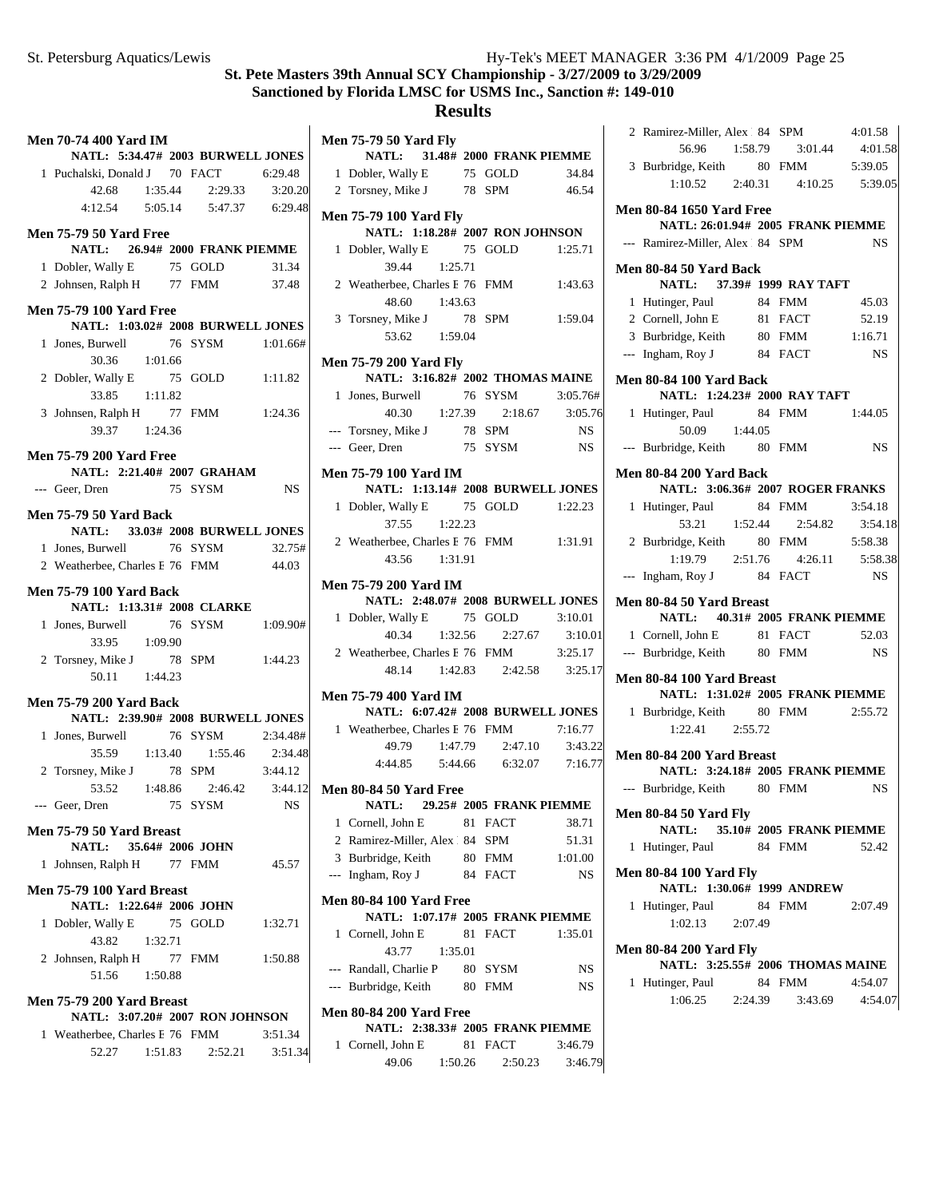# St. Pete Masters 39th Annual SCY Championship - 3/27/2009 to 3/29/2009

## Sanctioned by Florida LMSC for USMS Inc., Sanction #: 149-010

## Results

### Men 70-74 400 Yard IM

NATL: 5:34.47# 2003 BURWELL JONES

1 Puchalski, Donald J 70 FACT 6:29.48
42.68 1:35.44 2:29.33 3:20.20
4:12.54 5:05.14 5:47.37 6:29.48

### Men 75-79 50 Yard Free

NATL: 26.94# 2000 FRANK PIEMME

1 Dobler, Wally E 75 GOLD 31.34
2 Johnsen, Ralph H 77 FMM 37.48

### Men 75-79 100 Yard Free

NATL: 1:03.02# 2008 BURWELL JONES

1 Jones, Burwell 76 SYSM 1:01.66#
30.36 1:01.66
2 Dobler, Wally E 75 GOLD 1:11.82
33.85 1:11.82
3 Johnsen, Ralph H 77 FMM 1:24.36
39.37 1:24.36

### Men 75-79 200 Yard Free

NATL: 2:21.40# 2007 GRAHAM

--- Geer, Dren 75 SYSM NS

### Men 75-79 50 Yard Back

NATL: 33.03# 2008 BURWELL JONES

1 Jones, Burwell 76 SYSM 32.75#
2 Weatherbee, Charles E 76 FMM 44.03

### Men 75-79 100 Yard Back

NATL: 1:13.31# 2008 CLARKE

1 Jones, Burwell 76 SYSM 1:09.90#
33.95 1:09.90
2 Torsney, Mike J 78 SPM 1:44.23
50.11 1:44.23

### Men 75-79 200 Yard Back

NATL: 2:39.90# 2008 BURWELL JONES

1 Jones, Burwell 76 SYSM 2:34.48#
35.59 1:13.40 1:55.46 2:34.48
2 Torsney, Mike J 78 SPM 3:44.12
53.52 1:48.86 2:46.42 3:44.12
--- Geer, Dren 75 SYSM NS

### Men 75-79 50 Yard Breast

NATL: 35.64# 2006 JOHN

1 Johnsen, Ralph H 77 FMM 45.57

### Men 75-79 100 Yard Breast

NATL: 1:22.64# 2006 JOHN

1 Dobler, Wally E 75 GOLD 1:32.71
43.82 1:32.71
2 Johnsen, Ralph H 77 FMM 1:50.88
51.56 1:50.88

### Men 75-79 200 Yard Breast

NATL: 3:07.20# 2007 RON JOHNSON

1 Weatherbee, Charles E 76 FMM 3:51.34
52.27 1:51.83 2:52.21 3:51.34

### Men 75-79 50 Yard Fly

NATL: 31.48# 2000 FRANK PIEMME

1 Dobler, Wally E 75 GOLD 34.84
2 Torsney, Mike J 78 SPM 46.54

### Men 75-79 100 Yard Fly

NATL: 1:18.28# 2007 RON JOHNSON

1 Dobler, Wally E 75 GOLD 1:25.71
39.44 1:25.71
2 Weatherbee, Charles E 76 FMM 1:43.63
48.60 1:43.63
3 Torsney, Mike J 78 SPM 1:59.04
53.62 1:59.04

### Men 75-79 200 Yard Fly

NATL: 3:16.82# 2002 THOMAS MAINE

1 Jones, Burwell 76 SYSM 3:05.76#
40.30 1:27.39 2:18.67 3:05.76
--- Torsney, Mike J 78 SPM NS
--- Geer, Dren 75 SYSM NS

### Men 75-79 100 Yard IM

NATL: 1:13.14# 2008 BURWELL JONES

1 Dobler, Wally E 75 GOLD 1:22.23
37.55 1:22.23
2 Weatherbee, Charles E 76 FMM 1:31.91
43.56 1:31.91

### Men 75-79 200 Yard IM

NATL: 2:48.07# 2008 BURWELL JONES

1 Dobler, Wally E 75 GOLD 3:10.01
40.34 1:32.56 2:27.67 3:10.01
2 Weatherbee, Charles E 76 FMM 3:25.17
48.14 1:42.83 2:42.58 3:25.17

### Men 75-79 400 Yard IM

NATL: 6:07.42# 2008 BURWELL JONES

1 Weatherbee, Charles E 76 FMM 7:16.77
49.79 1:47.79 2:47.10 3:43.22
4:44.85 5:44.66 6:32.07 7:16.77

### Men 80-84 50 Yard Free

NATL: 29.25# 2005 FRANK PIEMME

1 Cornell, John E 81 FACT 38.71
2 Ramirez-Miller, Alex 84 SPM 51.31
3 Burbridge, Keith 80 FMM 1:01.00
--- Ingham, Roy J 84 FACT NS

### Men 80-84 100 Yard Free

NATL: 1:07.17# 2005 FRANK PIEMME

1 Cornell, John E 81 FACT 1:35.01
43.77 1:35.01
--- Randall, Charlie P 80 SYSM NS
--- Burbridge, Keith 80 FMM NS

### Men 80-84 200 Yard Free

NATL: 2:38.33# 2005 FRANK PIEMME

1 Cornell, John E 81 FACT 3:46.79
49.06 1:50.26 2:50.23 3:46.79
2 Ramirez-Miller, Alex 84 SPM 4:01.58
56.96 1:58.79 3:01.44 4:01.58
3 Burbridge, Keith 80 FMM 5:39.05
1:10.52 2:40.31 4:10.25 5:39.05

### Men 80-84 1650 Yard Free

NATL: 26:01.94# 2005 FRANK PIEMME

--- Ramirez-Miller, Alex 84 SPM NS

### Men 80-84 50 Yard Back

NATL: 37.39# 1999 RAY TAFT

1 Hutinger, Paul 84 FMM 45.03
2 Cornell, John E 81 FACT 52.19
3 Burbridge, Keith 80 FMM 1:16.71
--- Ingham, Roy J 84 FACT NS

### Men 80-84 100 Yard Back

NATL: 1:24.23# 2000 RAY TAFT

1 Hutinger, Paul 84 FMM 1:44.05
50.09 1:44.05
--- Burbridge, Keith 80 FMM NS

### Men 80-84 200 Yard Back

NATL: 3:06.36# 2007 ROGER FRANKS

1 Hutinger, Paul 84 FMM 3:54.18
53.21 1:52.44 2:54.82 3:54.18
2 Burbridge, Keith 80 FMM 5:58.38
1:19.79 2:51.76 4:26.11 5:58.38
--- Ingham, Roy J 84 FACT NS

### Men 80-84 50 Yard Breast

NATL: 40.31# 2005 FRANK PIEMME

1 Cornell, John E 81 FACT 52.03
--- Burbridge, Keith 80 FMM NS

### Men 80-84 100 Yard Breast

NATL: 1:31.02# 2005 FRANK PIEMME

1 Burbridge, Keith 80 FMM 2:55.72
1:22.41 2:55.72

### Men 80-84 200 Yard Breast

NATL: 3:24.18# 2005 FRANK PIEMME

--- Burbridge, Keith 80 FMM NS

### Men 80-84 50 Yard Fly

NATL: 35.10# 2005 FRANK PIEMME

1 Hutinger, Paul 84 FMM 52.42

### Men 80-84 100 Yard Fly

NATL: 1:30.06# 1999 ANDREW

1 Hutinger, Paul 84 FMM 2:07.49
1:02.13 2:07.49

### Men 80-84 200 Yard Fly

NATL: 3:25.55# 2006 THOMAS MAINE

1 Hutinger, Paul 84 FMM 4:54.07
1:06.25 2:24.39 3:43.69 4:54.07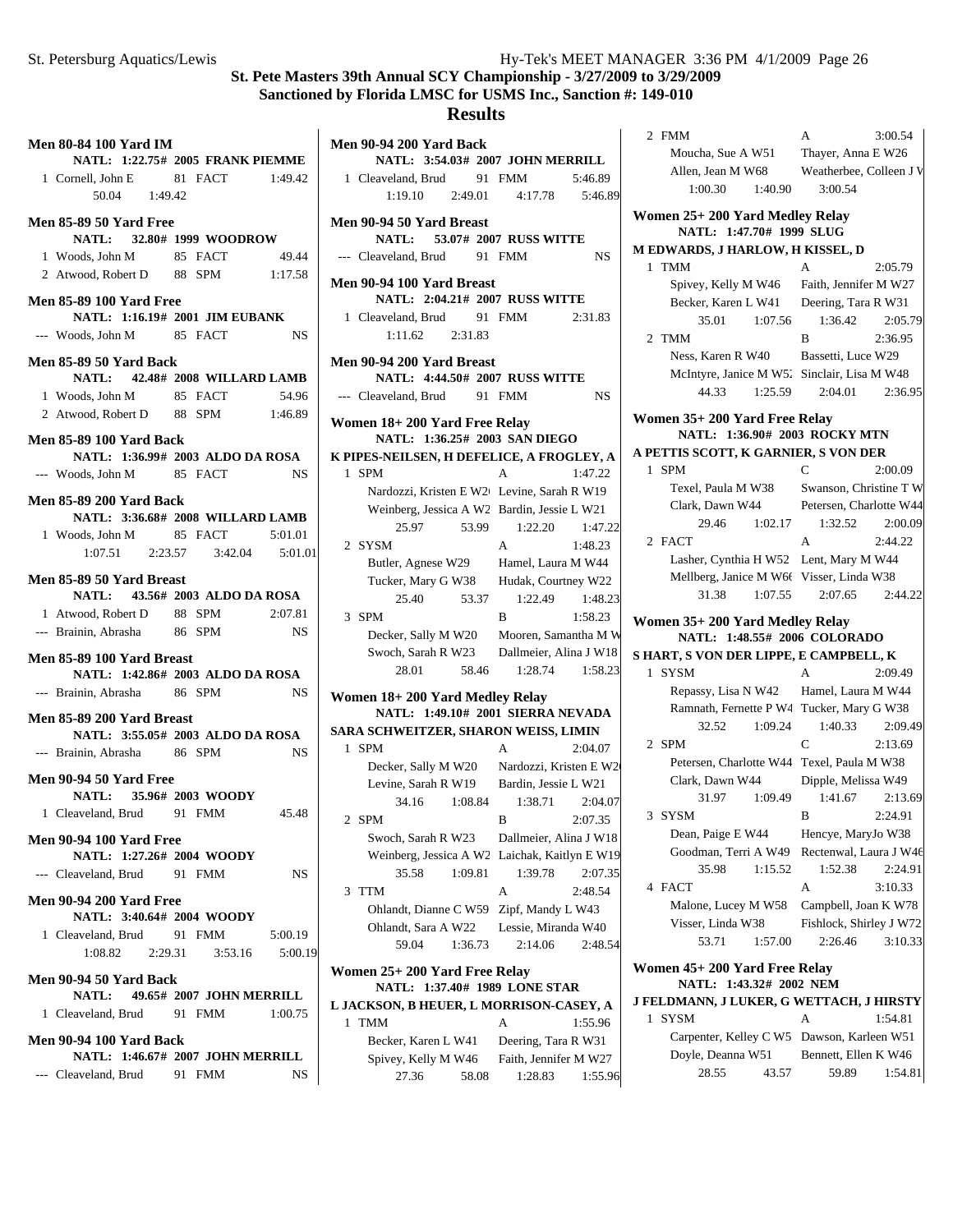# St. Pete Masters 39th Annual SCY Championship - 3/27/2009 to 3/29/2009

## Sanctioned by Florida LMSC for USMS Inc., Sanction #: 149-010

## Results

**Men 80-84 100 Yard IM**
NATL: 1:22.75# 2005 FRANK PIEMME

1 Cornell, John E 81 FACT 1:49.42
 50.04 1:49.42

**Men 85-89 50 Yard Free**
NATL: 32.80# 1999 WOODROW

1 Woods, John M 85 FACT 49.44
2 Atwood, Robert D 88 SPM 1:17.58

**Men 85-89 100 Yard Free**
NATL: 1:16.19# 2001 JIM EUBANK

--- Woods, John M 85 FACT NS

**Men 85-89 50 Yard Back**
NATL: 42.48# 2008 WILLARD LAMB

1 Woods, John M 85 FACT 54.96
2 Atwood, Robert D 88 SPM 1:46.89

**Men 85-89 100 Yard Back**
NATL: 1:36.99# 2003 ALDO DA ROSA

--- Woods, John M 85 FACT NS

**Men 85-89 200 Yard Back**
NATL: 3:36.68# 2008 WILLARD LAMB

1 Woods, John M 85 FACT 5:01.01
 1:07.51 2:23.57 3:42.04 5:01.01

**Men 85-89 50 Yard Breast**
NATL: 43.56# 2003 ALDO DA ROSA

1 Atwood, Robert D 88 SPM 2:07.81
--- Brainin, Abrasha 86 SPM NS

**Men 85-89 100 Yard Breast**
NATL: 1:42.86# 2003 ALDO DA ROSA

--- Brainin, Abrasha 86 SPM NS

**Men 85-89 200 Yard Breast**
NATL: 3:55.05# 2003 ALDO DA ROSA

--- Brainin, Abrasha 86 SPM NS

**Men 90-94 50 Yard Free**
NATL: 35.96# 2003 WOODY

1 Cleaveland, Brud 91 FMM 45.48

**Men 90-94 100 Yard Free**
NATL: 1:27.26# 2004 WOODY

--- Cleaveland, Brud 91 FMM NS

**Men 90-94 200 Yard Free**
NATL: 3:40.64# 2004 WOODY

1 Cleaveland, Brud 91 FMM 5:00.19
 1:08.82 2:29.31 3:53.16 5:00.19

**Men 90-94 50 Yard Back**
NATL: 49.65# 2007 JOHN MERRILL

1 Cleaveland, Brud 91 FMM 1:00.75

**Men 90-94 100 Yard Back**
NATL: 1:46.67# 2007 JOHN MERRILL

--- Cleaveland, Brud 91 FMM NS

**Men 90-94 200 Yard Back**
NATL: 3:54.03# 2007 JOHN MERRILL

1 Cleaveland, Brud 91 FMM 5:46.89
 1:19.10 2:49.01 4:17.78 5:46.89

**Men 90-94 50 Yard Breast**
NATL: 53.07# 2007 RUSS WITTE

--- Cleaveland, Brud 91 FMM NS

**Men 90-94 100 Yard Breast**
NATL: 2:04.21# 2007 RUSS WITTE

1 Cleaveland, Brud 91 FMM 2:31.83
 1:11.62 2:31.83

**Men 90-94 200 Yard Breast**
NATL: 4:44.50# 2007 RUSS WITTE

--- Cleaveland, Brud 91 FMM NS

**Women 18+ 200 Yard Free Relay**
NATL: 1:36.25# 2003 SAN DIEGO
K PIPES-NEILSEN, H DEFELICE, A FROGLEY, A

1 SPM A 1:47.22
 Nardozzi, Kristen E W2( Levine, Sarah R W19
 Weinberg, Jessica A W2 Bardin, Jessie L W21
 25.97 53.99 1:22.20 1:47.22
2 SYSM A 1:48.23
 Butler, Agnese W29 Hamel, Laura M W44
 Tucker, Mary G W38 Hudak, Courtney W22
 25.40 53.37 1:22.49 1:48.23
3 SPM B 1:58.23
 Decker, Sally M W20 Mooren, Samantha M W
 Swoch, Sarah R W23 Dallmeier, Alina J W18
 28.01 58.46 1:28.74 1:58.23

**Women 18+ 200 Yard Medley Relay**
NATL: 1:49.10# 2001 SIERRA NEVADA
SARA SCHWEITZER, SHARON WEISS, LIMIN

1 SPM A 2:04.07
 Decker, Sally M W20 Nardozzi, Kristen E W2(
 Levine, Sarah R W19 Bardin, Jessie L W21
 34.16 1:08.84 1:38.71 2:04.07
2 SPM B 2:07.35
 Swoch, Sarah R W23 Dallmeier, Alina J W18
 Weinberg, Jessica A W2 Laichak, Kaitlyn E W19
 35.58 1:09.81 1:39.78 2:07.35
3 TTM A 2:48.54
 Ohlandt, Dianne C W59 Zipf, Mandy L W43
 Ohlandt, Sara A W22 Lessie, Miranda W40
 59.04 1:36.73 2:14.06 2:48.54

**Women 25+ 200 Yard Free Relay**
NATL: 1:37.40# 1989 LONE STAR
L JACKSON, B HEUER, L MORRISON-CASEY, A

1 TMM A 1:55.96
 Becker, Karen L W41 Deering, Tara R W31
 Spivey, Kelly M W46 Faith, Jennifer M W27
 27.36 58.08 1:28.83 1:55.96
2 FMM A 3:00.54
 Moucha, Sue A W51 Thayer, Anna E W26
 Allen, Jean M W68 Weatherbee, Colleen J V
 1:00.30 1:40.90 3:00.54

**Women 25+ 200 Yard Medley Relay**
NATL: 1:47.70# 1999 SLUG
M EDWARDS, J HARLOW, H KISSEL, D

1 TMM A 2:05.79
 Spivey, Kelly M W46 Faith, Jennifer M W27
 Becker, Karen L W41 Deering, Tara R W31
 35.01 1:07.56 1:36.42 2:05.79
2 TMM B 2:36.95
 Ness, Karen R W40 Bassetti, Luce W29
 McIntyre, Janice M W5: Sinclair, Lisa M W48
 44.33 1:25.59 2:04.01 2:36.95

**Women 35+ 200 Yard Free Relay**
NATL: 1:36.90# 2003 ROCKY MTN
A PETTIS SCOTT, K GARNIER, S VON DER

1 SPM C 2:00.09
 Texel, Paula M W38 Swanson, Christine T W
 Clark, Dawn W44 Petersen, Charlotte W44
 29.46 1:02.17 1:32.52 2:00.09
2 FACT A 2:44.22
 Lasher, Cynthia H W52 Lent, Mary M W44
 Mellberg, Janice M W6( Visser, Linda W38
 31.38 1:07.55 2:07.65 2:44.22

**Women 35+ 200 Yard Medley Relay**
NATL: 1:48.55# 2006 COLORADO
S HART, S VON DER LIPPE, E CAMPBELL, K

1 SYSM A 2:09.49
 Repassy, Lisa N W42 Hamel, Laura M W44
 Ramnath, Fernette P W4 Tucker, Mary G W38
 32.52 1:09.24 1:40.33 2:09.49
2 SPM C 2:13.69
 Petersen, Charlotte W44 Texel, Paula M W38
 Clark, Dawn W44 Dipple, Melissa W49
 31.97 1:09.49 1:41.67 2:13.69
3 SYSM B 2:24.91
 Dean, Paige E W44 Hencye, MaryJo W38
 Goodman, Terri A W49 Rectenwal, Laura J W46
 35.98 1:15.52 1:52.38 2:24.91
4 FACT A 3:10.33
 Malone, Lucey M W58 Campbell, Joan K W78
 Visser, Linda W38 Fishlock, Shirley J W72
 53.71 1:57.00 2:26.46 3:10.33

**Women 45+ 200 Yard Free Relay**
NATL: 1:43.32# 2002 NEM
J FELDMANN, J LUKER, G WETTACH, J HIRSTY

1 SYSM A 1:54.81
 Carpenter, Kelley C W5 Dawson, Karleen W51
 Doyle, Deanna W51 Bennett, Ellen K W46
 28.55 43.57 59.89 1:54.81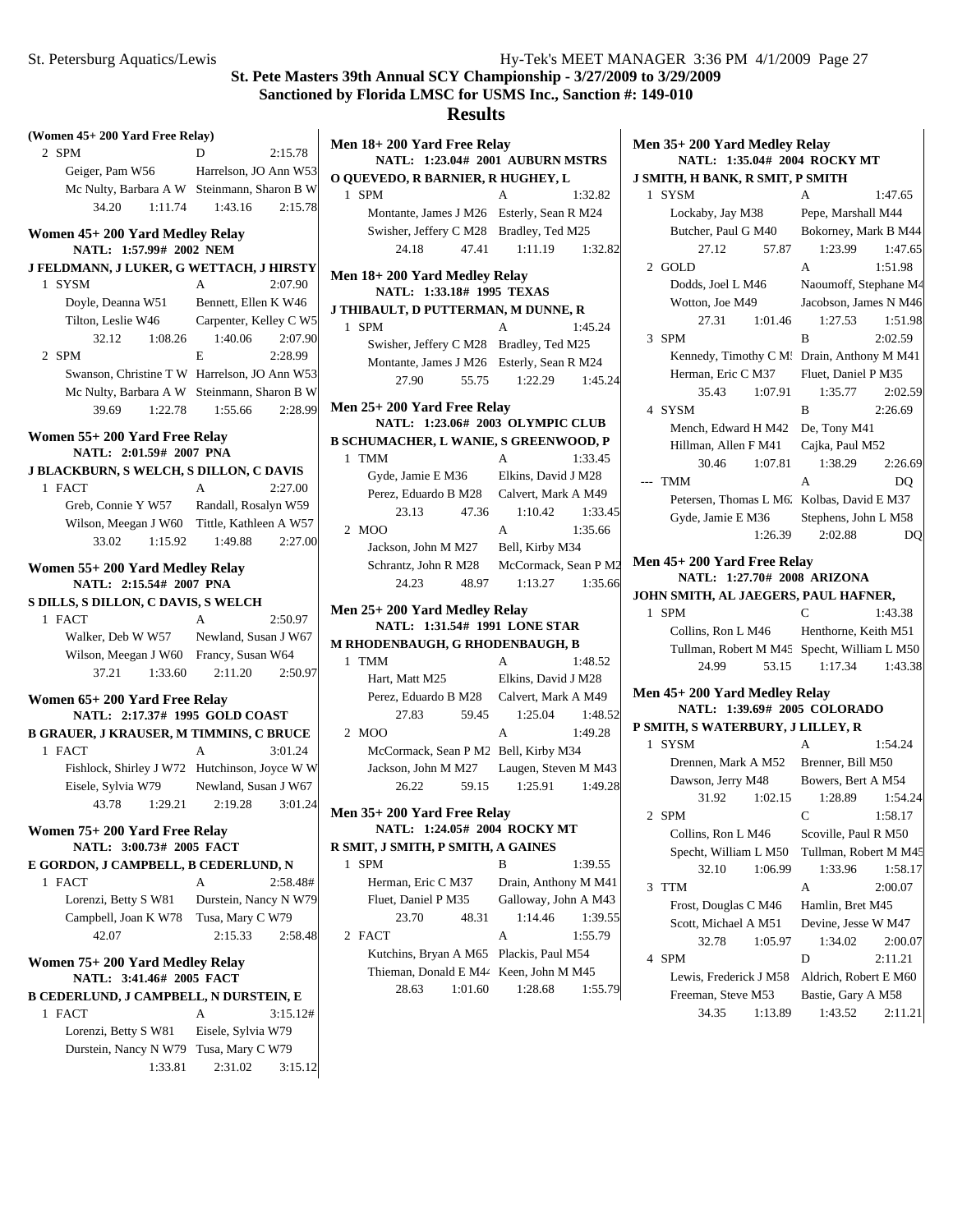## St. Pete Masters 39th Annual SCY Championship - 3/27/2009 to 3/29/2009

### Sanctioned by Florida LMSC for USMS Inc., Sanction #: 149-010

## Results

**(Women 45+ 200 Yard Free Relay)**

2 SPM — D — 2:15.78
Geiger, Pam W56 — Harrelson, JO Ann W53
Mc Nulty, Barbara A W — Steinmann, Sharon B W
34.20 1:11.74 1:43.16 2:15.78

**Women 45+ 200 Yard Medley Relay**
NATL: 1:57.99# 2002 NEM
J FELDMANN, J LUKER, G WETTACH, J HIRSTY

1 SYSM — A — 2:07.90
Doyle, Deanna W51 — Bennett, Ellen K W46
Tilton, Leslie W46 — Carpenter, Kelley C W5
32.12 1:08.26 1:40.06 2:07.90

2 SPM — E — 2:28.99
Swanson, Christine T W — Harrelson, JO Ann W53
Mc Nulty, Barbara A W — Steinmann, Sharon B W
39.69 1:22.78 1:55.66 2:28.99

**Women 55+ 200 Yard Free Relay**
NATL: 2:01.59# 2007 PNA
J BLACKBURN, S WELCH, S DILLON, C DAVIS

1 FACT — A — 2:27.00
Greb, Connie Y W57 — Randall, Rosalyn W59
Wilson, Meegan J W60 — Tittle, Kathleen A W57
33.02 1:15.92 1:49.88 2:27.00

**Women 55+ 200 Yard Medley Relay**
NATL: 2:15.54# 2007 PNA
S DILLS, S DILLON, C DAVIS, S WELCH

1 FACT — A — 2:50.97
Walker, Deb W W57 — Newland, Susan J W67
Wilson, Meegan J W60 — Francy, Susan W64
37.21 1:33.60 2:11.20 2:50.97

**Women 65+ 200 Yard Free Relay**
NATL: 2:17.37# 1995 GOLD COAST
B GRAUER, J KRAUSER, M TIMMINS, C BRUCE

1 FACT — A — 3:01.24
Fishlock, Shirley J W72 — Hutchinson, Joyce W W
Eisele, Sylvia W79 — Newland, Susan J W67
43.78 1:29.21 2:19.28 3:01.24

**Women 75+ 200 Yard Free Relay**
NATL: 3:00.73# 2005 FACT
E GORDON, J CAMPBELL, B CEDERLUND, N

1 FACT — A — 2:58.48#
Lorenzi, Betty S W81 — Durstein, Nancy N W79
Campbell, Joan K W78 — Tusa, Mary C W79
42.07 2:15.33 2:58.48

**Women 75+ 200 Yard Medley Relay**
NATL: 3:41.46# 2005 FACT
B CEDERLUND, J CAMPBELL, N DURSTEIN, E

1 FACT — A — 3:15.12#
Lorenzi, Betty S W81 — Eisele, Sylvia W79
Durstein, Nancy N W79 — Tusa, Mary C W79
1:33.81 2:31.02 3:15.12

**Men 18+ 200 Yard Free Relay**
NATL: 1:23.04# 2001 AUBURN MSTRS
O QUEVEDO, R BARNIER, R HUGHEY, L

1 SPM — A — 1:32.82
Montante, James J M26 — Esterly, Sean R M24
Swisher, Jeffery C M28 — Bradley, Ted M25
24.18 47.41 1:11.19 1:32.82

**Men 18+ 200 Yard Medley Relay**
NATL: 1:33.18# 1995 TEXAS
J THIBAULT, D PUTTERMAN, M DUNNE, R

1 SPM — A — 1:45.24
Swisher, Jeffery C M28 — Bradley, Ted M25
Montante, James J M26 — Esterly, Sean R M24
27.90 55.75 1:22.29 1:45.24

**Men 25+ 200 Yard Free Relay**
NATL: 1:23.06# 2003 OLYMPIC CLUB
B SCHUMACHER, L WANIE, S GREENWOOD, P

1 TMM — A — 1:33.45
Gyde, Jamie E M36 — Elkins, David J M28
Perez, Eduardo B M28 — Calvert, Mark A M49
23.13 47.36 1:10.42 1:33.45

2 MOO — A — 1:35.66
Jackson, John M M27 — Bell, Kirby M34
Schrantz, John R M28 — McCormack, Sean P M2
24.23 48.97 1:13.27 1:35.66

**Men 25+ 200 Yard Medley Relay**
NATL: 1:31.54# 1991 LONE STAR
M RHODENBAUGH, G RHODENBAUGH, B

1 TMM — A — 1:48.52
Hart, Matt M25 — Elkins, David J M28
Perez, Eduardo B M28 — Calvert, Mark A M49
27.83 59.45 1:25.04 1:48.52

2 MOO — A — 1:49.28
McCormack, Sean P M2 — Bell, Kirby M34
Jackson, John M M27 — Laugen, Steven M M43
26.22 59.15 1:25.91 1:49.28

**Men 35+ 200 Yard Free Relay**
NATL: 1:24.05# 2004 ROCKY MT
R SMIT, J SMITH, P SMITH, A GAINES

1 SPM — B — 1:39.55
Herman, Eric C M37 — Drain, Anthony M M41
Fluet, Daniel P M35 — Galloway, John A M43
23.70 48.31 1:14.46 1:39.55

2 FACT — A — 1:55.79
Kutchins, Bryan A M65 — Plackis, Paul M54
Thieman, Donald E M4 — Keen, John M M45
28.63 1:01.60 1:28.68 1:55.79

**Men 35+ 200 Yard Medley Relay**
NATL: 1:35.04# 2004 ROCKY MT
J SMITH, H BANK, R SMIT, P SMITH

1 SYSM — A — 1:47.65
Lockaby, Jay M38 — Pepe, Marshall M44
Butcher, Paul G M40 — Bokorney, Mark B M44
27.12 57.87 1:23.99 1:47.65

2 GOLD — A — 1:51.98
Dodds, Joel L M46 — Naoumoff, Stephane M4
Wotton, Joe M49 — Jacobson, James N M46
27.31 1:01.46 1:27.53 1:51.98

3 SPM — B — 2:02.59
Kennedy, Timothy C M — Drain, Anthony M M41
Herman, Eric C M37 — Fluet, Daniel P M35
35.43 1:07.91 1:35.77 2:02.59

4 SYSM — B — 2:26.69
Mench, Edward H M42 — De, Tony M41
Hillman, Allen F M41 — Cajka, Paul M52
30.46 1:07.81 1:38.29 2:26.69

--- TMM — A — DQ
Petersen, Thomas L M6 — Kolbas, David E M37
Gyde, Jamie E M36 — Stephens, John L M58
1:26.39 2:02.88 DQ

**Men 45+ 200 Yard Free Relay**
NATL: 1:27.70# 2008 ARIZONA
JOHN SMITH, AL JAEGERS, PAUL HAFNER,

1 SPM — C — 1:43.38
Collins, Ron L M46 — Henthorne, Keith M51
Tullman, Robert M M45 — Specht, William L M50
24.99 53.15 1:17.34 1:43.38

**Men 45+ 200 Yard Medley Relay**
NATL: 1:39.69# 2005 COLORADO
P SMITH, S WATERBURY, J LILLEY, R

1 SYSM — A — 1:54.24
Drennen, Mark A M52 — Brenner, Bill M50
Dawson, Jerry M48 — Bowers, Bert A M54
31.92 1:02.15 1:28.89 1:54.24

2 SPM — C — 1:58.17
Collins, Ron L M46 — Scoville, Paul R M50
Specht, William L M50 — Tullman, Robert M M45
32.10 1:06.99 1:33.96 1:58.17

3 TTM — A — 2:00.07
Frost, Douglas C M46 — Hamlin, Bret M45
Scott, Michael A M51 — Devine, Jesse W M47
32.78 1:05.97 1:34.02 2:00.07

4 SPM — D — 2:11.21
Lewis, Frederick J M58 — Aldrich, Robert E M60
Freeman, Steve M53 — Bastie, Gary A M58
34.35 1:13.89 1:43.52 2:11.21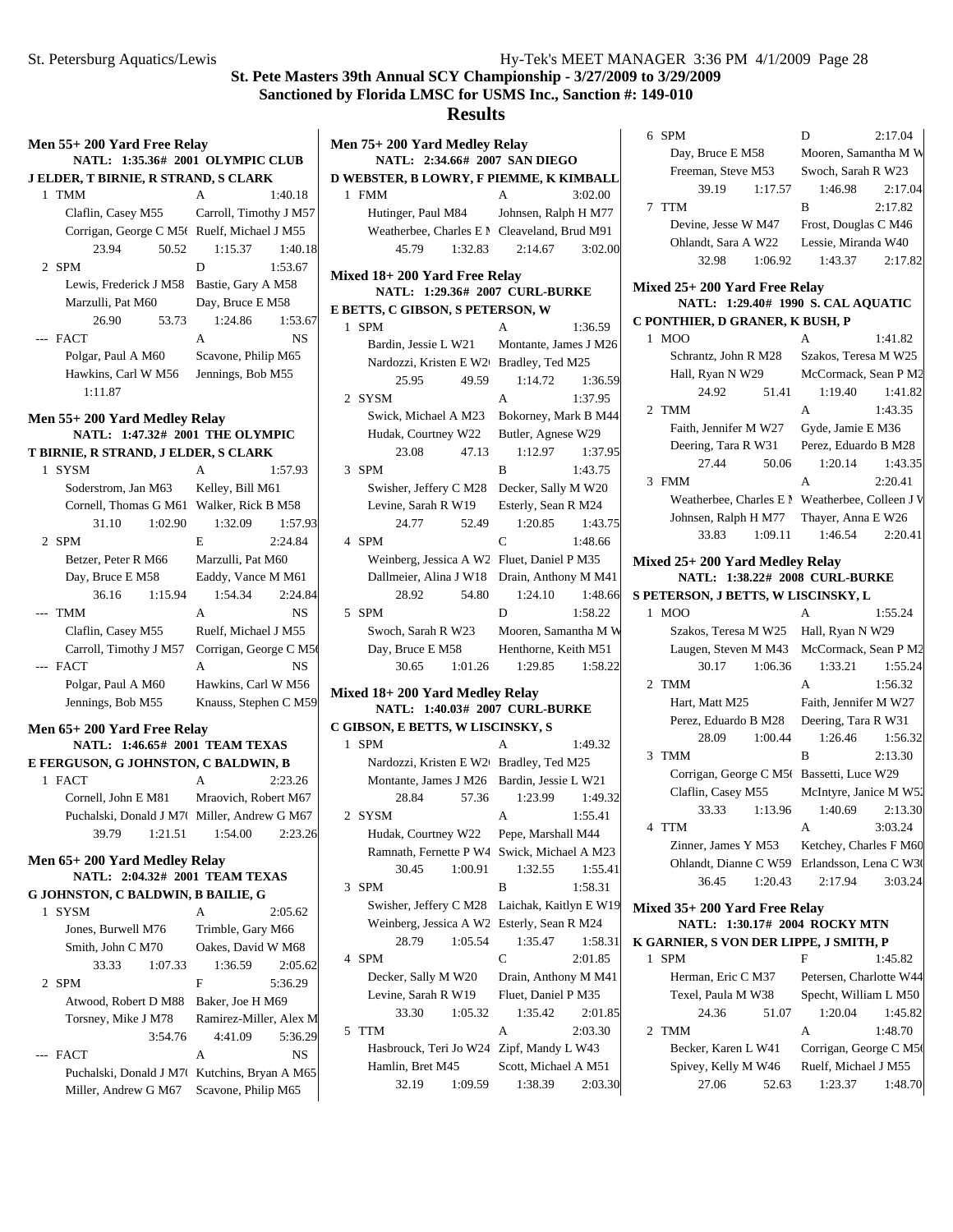**St. Pete Masters 39th Annual SCY Championship - 3/27/2009 to 3/29/2009**
**Sanctioned by Florida LMSC for USMS Inc., Sanction #: 149-010**

## Results

### Men 55+ 200 Yard Free Relay
NATL: 1:35.36# 2001 OLYMPIC CLUB
J ELDER, T BIRNIE, R STRAND, S CLARK

1 TMM — A — 1:40.18
Claflin, Casey M55; Carroll, Timothy J M57; Corrigan, George C M56; Ruelf, Michael J M55
23.94 50.52 1:15.37 1:40.18

2 SPM — D — 1:53.67
Lewis, Frederick J M58; Bastie, Gary A M58; Marzulli, Pat M60; Day, Bruce E M58
26.90 53.73 1:24.86 1:53.67

--- FACT — A — NS
Polgar, Paul A M60; Scavone, Philip M65; Hawkins, Carl W M56; Jennings, Bob M55
1:11.87

### Men 55+ 200 Yard Medley Relay
NATL: 1:47.32# 2001 THE OLYMPIC
T BIRNIE, R STRAND, J ELDER, S CLARK

1 SYSM — A — 1:57.93
Soderstrom, Jan M63; Kelley, Bill M61; Cornell, Thomas G M61; Walker, Rick B M58
31.10 1:02.90 1:32.09 1:57.93

2 SPM — E — 2:24.84
Betzer, Peter R M66; Marzulli, Pat M60; Day, Bruce E M58; Eaddy, Vance M M61
36.16 1:15.94 1:54.34 2:24.84

--- TMM — A — NS
Claflin, Casey M55; Ruelf, Michael J M55; Carroll, Timothy J M57; Corrigan, George C M56

--- FACT — A — NS
Polgar, Paul A M60; Hawkins, Carl W M56; Jennings, Bob M55; Knauss, Stephen C M59

### Men 65+ 200 Yard Free Relay
NATL: 1:46.65# 2001 TEAM TEXAS
E FERGUSON, G JOHNSTON, C BALDWIN, B

1 FACT — A — 2:23.26
Cornell, John E M81; Mraovich, Robert M67; Puchalski, Donald J M70; Miller, Andrew G M67
39.79 1:21.51 1:54.00 2:23.26

### Men 65+ 200 Yard Medley Relay
NATL: 2:04.32# 2001 TEAM TEXAS
G JOHNSTON, C BALDWIN, B BAILIE, G

1 SYSM — A — 2:05.62
Jones, Burwell M76; Trimble, Gary M66; Smith, John C M70; Oakes, David W M68
33.33 1:07.33 1:36.59 2:05.62

2 SPM — F — 5:36.29
Atwood, Robert D M88; Baker, Joe H M69; Torsney, Mike J M78; Ramirez-Miller, Alex M
3:54.76 4:41.09 5:36.29

--- FACT — A — NS
Puchalski, Donald J M70; Kutchins, Bryan A M65; Miller, Andrew G M67; Scavone, Philip M65

### Men 75+ 200 Yard Medley Relay
NATL: 2:34.66# 2007 SAN DIEGO
D WEBSTER, B LOWRY, F PIEMME, K KIMBALL

1 FMM — A — 3:02.00
Hutinger, Paul M84; Johnsen, Ralph H M77; Weatherbee, Charles E M; Cleaveland, Brud M91
45.79 1:32.83 2:14.67 3:02.00

### Mixed 18+ 200 Yard Free Relay
NATL: 1:29.36# 2007 CURL-BURKE
E BETTS, C GIBSON, S PETERSON, W

1 SPM — A — 1:36.59
Bardin, Jessie L W21; Montante, James J M26; Nardozzi, Kristen E W2; Bradley, Ted M25
25.95 49.59 1:14.72 1:36.59

2 SYSM — A — 1:37.95
Swick, Michael A M23; Bokorney, Mark B M44; Hudak, Courtney W22; Butler, Agnese W29
23.08 47.13 1:12.97 1:37.95

3 SPM — B — 1:43.75
Swisher, Jeffery C M28; Decker, Sally M W20; Levine, Sarah R W19; Esterly, Sean R M24
24.77 52.49 1:20.85 1:43.75

4 SPM — C — 1:48.66
Weinberg, Jessica A W2; Fluet, Daniel P M35; Dallmeier, Alina J W18; Drain, Anthony M M41
28.92 54.80 1:24.10 1:48.66

5 SPM — D — 1:58.22
Swoch, Sarah R W23; Mooren, Samantha M W; Day, Bruce E M58; Henthorne, Keith M51
30.65 1:01.26 1:29.85 1:58.22

### Mixed 18+ 200 Yard Medley Relay
NATL: 1:40.03# 2007 CURL-BURKE
C GIBSON, E BETTS, W LISCINSKY, S

1 SPM — A — 1:49.32
Nardozzi, Kristen E W2; Bradley, Ted M25; Montante, James J M26; Bardin, Jessie L W21
28.84 57.36 1:23.99 1:49.32

2 SYSM — A — 1:55.41
Hudak, Courtney W22; Pepe, Marshall M44; Ramnath, Fernette P W4; Swick, Michael A M23
30.45 1:00.91 1:32.55 1:55.41

3 SPM — B — 1:58.31
Swisher, Jeffery C M28; Laichak, Kaitlyn E W19; Weinberg, Jessica A W2; Esterly, Sean R M24
28.79 1:05.54 1:35.47 1:58.31

4 SPM — C — 2:01.85
Decker, Sally M W20; Drain, Anthony M M41; Levine, Sarah R W19; Fluet, Daniel P M35
33.30 1:05.32 1:35.42 2:01.85

5 TTM — A — 2:03.30
Hasbrouck, Teri Jo W24; Zipf, Mandy L W43; Hamlin, Bret M45; Scott, Michael A M51
32.19 1:09.59 1:38.39 2:03.30

6 SPM — D — 2:17.04
Day, Bruce E M58; Mooren, Samantha M W; Freeman, Steve M53; Swoch, Sarah R W23
39.19 1:17.57 1:46.98 2:17.04

7 TTM — B — 2:17.82
Devine, Jesse W M47; Frost, Douglas C M46; Ohlandt, Sara A W22; Lessie, Miranda W40
32.98 1:06.92 1:43.37 2:17.82

### Mixed 25+ 200 Yard Free Relay
NATL: 1:29.40# 1990 S. CAL AQUATIC
C PONTHIER, D GRANER, K BUSH, P

1 MOO — A — 1:41.82
Schrantz, John R M28; Szakos, Teresa M W25; Hall, Ryan N W29; McCormack, Sean P M2
24.92 51.41 1:19.40 1:41.82

2 TMM — A — 1:43.35
Faith, Jennifer M W27; Gyde, Jamie E M36; Deering, Tara R W31; Perez, Eduardo B M28
27.44 50.06 1:20.14 1:43.35

3 FMM — A — 2:20.41
Weatherbee, Charles E M; Weatherbee, Colleen J W; Johnsen, Ralph H M77; Thayer, Anna E W26
33.83 1:09.11 1:46.54 2:20.41

### Mixed 25+ 200 Yard Medley Relay
NATL: 1:38.22# 2008 CURL-BURKE
S PETERSON, J BETTS, W LISCINSKY, L

1 MOO — A — 1:55.24
Szakos, Teresa M W25; Hall, Ryan N W29; Laugen, Steven M M43; McCormack, Sean P M2
30.17 1:06.36 1:33.21 1:55.24

2 TMM — A — 1:56.32
Hart, Matt M25; Faith, Jennifer M W27; Perez, Eduardo B M28; Deering, Tara R W31
28.09 1:00.44 1:26.46 1:56.32

3 TMM — B — 2:13.30
Corrigan, George C M56; Bassetti, Luce W29; Claflin, Casey M55; McIntyre, Janice M W52
33.33 1:13.96 1:40.69 2:13.30

4 TTM — A — 3:03.24
Zinner, James Y M53; Ketchey, Charles F M60; Ohlandt, Dianne C W59; Erlandsson, Lena C W30
36.45 1:20.43 2:17.94 3:03.24

### Mixed 35+ 200 Yard Free Relay
NATL: 1:30.17# 2004 ROCKY MTN
K GARNIER, S VON DER LIPPE, J SMITH, P

1 SPM — F — 1:45.82
Herman, Eric C M37; Petersen, Charlotte W44; Texel, Paula M W38; Specht, William L M50
24.36 51.07 1:20.04 1:45.82

2 TMM — A — 1:48.70
Becker, Karen L W41; Corrigan, George C M56; Spivey, Kelly M W46; Ruelf, Michael J M55
27.06 52.63 1:23.37 1:48.70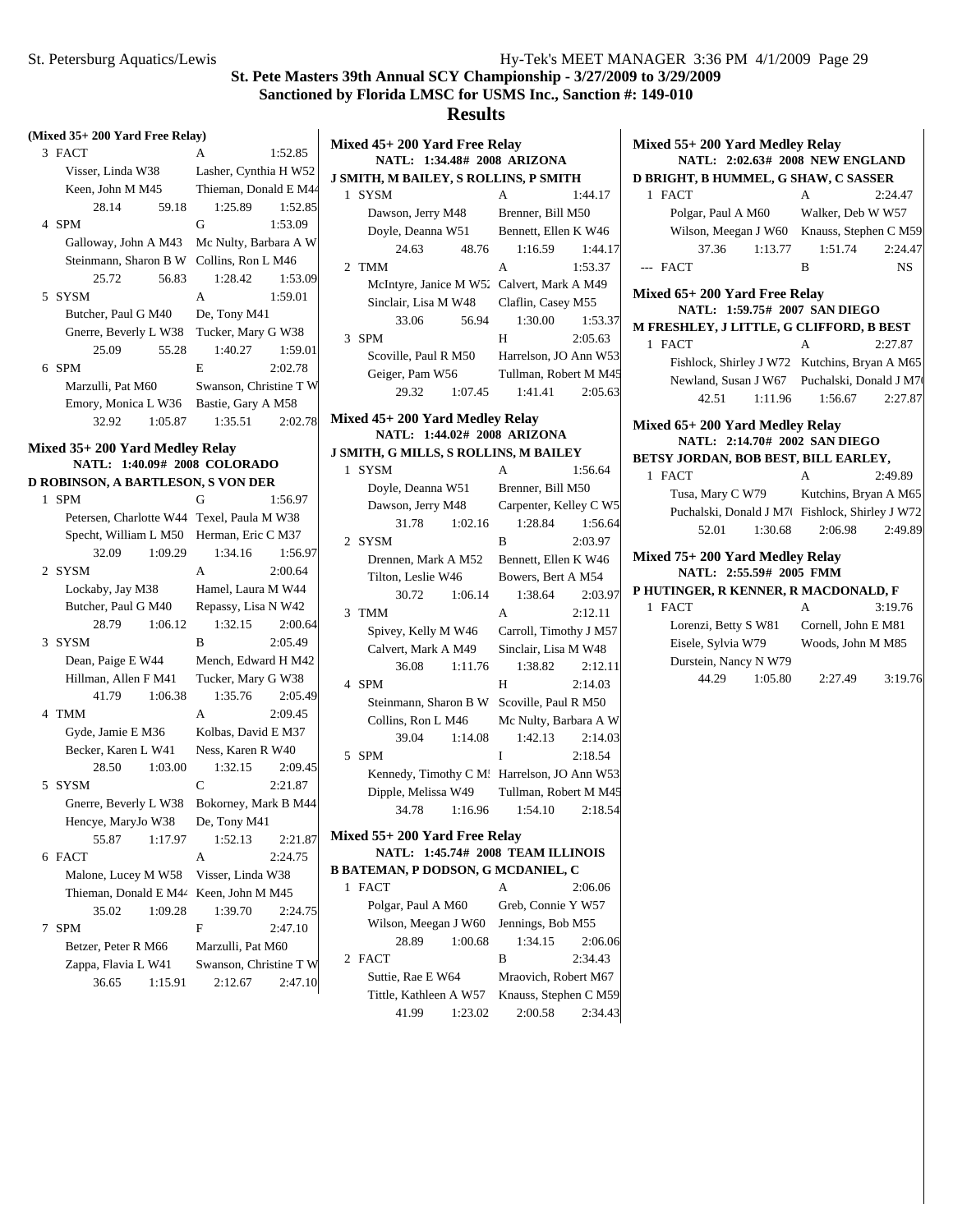# St. Pete Masters 39th Annual SCY Championship - 3/27/2009 to 3/29/2009

## Sanctioned by Florida LMSC for USMS Inc., Sanction #: 149-010

## Results

**(Mixed 35+ 200 Yard Free Relay)**

3 FACT A 1:52.85
Visser, Linda W38 — Lasher, Cynthia H W52
Keen, John M M45 — Thieman, Donald E M44
28.14 59.18 1:25.89 1:52.85

4 SPM G 1:53.09
Galloway, John A M43 — Mc Nulty, Barbara A W
Steinmann, Sharon B W — Collins, Ron L M46
25.72 56.83 1:28.42 1:53.09

5 SYSM A 1:59.01
Butcher, Paul G M40 — De, Tony M41
Gnerre, Beverly L W38 — Tucker, Mary G W38
25.09 55.28 1:40.27 1:59.01

6 SPM E 2:02.78
Marzulli, Pat M60 — Swanson, Christine T W
Emory, Monica L W36 — Bastie, Gary A M58
32.92 1:05.87 1:35.51 2:02.78

### Mixed 35+ 200 Yard Medley Relay

NATL: 1:40.09# 2008 COLORADO
D ROBINSON, A BARTLESON, S VON DER

1 SPM G 1:56.97
Petersen, Charlotte W44 — Texel, Paula M W38
Specht, William L M50 — Herman, Eric C M37
32.09 1:09.29 1:34.16 1:56.97

2 SYSM A 2:00.64
Lockaby, Jay M38 — Hamel, Laura M W44
Butcher, Paul G M40 — Repassy, Lisa N W42
28.79 1:06.12 1:32.15 2:00.64

3 SYSM B 2:05.49
Dean, Paige E W44 — Mench, Edward H M42
Hillman, Allen F M41 — Tucker, Mary G W38
41.79 1:06.38 1:35.76 2:05.49

4 TMM A 2:09.45
Gyde, Jamie E M36 — Kolbas, David E M37
Becker, Karen L W41 — Ness, Karen R W40
28.50 1:03.00 1:32.15 2:09.45

5 SYSM C 2:21.87
Gnerre, Beverly L W38 — Bokorney, Mark B M44
Hencye, MaryJo W38 — De, Tony M41
55.87 1:17.97 1:52.13 2:21.87

6 FACT A 2:24.75
Malone, Lucey M W58 — Visser, Linda W38
Thieman, Donald E M44 — Keen, John M M45
35.02 1:09.28 1:39.70 2:24.75

7 SPM F 2:47.10
Betzer, Peter R M66 — Marzulli, Pat M60
Zappa, Flavia L W41 — Swanson, Christine T W
36.65 1:15.91 2:12.67 2:47.10

### Mixed 45+ 200 Yard Free Relay

NATL: 1:34.48# 2008 ARIZONA
J SMITH, M BAILEY, S ROLLINS, P SMITH

1 SYSM A 1:44.17
Dawson, Jerry M48 — Brenner, Bill M50
Doyle, Deanna W51 — Bennett, Ellen K W46
24.63 48.76 1:16.59 1:44.17

2 TMM A 1:53.37
McIntyre, Janice M W52 — Calvert, Mark A M49
Sinclair, Lisa M W48 — Claflin, Casey M55
33.06 56.94 1:30.00 1:53.37

3 SPM H 2:05.63
Scoville, Paul R M50 — Harrelson, JO Ann W53
Geiger, Pam W56 — Tullman, Robert M M45
29.32 1:07.45 1:41.41 2:05.63

### Mixed 45+ 200 Yard Medley Relay

NATL: 1:44.02# 2008 ARIZONA
J SMITH, G MILLS, S ROLLINS, M BAILEY

1 SYSM A 1:56.64
Doyle, Deanna W51 — Brenner, Bill M50
Dawson, Jerry M48 — Carpenter, Kelley C W5
31.78 1:02.16 1:28.84 1:56.64

2 SYSM B 2:03.97
Drennen, Mark A M52 — Bennett, Ellen K W46
Tilton, Leslie W46 — Bowers, Bert A M54
30.72 1:06.14 1:38.64 2:03.97

3 TMM A 2:12.11
Spivey, Kelly M W46 — Carroll, Timothy J M57
Calvert, Mark A M49 — Sinclair, Lisa M W48
36.08 1:11.76 1:38.82 2:12.11

4 SPM H 2:14.03
Steinmann, Sharon B W — Scoville, Paul R M50
Collins, Ron L M46 — Mc Nulty, Barbara A W
39.04 1:14.08 1:42.13 2:14.03

5 SPM I 2:18.54
Kennedy, Timothy C M5 — Harrelson, JO Ann W53
Dipple, Melissa W49 — Tullman, Robert M M45
34.78 1:16.96 1:54.10 2:18.54

### Mixed 55+ 200 Yard Free Relay

NATL: 1:45.74# 2008 TEAM ILLINOIS
B BATEMAN, P DODSON, G MCDANIEL, C

1 FACT A 2:06.06
Polgar, Paul A M60 — Greb, Connie Y W57
Wilson, Meegan J W60 — Jennings, Bob M55
28.89 1:00.68 1:34.15 2:06.06

2 FACT B 2:34.43
Suttie, Rae E W64 — Mraovich, Robert M67
Tittle, Kathleen A W57 — Knauss, Stephen C M59
41.99 1:23.02 2:00.58 2:34.43

### Mixed 55+ 200 Yard Medley Relay

NATL: 2:02.63# 2008 NEW ENGLAND
D BRIGHT, B HUMMEL, G SHAW, C SASSER

1 FACT A 2:24.47
Polgar, Paul A M60 — Walker, Deb W W57
Wilson, Meegan J W60 — Knauss, Stephen C M59
37.36 1:13.77 1:51.74 2:24.47

--- FACT B NS

### Mixed 65+ 200 Yard Free Relay

NATL: 1:59.75# 2007 SAN DIEGO
M FRESHLEY, J LITTLE, G CLIFFORD, B BEST

1 FACT A 2:27.87
Fishlock, Shirley J W72 — Kutchins, Bryan A M65
Newland, Susan J W67 — Puchalski, Donald J M70
42.51 1:11.96 1:56.67 2:27.87

### Mixed 65+ 200 Yard Medley Relay

NATL: 2:14.70# 2002 SAN DIEGO
BETSY JORDAN, BOB BEST, BILL EARLEY,

1 FACT A 2:49.89
Tusa, Mary C W79 — Kutchins, Bryan A M65
Puchalski, Donald J M70 — Fishlock, Shirley J W72
52.01 1:30.68 2:06.98 2:49.89

### Mixed 75+ 200 Yard Medley Relay

NATL: 2:55.59# 2005 FMM
P HUTINGER, R KENNER, R MACDONALD, F

1 FACT A 3:19.76
Lorenzi, Betty S W81 — Cornell, John E M81
Eisele, Sylvia W79 — Woods, John M M85
Durstein, Nancy N W79
44.29 1:05.80 2:27.49 3:19.76